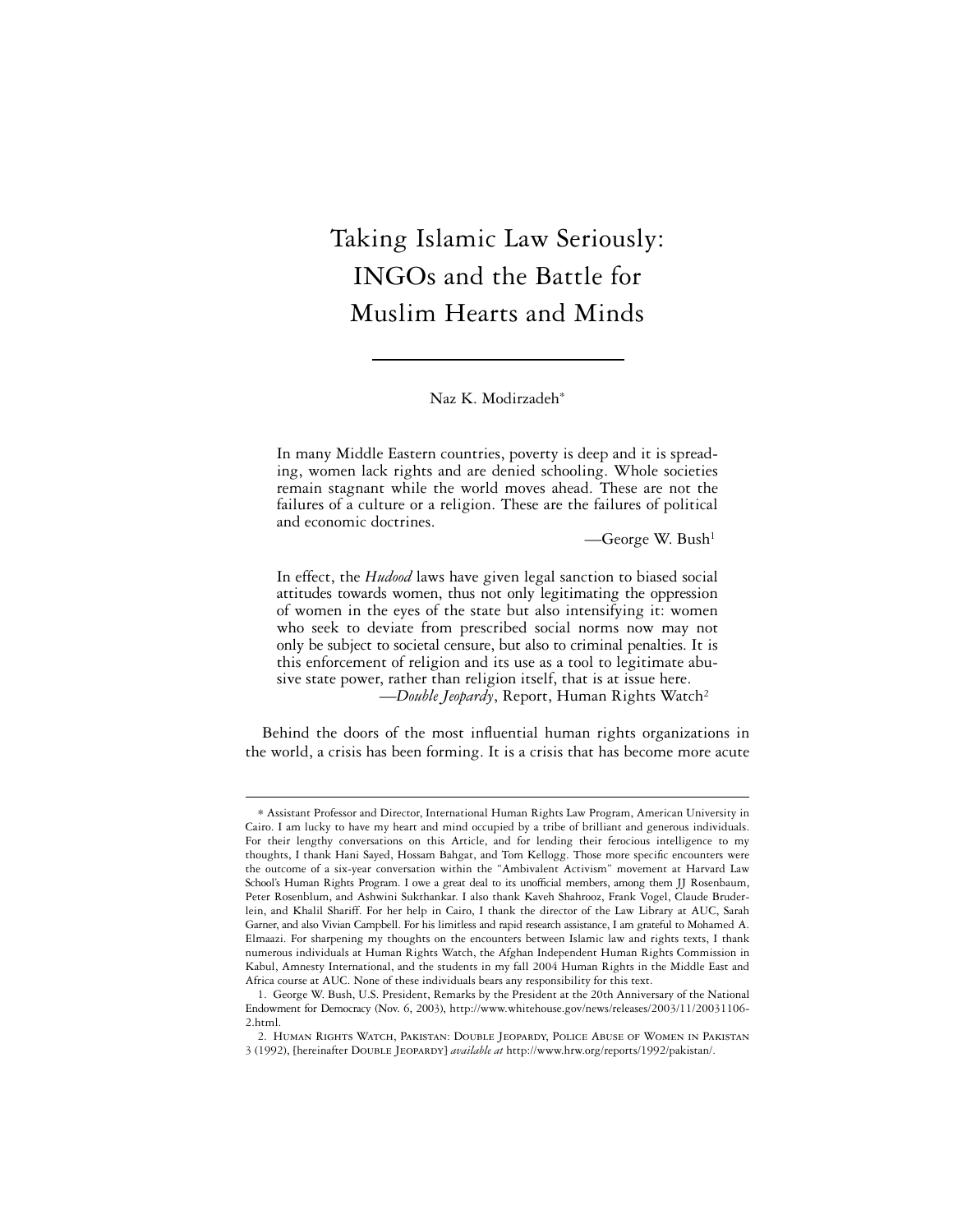# Taking Islamic Law Seriously: INGOs and the Battle for Muslim Hearts and Minds

Naz K. Modirzadeh*

> In many Middle Eastern countries, poverty is deep and it is spreading, women lack rights and are denied schooling. Whole societies remain stagnant while the world moves ahead. These are not the failures of a culture or a religion. These are the failures of political and economic doctrines.
>
> —George W. Bush[1]

> In effect, the *Hudood* laws have given legal sanction to biased social attitudes towards women, thus not only legitimating the oppression of women in the eyes of the state but also intensifying it: women who seek to deviate from prescribed social norms now may not only be subject to societal censure, but also to criminal penalties. It is this enforcement of religion and its use as a tool to legitimate abusive state power, rather than religion itself, that is at issue here.
>
> —*Double Jeopardy*, Report, Human Rights Watch[2]

Behind the doors of the most influential human rights organizations in the world, a crisis has been forming. It is a crisis that has become more acute

---

\* Assistant Professor and Director, International Human Rights Law Program, American University in Cairo. I am lucky to have my heart and mind occupied by a tribe of brilliant and generous individuals. For their lengthy conversations on this Article, and for lending their ferocious intelligence to my thoughts, I thank Hani Sayed, Hossam Bahgat, and Tom Kellogg. Those more specific encounters were the outcome of a six-year conversation within the "Ambivalent Activism" movement at Harvard Law School's Human Rights Program. I owe a great deal to its unofficial members, among them JJ Rosenbaum, Peter Rosenblum, and Ashwini Sukthankar. I also thank Kaveh Shahrooz, Frank Vogel, Claude Bruderlein, and Khalil Shariff. For her help in Cairo, I thank the director of the Law Library at AUC, Sarah Garner, and also Vivian Campbell. For his limitless and rapid research assistance, I am grateful to Mohamed A. Elmaazi. For sharpening my thoughts on the encounters between Islamic law and rights texts, I thank numerous individuals at Human Rights Watch, the Afghan Independent Human Rights Commission in Kabul, Amnesty International, and the students in my fall 2004 Human Rights in the Middle East and Africa course at AUC. None of these individuals bears any responsibility for this text.

1. George W. Bush, U.S. President, Remarks by the President at the 20th Anniversary of the National Endowment for Democracy (Nov. 6, 2003), http://www.whitehouse.gov/news/releases/2003/11/20031106-2.html.

2. Human Rights Watch, Pakistan: Double Jeopardy, Police Abuse of Women in Pakistan 3 (1992), [hereinafter Double Jeopardy] *available at* http://www.hrw.org/reports/1992/pakistan/.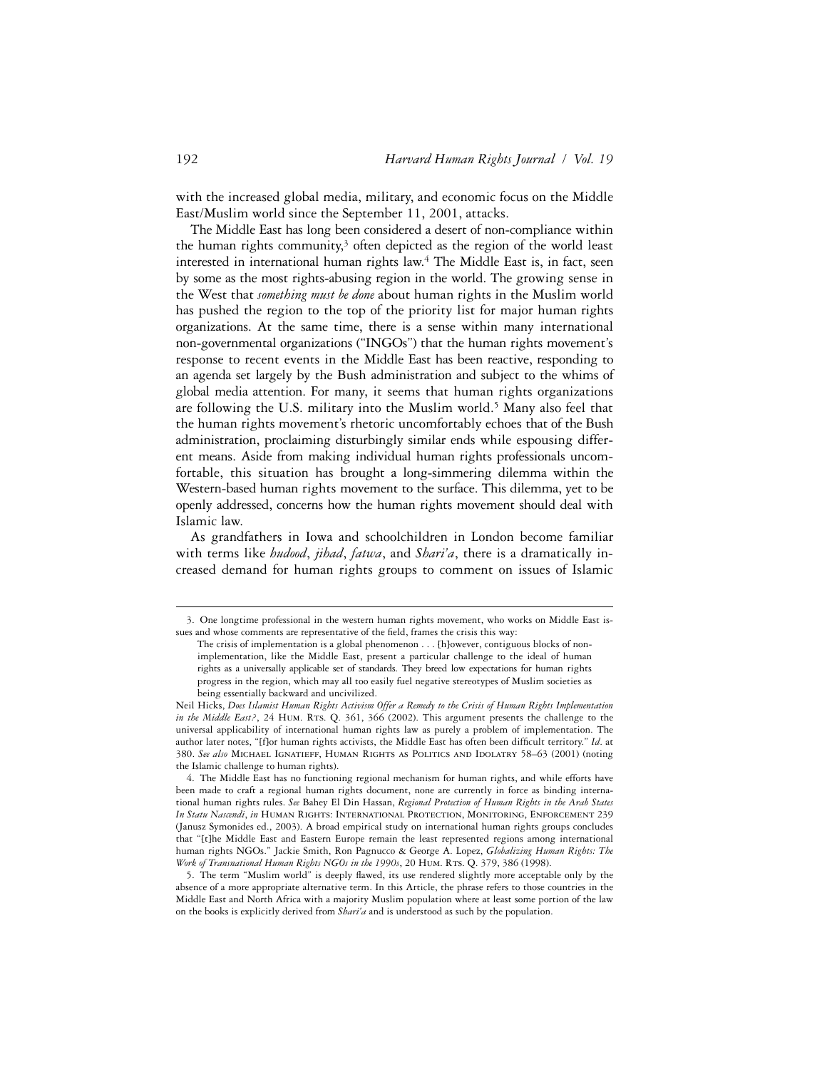with the increased global media, military, and economic focus on the Middle East/Muslim world since the September 11, 2001, attacks.

The Middle East has long been considered a desert of non-compliance within the human rights community,[3] often depicted as the region of the world least interested in international human rights law.[4] The Middle East is, in fact, seen by some as the most rights-abusing region in the world. The growing sense in the West that *something must be done* about human rights in the Muslim world has pushed the region to the top of the priority list for major human rights organizations. At the same time, there is a sense within many international non-governmental organizations ("INGOs") that the human rights movement's response to recent events in the Middle East has been reactive, responding to an agenda set largely by the Bush administration and subject to the whims of global media attention. For many, it seems that human rights organizations are following the U.S. military into the Muslim world.[5] Many also feel that the human rights movement's rhetoric uncomfortably echoes that of the Bush administration, proclaiming disturbingly similar ends while espousing different means. Aside from making individual human rights professionals uncomfortable, this situation has brought a long-simmering dilemma within the Western-based human rights movement to the surface. This dilemma, yet to be openly addressed, concerns how the human rights movement should deal with Islamic law.

As grandfathers in Iowa and schoolchildren in London become familiar with terms like *hudood*, *jihad*, *fatwa*, and *Shari'a*, there is a dramatically increased demand for human rights groups to comment on issues of Islamic

---

3. One longtime professional in the western human rights movement, who works on Middle East issues and whose comments are representative of the field, frames the crisis this way:

> The crisis of implementation is a global phenomenon . . . [h]owever, contiguous blocks of non-implementation, like the Middle East, present a particular challenge to the ideal of human rights as a universally applicable set of standards. They breed low expectations for human rights progress in the region, which may all too easily fuel negative stereotypes of Muslim societies as being essentially backward and uncivilized.

Neil Hicks, *Does Islamist Human Rights Activism Offer a Remedy to the Crisis of Human Rights Implementation in the Middle East?*, 24 Hum. Rts. Q. 361, 366 (2002). This argument presents the challenge to the universal applicability of international human rights law as purely a problem of implementation. The author later notes, "[f]or human rights activists, the Middle East has often been difficult territory." *Id*. at 380. *See also* Michael Ignatieff, Human Rights as Politics and Idolatry 58–63 (2001) (noting the Islamic challenge to human rights).

4. The Middle East has no functioning regional mechanism for human rights, and while efforts have been made to craft a regional human rights document, none are currently in force as binding international human rights rules. *See* Bahey El Din Hassan, *Regional Protection of Human Rights in the Arab States In Statu Nascendi*, *in* Human Rights: International Protection, Monitoring, Enforcement 239 (Janusz Symonides ed., 2003). A broad empirical study on international human rights groups concludes that "[t]he Middle East and Eastern Europe remain the least represented regions among international human rights NGOs." Jackie Smith, Ron Pagnucco & George A. Lopez, *Globalizing Human Rights: The Work of Transnational Human Rights NGOs in the 1990s*, 20 Hum. Rts. Q. 379, 386 (1998).

5. The term "Muslim world" is deeply flawed, its use rendered slightly more acceptable only by the absence of a more appropriate alternative term. In this Article, the phrase refers to those countries in the Middle East and North Africa with a majority Muslim population where at least some portion of the law on the books is explicitly derived from *Shari'a* and is understood as such by the population.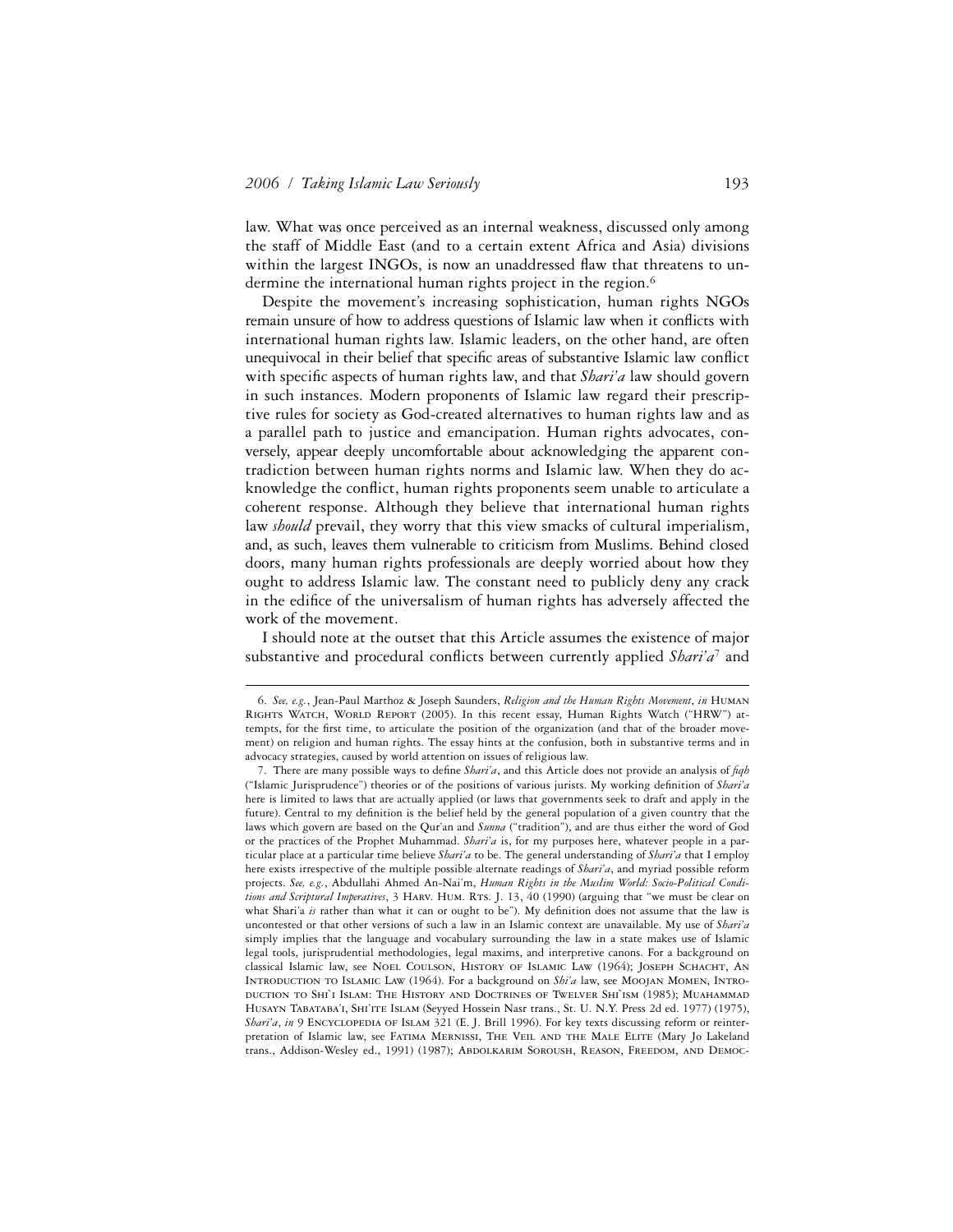law. What was once perceived as an internal weakness, discussed only among the staff of Middle East (and to a certain extent Africa and Asia) divisions within the largest INGOs, is now an unaddressed flaw that threatens to undermine the international human rights project in the region.[6]

Despite the movement's increasing sophistication, human rights NGOs remain unsure of how to address questions of Islamic law when it conflicts with international human rights law. Islamic leaders, on the other hand, are often unequivocal in their belief that specific areas of substantive Islamic law conflict with specific aspects of human rights law, and that *Shari'a* law should govern in such instances. Modern proponents of Islamic law regard their prescriptive rules for society as God-created alternatives to human rights law and as a parallel path to justice and emancipation. Human rights advocates, conversely, appear deeply uncomfortable about acknowledging the apparent contradiction between human rights norms and Islamic law. When they do acknowledge the conflict, human rights proponents seem unable to articulate a coherent response. Although they believe that international human rights law *should* prevail, they worry that this view smacks of cultural imperialism, and, as such, leaves them vulnerable to criticism from Muslims. Behind closed doors, many human rights professionals are deeply worried about how they ought to address Islamic law. The constant need to publicly deny any crack in the edifice of the universalism of human rights has adversely affected the work of the movement.

I should note at the outset that this Article assumes the existence of major substantive and procedural conflicts between currently applied *Shari'a*[7] and

---

6. *See, e.g.*, Jean-Paul Marthoz & Joseph Saunders, *Religion and the Human Rights Movement*, *in* Human Rights Watch, World Report (2005). In this recent essay, Human Rights Watch ("HRW") attempts, for the first time, to articulate the position of the organization (and that of the broader movement) on religion and human rights. The essay hints at the confusion, both in substantive terms and in advocacy strategies, caused by world attention on issues of religious law.

7. There are many possible ways to define *Shari'a*, and this Article does not provide an analysis of *fiqh* ("Islamic Jurisprudence") theories or of the positions of various jurists. My working definition of *Shari'a* here is limited to laws that are actually applied (or laws that governments seek to draft and apply in the future). Central to my definition is the belief held by the general population of a given country that the laws which govern are based on the Qur'an and *Sunna* ("tradition"), and are thus either the word of God or the practices of the Prophet Muhammad. *Shari'a* is, for my purposes here, whatever people in a particular place at a particular time believe *Shari'a* to be. The general understanding of *Shari'a* that I employ here exists irrespective of the multiple possible alternate readings of *Shari'a*, and myriad possible reform projects. *See, e.g.*, Abdullahi Ahmed An-Nai'm, *Human Rights in the Muslim World: Socio-Political Conditions and Scriptural Imperatives*, 3 Harv. Hum. Rts. J. 13, 40 (1990) (arguing that "we must be clear on what Shari'a *is* rather than what it can or ought to be"). My definition does not assume that the law is uncontested or that other versions of such a law in an Islamic context are unavailable. My use of *Shari'a* simply implies that the language and vocabulary surrounding the law in a state makes use of Islamic legal tools, jurisprudential methodologies, legal maxims, and interpretive canons. For a background on classical Islamic law, see Noel Coulson, History of Islamic Law (1964); Joseph Schacht, An Introduction to Islamic Law (1964). For a background on *Shi'a* law, see Moojan Momen, Introduction to Shi`i Islam: The History and Doctrines of Twelver Shi`ism (1985); Muahammad Husayn Tabataba'i, Shi'ite Islam (Seyyed Hossein Nasr trans., St. U. N.Y. Press 2d ed. 1977) (1975), *Shari'a*, *in* 9 Encyclopedia of Islam 321 (E. J. Brill 1996). For key texts discussing reform or reinterpretation of Islamic law, see Fatima Mernissi, The Veil and the Male Elite (Mary Jo Lakeland trans., Addison-Wesley ed., 1991) (1987); Abdolkarim Soroush, Reason, Freedom, and Democ-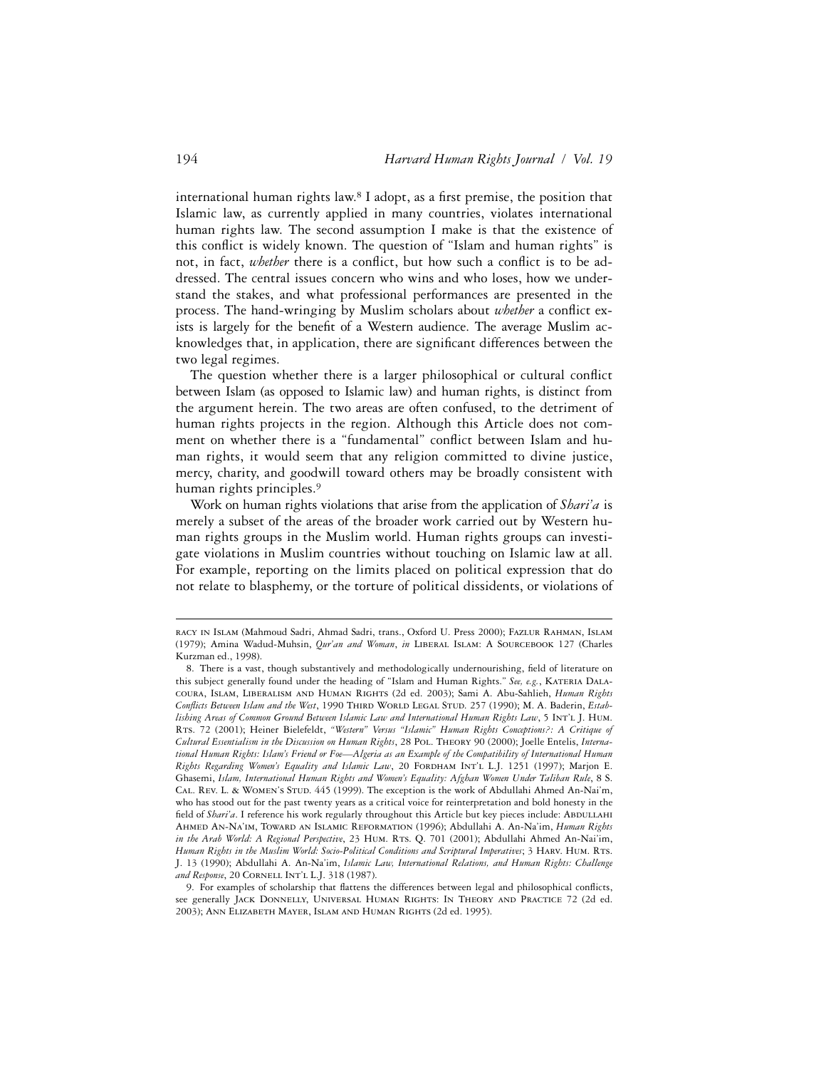international human rights law.[8] I adopt, as a first premise, the position that Islamic law, as currently applied in many countries, violates international human rights law. The second assumption I make is that the existence of this conflict is widely known. The question of "Islam and human rights" is not, in fact, *whether* there is a conflict, but how such a conflict is to be addressed. The central issues concern who wins and who loses, how we understand the stakes, and what professional performances are presented in the process. The hand-wringing by Muslim scholars about *whether* a conflict exists is largely for the benefit of a Western audience. The average Muslim acknowledges that, in application, there are significant differences between the two legal regimes.

The question whether there is a larger philosophical or cultural conflict between Islam (as opposed to Islamic law) and human rights, is distinct from the argument herein. The two areas are often confused, to the detriment of human rights projects in the region. Although this Article does not comment on whether there is a "fundamental" conflict between Islam and human rights, it would seem that any religion committed to divine justice, mercy, charity, and goodwill toward others may be broadly consistent with human rights principles.[9]

Work on human rights violations that arise from the application of *Shari'a* is merely a subset of the areas of the broader work carried out by Western human rights groups in the Muslim world. Human rights groups can investigate violations in Muslim countries without touching on Islamic law at all. For example, reporting on the limits placed on political expression that do not relate to blasphemy, or the torture of political dissidents, or violations of

---

racy in Islam (Mahmoud Sadri, Ahmad Sadri, trans., Oxford U. Press 2000); Fazlur Rahman, Islam (1979); Amina Wadud-Muhsin, *Qur'an and Woman*, *in* Liberal Islam: A Sourcebook 127 (Charles Kurzman ed., 1998).

8. There is a vast, though substantively and methodologically undernourishing, field of literature on this subject generally found under the heading of "Islam and Human Rights." *See, e.g.*, Kateria Dalacoura, Islam, Liberalism and Human Rights (2d ed. 2003); Sami A. Abu-Sahlieh, *Human Rights Conflicts Between Islam and the West*, 1990 Third World Legal Stud. 257 (1990); M. A. Baderin, *Establishing Areas of Common Ground Between Islamic Law and International Human Rights Law*, 5 Int'l J. Hum. Rts. 72 (2001); Heiner Bielefeldt, *"Western" Versus "Islamic" Human Rights Conceptions?: A Critique of Cultural Essentialism in the Discussion on Human Rights*, 28 Pol. Theory 90 (2000); Joelle Entelis, *International Human Rights: Islam's Friend or Foe—Algeria as an Example of the Compatibility of International Human Rights Regarding Women's Equality and Islamic Law*, 20 Fordham Int'l L.J. 1251 (1997); Marjon E. Ghasemi, *Islam, International Human Rights and Women's Equality: Afghan Women Under Taliban Rule*, 8 S. Cal. Rev. L. & Women's Stud. 445 (1999). The exception is the work of Abdullahi Ahmed An-Nai'm, who has stood out for the past twenty years as a critical voice for reinterpretation and bold honesty in the field of *Shari'a*. I reference his work regularly throughout this Article but key pieces include: Abdullahi Ahmed An-Na'im, Toward an Islamic Reformation (1996); Abdullahi A. An-Na'im, *Human Rights in the Arab World: A Regional Perspective*, 23 Hum. Rts. Q. 701 (2001); Abdullahi Ahmed An-Nai'im, *Human Rights in the Muslim World: Socio-Political Conditions and Scriptural Imperatives*; 3 Harv. Hum. Rts. J. 13 (1990); Abdullahi A. An-Na'im, *Islamic Law, International Relations, and Human Rights: Challenge and Response*, 20 Cornell Int'l L.J. 318 (1987).

9. For examples of scholarship that flattens the differences between legal and philosophical conflicts, see generally Jack Donnelly, Universal Human Rights: In Theory and Practice 72 (2d ed. 2003); Ann Elizabeth Mayer, Islam and Human Rights (2d ed. 1995).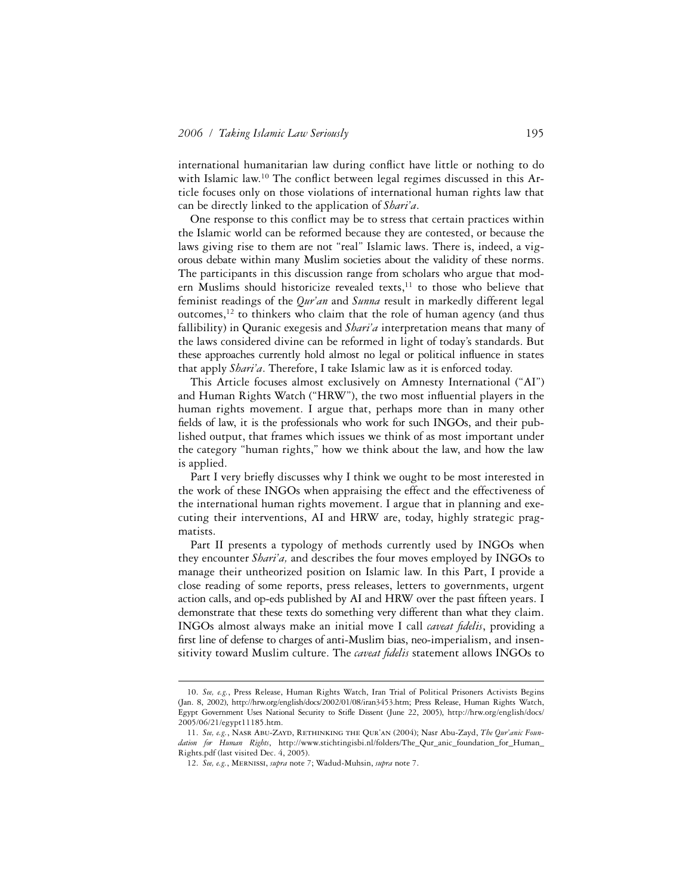international humanitarian law during conflict have little or nothing to do with Islamic law.[10] The conflict between legal regimes discussed in this Article focuses only on those violations of international human rights law that can be directly linked to the application of *Shari'a*.

One response to this conflict may be to stress that certain practices within the Islamic world can be reformed because they are contested, or because the laws giving rise to them are not "real" Islamic laws. There is, indeed, a vigorous debate within many Muslim societies about the validity of these norms. The participants in this discussion range from scholars who argue that modern Muslims should historicize revealed texts,[11] to those who believe that feminist readings of the *Qur'an* and *Sunna* result in markedly different legal outcomes,[12] to thinkers who claim that the role of human agency (and thus fallibility) in Quranic exegesis and *Shari'a* interpretation means that many of the laws considered divine can be reformed in light of today's standards. But these approaches currently hold almost no legal or political influence in states that apply *Shari'a*. Therefore, I take Islamic law as it is enforced today.

This Article focuses almost exclusively on Amnesty International ("AI") and Human Rights Watch ("HRW"), the two most influential players in the human rights movement. I argue that, perhaps more than in many other fields of law, it is the professionals who work for such INGOs, and their published output, that frames which issues we think of as most important under the category "human rights," how we think about the law, and how the law is applied.

Part I very briefly discusses why I think we ought to be most interested in the work of these INGOs when appraising the effect and the effectiveness of the international human rights movement. I argue that in planning and executing their interventions, AI and HRW are, today, highly strategic pragmatists.

Part II presents a typology of methods currently used by INGOs when they encounter *Shari'a,* and describes the four moves employed by INGOs to manage their untheorized position on Islamic law. In this Part, I provide a close reading of some reports, press releases, letters to governments, urgent action calls, and op-eds published by AI and HRW over the past fifteen years. I demonstrate that these texts do something very different than what they claim. INGOs almost always make an initial move I call *caveat fidelis*, providing a first line of defense to charges of anti-Muslim bias, neo-imperialism, and insensitivity toward Muslim culture. The *caveat fidelis* statement allows INGOs to

---

10. *See, e.g.*, Press Release, Human Rights Watch, Iran Trial of Political Prisoners Activists Begins (Jan. 8, 2002), http://hrw.org/english/docs/2002/01/08/iran3453.htm; Press Release, Human Rights Watch, Egypt Government Uses National Security to Stifle Dissent (June 22, 2005), http://hrw.org/english/docs/2005/06/21/egypt11185.htm.

11. *See, e.g.*, Nasr Abu-Zayd, Rethinking the Qur'an (2004); Nasr Abu-Zayd, *The Qur'anic Foundation for Human Rights*, http://www.stichtingisbi.nl/folders/The_Qur_anic_foundation_for_Human_Rights.pdf (last visited Dec. 4, 2005).

12. *See, e.g.*, Mernissi, *supra* note 7; Wadud-Muhsin, *supra* note 7.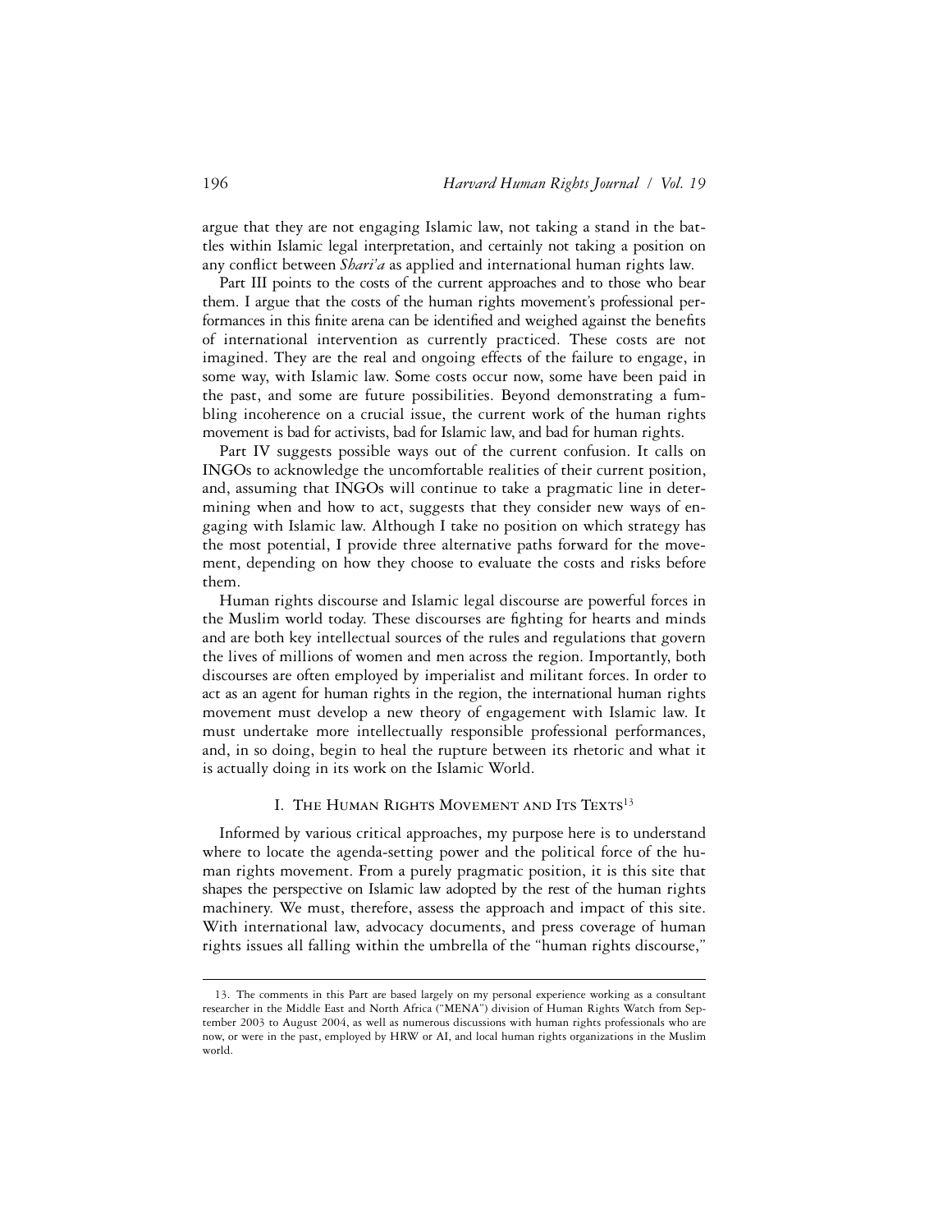argue that they are not engaging Islamic law, not taking a stand in the battles within Islamic legal interpretation, and certainly not taking a position on any conflict between *Shari'a* as applied and international human rights law.

Part III points to the costs of the current approaches and to those who bear them. I argue that the costs of the human rights movement's professional performances in this finite arena can be identified and weighed against the benefits of international intervention as currently practiced. These costs are not imagined. They are the real and ongoing effects of the failure to engage, in some way, with Islamic law. Some costs occur now, some have been paid in the past, and some are future possibilities. Beyond demonstrating a fumbling incoherence on a crucial issue, the current work of the human rights movement is bad for activists, bad for Islamic law, and bad for human rights.

Part IV suggests possible ways out of the current confusion. It calls on INGOs to acknowledge the uncomfortable realities of their current position, and, assuming that INGOs will continue to take a pragmatic line in determining when and how to act, suggests that they consider new ways of engaging with Islamic law. Although I take no position on which strategy has the most potential, I provide three alternative paths forward for the movement, depending on how they choose to evaluate the costs and risks before them.

Human rights discourse and Islamic legal discourse are powerful forces in the Muslim world today. These discourses are fighting for hearts and minds and are both key intellectual sources of the rules and regulations that govern the lives of millions of women and men across the region. Importantly, both discourses are often employed by imperialist and militant forces. In order to act as an agent for human rights in the region, the international human rights movement must develop a new theory of engagement with Islamic law. It must undertake more intellectually responsible professional performances, and, in so doing, begin to heal the rupture between its rhetoric and what it is actually doing in its work on the Islamic World.

## I. The Human Rights Movement and Its Texts[13]

Informed by various critical approaches, my purpose here is to understand where to locate the agenda-setting power and the political force of the human rights movement. From a purely pragmatic position, it is this site that shapes the perspective on Islamic law adopted by the rest of the human rights machinery. We must, therefore, assess the approach and impact of this site. With international law, advocacy documents, and press coverage of human rights issues all falling within the umbrella of the "human rights discourse,"

---

13. The comments in this Part are based largely on my personal experience working as a consultant researcher in the Middle East and North Africa ("MENA") division of Human Rights Watch from September 2003 to August 2004, as well as numerous discussions with human rights professionals who are now, or were in the past, employed by HRW or AI, and local human rights organizations in the Muslim world.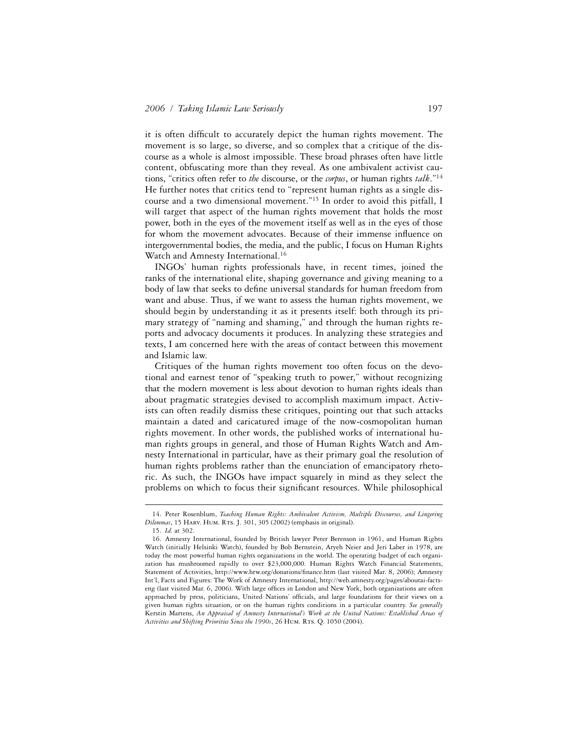it is often difficult to accurately depict the human rights movement. The movement is so large, so diverse, and so complex that a critique of the discourse as a whole is almost impossible. These broad phrases often have little content, obfuscating more than they reveal. As one ambivalent activist cautions, "critics often refer to *the* discourse, or the *corpus*, or human rights *talk*."[14] He further notes that critics tend to "represent human rights as a single discourse and a two dimensional movement."[15] In order to avoid this pitfall, I will target that aspect of the human rights movement that holds the most power, both in the eyes of the movement itself as well as in the eyes of those for whom the movement advocates. Because of their immense influence on intergovernmental bodies, the media, and the public, I focus on Human Rights Watch and Amnesty International.[16]

INGOs' human rights professionals have, in recent times, joined the ranks of the international elite, shaping governance and giving meaning to a body of law that seeks to define universal standards for human freedom from want and abuse. Thus, if we want to assess the human rights movement, we should begin by understanding it as it presents itself: both through its primary strategy of "naming and shaming," and through the human rights reports and advocacy documents it produces. In analyzing these strategies and texts, I am concerned here with the areas of contact between this movement and Islamic law.

Critiques of the human rights movement too often focus on the devotional and earnest tenor of "speaking truth to power," without recognizing that the modern movement is less about devotion to human rights ideals than about pragmatic strategies devised to accomplish maximum impact. Activists can often readily dismiss these critiques, pointing out that such attacks maintain a dated and caricatured image of the now-cosmopolitan human rights movement. In other words, the published works of international human rights groups in general, and those of Human Rights Watch and Amnesty International in particular, have as their primary goal the resolution of human rights problems rather than the enunciation of emancipatory rhetoric. As such, the INGOs have impact squarely in mind as they select the problems on which to focus their significant resources. While philosophical

---

14. Peter Rosenblum, *Teaching Human Rights: Ambivalent Activism, Multiple Discourses, and Lingering Dilemmas*, 15 Harv. Hum. Rts. J. 301, 305 (2002) (emphasis in original).

15. *Id.* at 302.

16. Amnesty International, founded by British lawyer Peter Berenson in 1961, and Human Rights Watch (initially Helsinki Watch), founded by Bob Bernstein, Aryeh Neier and Jeri Laber in 1978, are today the most powerful human rights organizations in the world. The operating budget of each organization has mushroomed rapidly to over $23,000,000. Human Rights Watch Financial Statements, Statement of Activities, http://www.hrw.org/donations/finance.htm (last visited Mar. 8, 2006); Amnesty Int'l, Facts and Figures: The Work of Amnesty International, http://web.amnesty.org/pages/aboutai-facts-eng (last visited Mar. 6, 2006). With large offices in London and New York, both organizations are often approached by press, politicians, United Nations' officials, and large foundations for their views on a given human rights situation, or on the human rights conditions in a particular country. *See generally* Kerstin Martens, *An Appraisal of Amnesty International's Work at the United Nations: Established Areas of Activities and Shifting Priorities Since the 1990s*, 26 Hum. Rts. Q. 1050 (2004).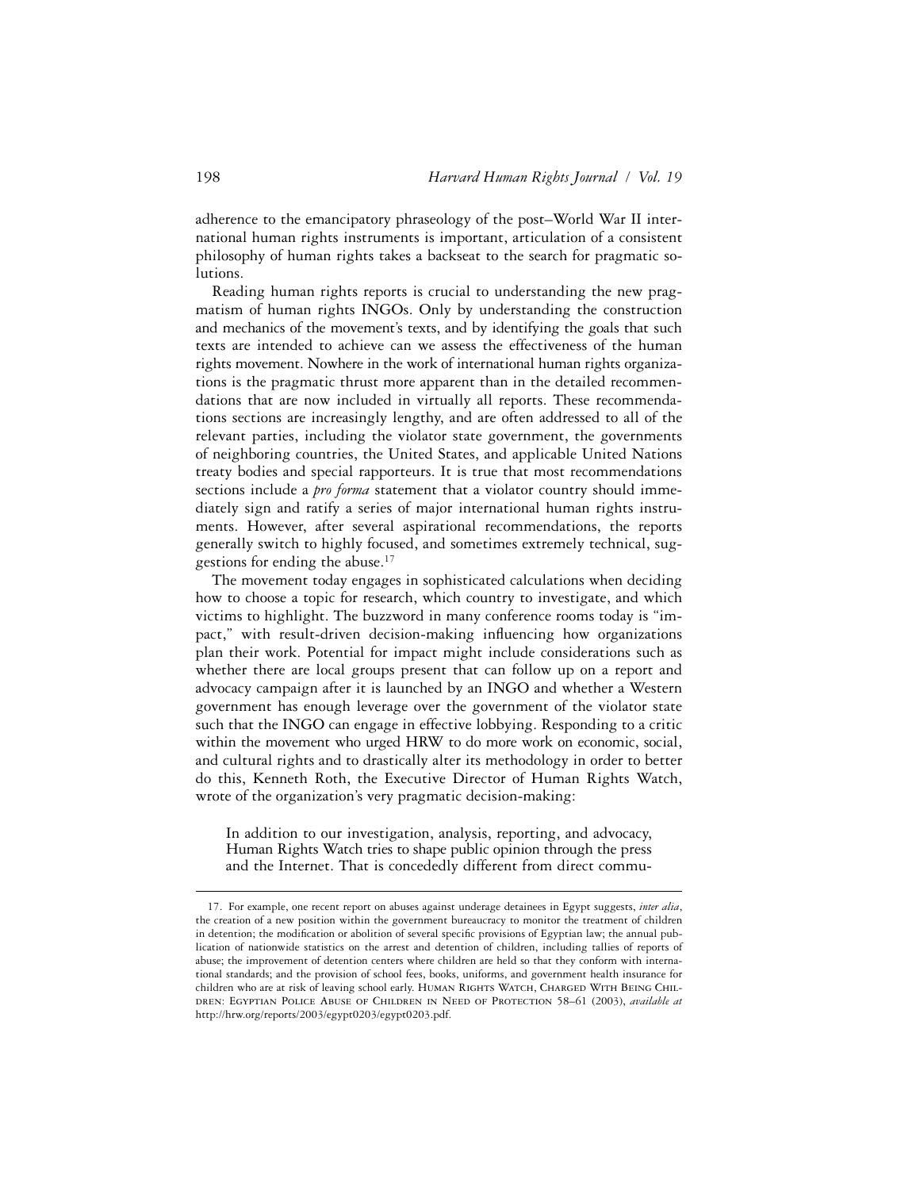adherence to the emancipatory phraseology of the post–World War II international human rights instruments is important, articulation of a consistent philosophy of human rights takes a backseat to the search for pragmatic solutions.

Reading human rights reports is crucial to understanding the new pragmatism of human rights INGOs. Only by understanding the construction and mechanics of the movement's texts, and by identifying the goals that such texts are intended to achieve can we assess the effectiveness of the human rights movement. Nowhere in the work of international human rights organizations is the pragmatic thrust more apparent than in the detailed recommendations that are now included in virtually all reports. These recommendations sections are increasingly lengthy, and are often addressed to all of the relevant parties, including the violator state government, the governments of neighboring countries, the United States, and applicable United Nations treaty bodies and special rapporteurs. It is true that most recommendations sections include a *pro forma* statement that a violator country should immediately sign and ratify a series of major international human rights instruments. However, after several aspirational recommendations, the reports generally switch to highly focused, and sometimes extremely technical, suggestions for ending the abuse.[17]

The movement today engages in sophisticated calculations when deciding how to choose a topic for research, which country to investigate, and which victims to highlight. The buzzword in many conference rooms today is "impact," with result-driven decision-making influencing how organizations plan their work. Potential for impact might include considerations such as whether there are local groups present that can follow up on a report and advocacy campaign after it is launched by an INGO and whether a Western government has enough leverage over the government of the violator state such that the INGO can engage in effective lobbying. Responding to a critic within the movement who urged HRW to do more work on economic, social, and cultural rights and to drastically alter its methodology in order to better do this, Kenneth Roth, the Executive Director of Human Rights Watch, wrote of the organization's very pragmatic decision-making:

> In addition to our investigation, analysis, reporting, and advocacy, Human Rights Watch tries to shape public opinion through the press and the Internet. That is concededly different from direct commu-

---

17. For example, one recent report on abuses against underage detainees in Egypt suggests, *inter alia*, the creation of a new position within the government bureaucracy to monitor the treatment of children in detention; the modification or abolition of several specific provisions of Egyptian law; the annual publication of nationwide statistics on the arrest and detention of children, including tallies of reports of abuse; the improvement of detention centers where children are held so that they conform with international standards; and the provision of school fees, books, uniforms, and government health insurance for children who are at risk of leaving school early. Human Rights Watch, Charged With Being Children: Egyptian Police Abuse of Children in Need of Protection 58–61 (2003), *available at* http://hrw.org/reports/2003/egypt0203/egypt0203.pdf.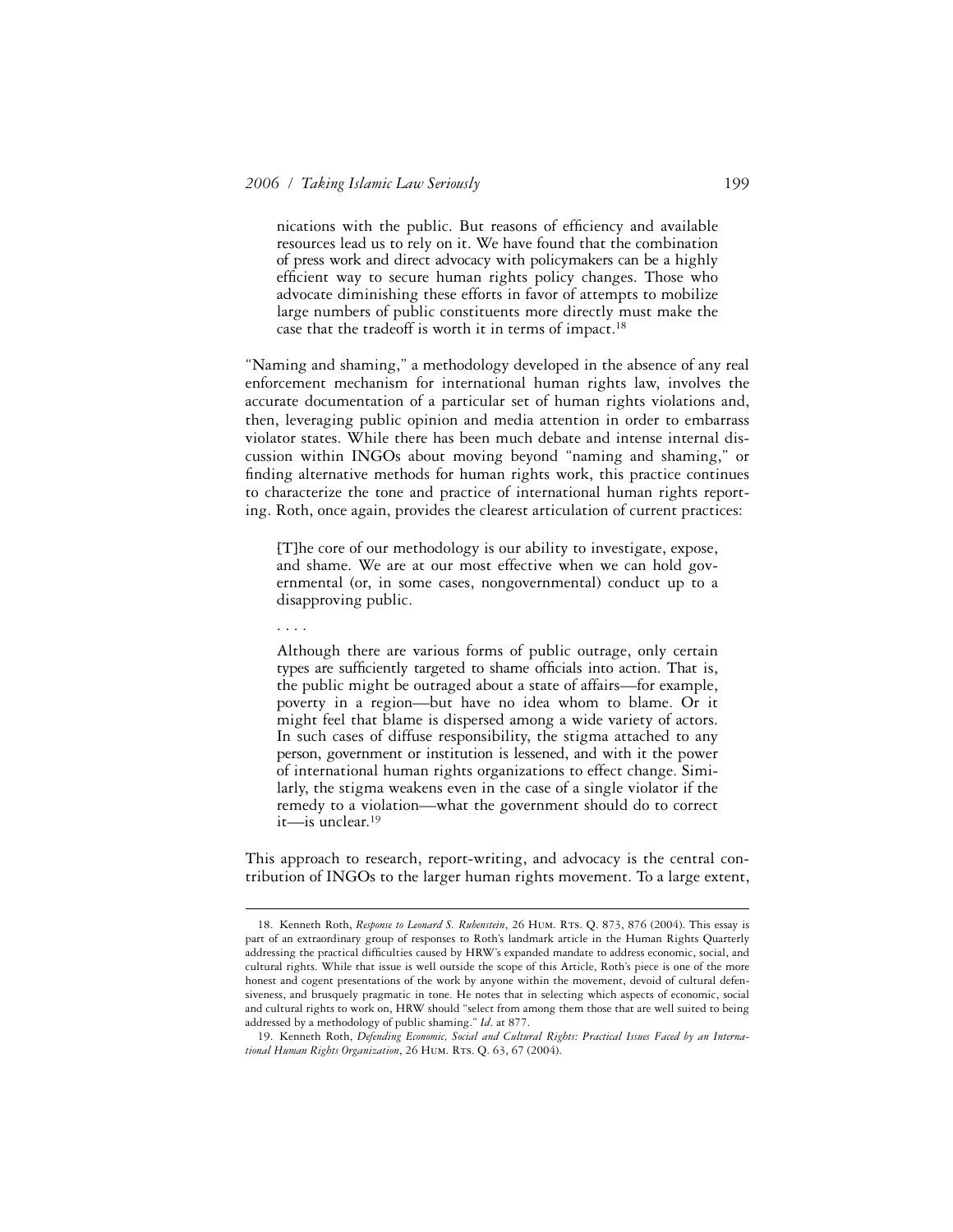> nications with the public. But reasons of efficiency and available resources lead us to rely on it. We have found that the combination of press work and direct advocacy with policymakers can be a highly efficient way to secure human rights policy changes. Those who advocate diminishing these efforts in favor of attempts to mobilize large numbers of public constituents more directly must make the case that the tradeoff is worth it in terms of impact.[18]

"Naming and shaming," a methodology developed in the absence of any real enforcement mechanism for international human rights law, involves the accurate documentation of a particular set of human rights violations and, then, leveraging public opinion and media attention in order to embarrass violator states. While there has been much debate and intense internal discussion within INGOs about moving beyond "naming and shaming," or finding alternative methods for human rights work, this practice continues to characterize the tone and practice of international human rights reporting. Roth, once again, provides the clearest articulation of current practices:

> [T]he core of our methodology is our ability to investigate, expose, and shame. We are at our most effective when we can hold governmental (or, in some cases, nongovernmental) conduct up to a disapproving public.
>
> . . . .
>
> Although there are various forms of public outrage, only certain types are sufficiently targeted to shame officials into action. That is, the public might be outraged about a state of affairs—for example, poverty in a region—but have no idea whom to blame. Or it might feel that blame is dispersed among a wide variety of actors. In such cases of diffuse responsibility, the stigma attached to any person, government or institution is lessened, and with it the power of international human rights organizations to effect change. Similarly, the stigma weakens even in the case of a single violator if the remedy to a violation—what the government should do to correct it—is unclear.[19]

This approach to research, report-writing, and advocacy is the central contribution of INGOs to the larger human rights movement. To a large extent,

---

18. Kenneth Roth, *Response to Leonard S. Rubenstein*, 26 HUM. RTS. Q. 873, 876 (2004). This essay is part of an extraordinary group of responses to Roth's landmark article in the Human Rights Quarterly addressing the practical difficulties caused by HRW's expanded mandate to address economic, social, and cultural rights. While that issue is well outside the scope of this Article, Roth's piece is one of the more honest and cogent presentations of the work by anyone within the movement, devoid of cultural defensiveness, and brusquely pragmatic in tone. He notes that in selecting which aspects of economic, social and cultural rights to work on, HRW should "select from among them those that are well suited to being addressed by a methodology of public shaming." *Id*. at 877.

19. Kenneth Roth, *Defending Economic, Social and Cultural Rights: Practical Issues Faced by an International Human Rights Organization*, 26 HUM. RTS. Q. 63, 67 (2004).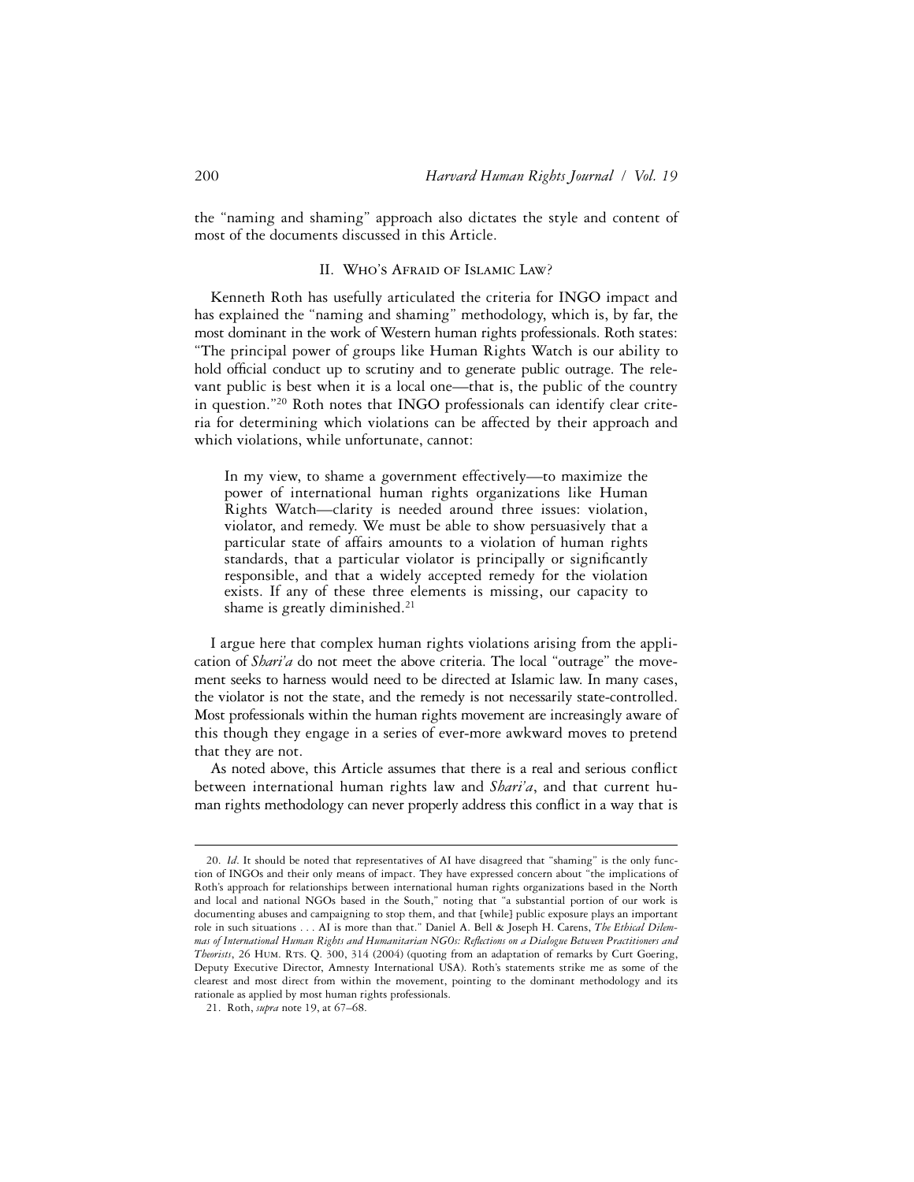the "naming and shaming" approach also dictates the style and content of most of the documents discussed in this Article.

## II. Who's Afraid of Islamic Law?

Kenneth Roth has usefully articulated the criteria for INGO impact and has explained the "naming and shaming" methodology, which is, by far, the most dominant in the work of Western human rights professionals. Roth states: "The principal power of groups like Human Rights Watch is our ability to hold official conduct up to scrutiny and to generate public outrage. The relevant public is best when it is a local one—that is, the public of the country in question."[20] Roth notes that INGO professionals can identify clear criteria for determining which violations can be affected by their approach and which violations, while unfortunate, cannot:

> In my view, to shame a government effectively—to maximize the power of international human rights organizations like Human Rights Watch—clarity is needed around three issues: violation, violator, and remedy. We must be able to show persuasively that a particular state of affairs amounts to a violation of human rights standards, that a particular violator is principally or significantly responsible, and that a widely accepted remedy for the violation exists. If any of these three elements is missing, our capacity to shame is greatly diminished.[21]

I argue here that complex human rights violations arising from the application of *Shari'a* do not meet the above criteria. The local "outrage" the movement seeks to harness would need to be directed at Islamic law. In many cases, the violator is not the state, and the remedy is not necessarily state-controlled. Most professionals within the human rights movement are increasingly aware of this though they engage in a series of ever-more awkward moves to pretend that they are not.

As noted above, this Article assumes that there is a real and serious conflict between international human rights law and *Shari'a*, and that current human rights methodology can never properly address this conflict in a way that is

---

20. *Id*. It should be noted that representatives of AI have disagreed that "shaming" is the only function of INGOs and their only means of impact. They have expressed concern about "the implications of Roth's approach for relationships between international human rights organizations based in the North and local and national NGOs based in the South," noting that "a substantial portion of our work is documenting abuses and campaigning to stop them, and that [while] public exposure plays an important role in such situations . . . AI is more than that." Daniel A. Bell & Joseph H. Carens, *The Ethical Dilemmas of International Human Rights and Humanitarian NGOs: Reflections on a Dialogue Between Practitioners and Theorists*, 26 Hum. Rts. Q. 300, 314 (2004) (quoting from an adaptation of remarks by Curt Goering, Deputy Executive Director, Amnesty International USA). Roth's statements strike me as some of the clearest and most direct from within the movement, pointing to the dominant methodology and its rationale as applied by most human rights professionals.

21. Roth, *supra* note 19, at 67–68.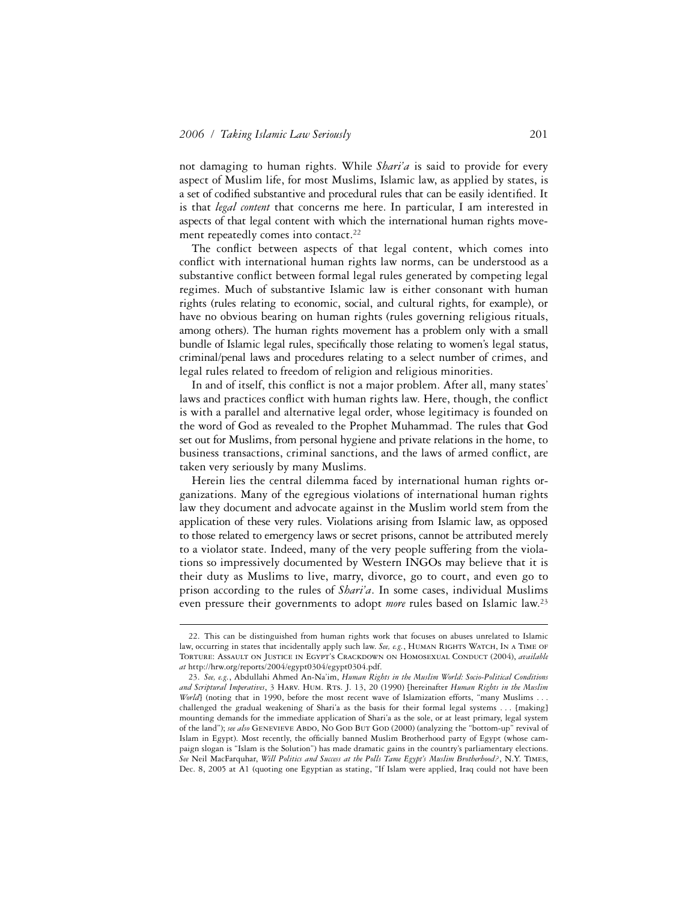not damaging to human rights. While *Shari'a* is said to provide for every aspect of Muslim life, for most Muslims, Islamic law, as applied by states, is a set of codified substantive and procedural rules that can be easily identified. It is that *legal content* that concerns me here. In particular, I am interested in aspects of that legal content with which the international human rights movement repeatedly comes into contact.[22]

The conflict between aspects of that legal content, which comes into conflict with international human rights law norms, can be understood as a substantive conflict between formal legal rules generated by competing legal regimes. Much of substantive Islamic law is either consonant with human rights (rules relating to economic, social, and cultural rights, for example), or have no obvious bearing on human rights (rules governing religious rituals, among others). The human rights movement has a problem only with a small bundle of Islamic legal rules, specifically those relating to women's legal status, criminal/penal laws and procedures relating to a select number of crimes, and legal rules related to freedom of religion and religious minorities.

In and of itself, this conflict is not a major problem. After all, many states' laws and practices conflict with human rights law. Here, though, the conflict is with a parallel and alternative legal order, whose legitimacy is founded on the word of God as revealed to the Prophet Muhammad. The rules that God set out for Muslims, from personal hygiene and private relations in the home, to business transactions, criminal sanctions, and the laws of armed conflict, are taken very seriously by many Muslims.

Herein lies the central dilemma faced by international human rights organizations. Many of the egregious violations of international human rights law they document and advocate against in the Muslim world stem from the application of these very rules. Violations arising from Islamic law, as opposed to those related to emergency laws or secret prisons, cannot be attributed merely to a violator state. Indeed, many of the very people suffering from the violations so impressively documented by Western INGOs may believe that it is their duty as Muslims to live, marry, divorce, go to court, and even go to prison according to the rules of *Shari'a*. In some cases, individual Muslims even pressure their governments to adopt *more* rules based on Islamic law.[23]

---

22. This can be distinguished from human rights work that focuses on abuses unrelated to Islamic law, occurring in states that incidentally apply such law. *See, e.g.*, Human Rights Watch, In a Time of Torture: Assault on Justice in Egypt's Crackdown on Homosexual Conduct (2004), *available at* http://hrw.org/reports/2004/egypt0304/egypt0304.pdf.

23. *See, e.g.*, Abdullahi Ahmed An-Na'im, *Human Rights in the Muslim World: Socio-Political Conditions and Scriptural Imperatives*, 3 Harv. Hum. Rts. J. 13, 20 (1990) [hereinafter *Human Rights in the Muslim World*] (noting that in 1990, before the most recent wave of Islamization efforts, "many Muslims . . . challenged the gradual weakening of Shari'a as the basis for their formal legal systems . . . [making] mounting demands for the immediate application of Shari'a as the sole, or at least primary, legal system of the land"); *see also* Genevieve Abdo, No God But God (2000) (analyzing the "bottom-up" revival of Islam in Egypt). Most recently, the officially banned Muslim Brotherhood party of Egypt (whose campaign slogan is "Islam is the Solution") has made dramatic gains in the country's parliamentary elections. *See* Neil MacFarquhar, *Will Politics and Success at the Polls Tame Egypt's Muslim Brotherhood?*, N.Y. Times, Dec. 8, 2005 at A1 (quoting one Egyptian as stating, "If Islam were applied, Iraq could not have been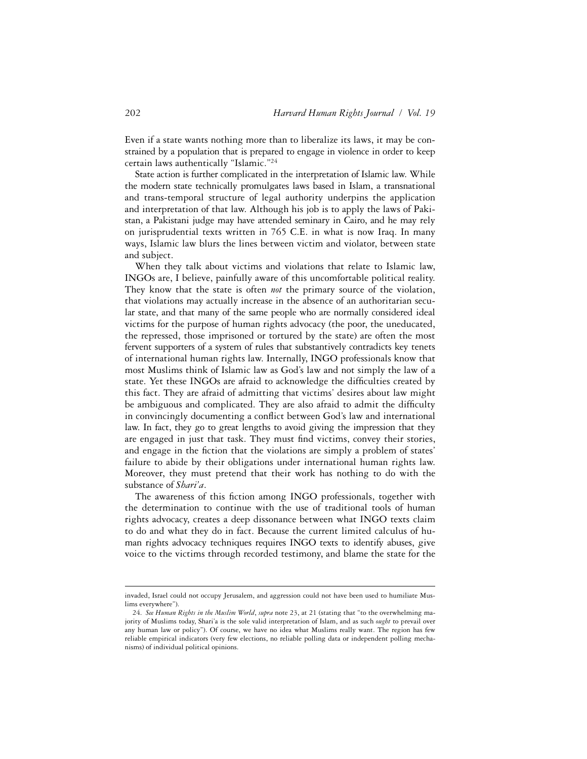Even if a state wants nothing more than to liberalize its laws, it may be constrained by a population that is prepared to engage in violence in order to keep certain laws authentically "Islamic."[24]

State action is further complicated in the interpretation of Islamic law. While the modern state technically promulgates laws based in Islam, a transnational and trans-temporal structure of legal authority underpins the application and interpretation of that law. Although his job is to apply the laws of Pakistan, a Pakistani judge may have attended seminary in Cairo, and he may rely on jurisprudential texts written in 765 C.E. in what is now Iraq. In many ways, Islamic law blurs the lines between victim and violator, between state and subject.

When they talk about victims and violations that relate to Islamic law, INGOs are, I believe, painfully aware of this uncomfortable political reality. They know that the state is often *not* the primary source of the violation, that violations may actually increase in the absence of an authoritarian secular state, and that many of the same people who are normally considered ideal victims for the purpose of human rights advocacy (the poor, the uneducated, the repressed, those imprisoned or tortured by the state) are often the most fervent supporters of a system of rules that substantively contradicts key tenets of international human rights law. Internally, INGO professionals know that most Muslims think of Islamic law as God's law and not simply the law of a state. Yet these INGOs are afraid to acknowledge the difficulties created by this fact. They are afraid of admitting that victims' desires about law might be ambiguous and complicated. They are also afraid to admit the difficulty in convincingly documenting a conflict between God's law and international law. In fact, they go to great lengths to avoid giving the impression that they are engaged in just that task. They must find victims, convey their stories, and engage in the fiction that the violations are simply a problem of states' failure to abide by their obligations under international human rights law. Moreover, they must pretend that their work has nothing to do with the substance of *Shari'a*.

The awareness of this fiction among INGO professionals, together with the determination to continue with the use of traditional tools of human rights advocacy, creates a deep dissonance between what INGO texts claim to do and what they do in fact. Because the current limited calculus of human rights advocacy techniques requires INGO texts to identify abuses, give voice to the victims through recorded testimony, and blame the state for the

---

invaded, Israel could not occupy Jerusalem, and aggression could not have been used to humiliate Muslims everywhere").

24. *See Human Rights in the Muslim World*, *supra* note 23, at 21 (stating that "to the overwhelming majority of Muslims today, Shari'a is the sole valid interpretation of Islam, and as such *ought* to prevail over any human law or policy"). Of course, we have no idea what Muslims really want. The region has few reliable empirical indicators (very few elections, no reliable polling data or independent polling mechanisms) of individual political opinions.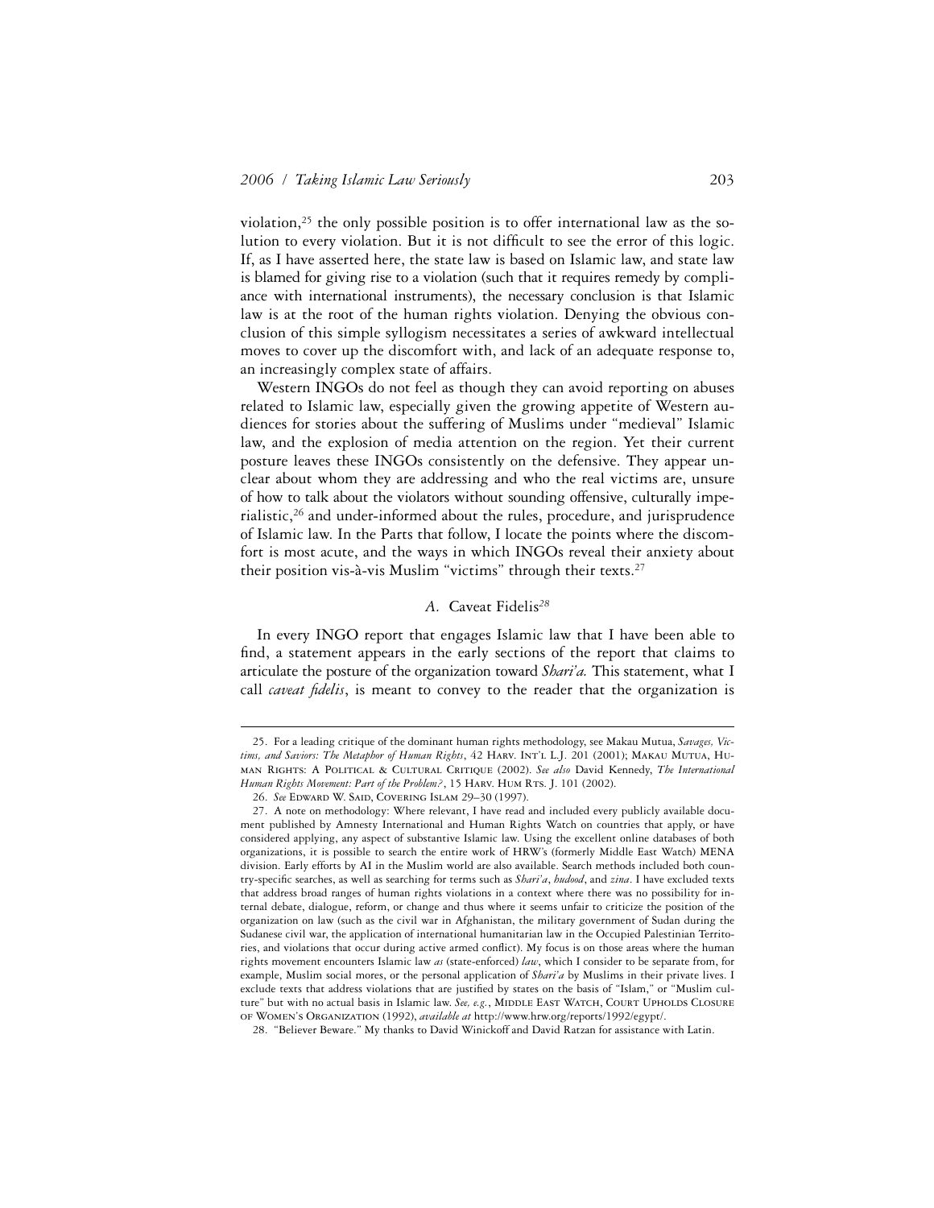violation,[25] the only possible position is to offer international law as the solution to every violation. But it is not difficult to see the error of this logic. If, as I have asserted here, the state law is based on Islamic law, and state law is blamed for giving rise to a violation (such that it requires remedy by compliance with international instruments), the necessary conclusion is that Islamic law is at the root of the human rights violation. Denying the obvious conclusion of this simple syllogism necessitates a series of awkward intellectual moves to cover up the discomfort with, and lack of an adequate response to, an increasingly complex state of affairs.

Western INGOs do not feel as though they can avoid reporting on abuses related to Islamic law, especially given the growing appetite of Western audiences for stories about the suffering of Muslims under "medieval" Islamic law, and the explosion of media attention on the region. Yet their current posture leaves these INGOs consistently on the defensive. They appear unclear about whom they are addressing and who the real victims are, unsure of how to talk about the violators without sounding offensive, culturally imperialistic,[26] and under-informed about the rules, procedure, and jurisprudence of Islamic law. In the Parts that follow, I locate the points where the discomfort is most acute, and the ways in which INGOs reveal their anxiety about their position vis-à-vis Muslim "victims" through their texts.[27]

### *A.* Caveat Fidelis[28]

In every INGO report that engages Islamic law that I have been able to find, a statement appears in the early sections of the report that claims to articulate the posture of the organization toward *Shari'a.* This statement, what I call *caveat fidelis*, is meant to convey to the reader that the organization is

---

25. For a leading critique of the dominant human rights methodology, see Makau Mutua, *Savages, Victims, and Saviors: The Metaphor of Human Rights*, 42 Harv. Int'l L.J. 201 (2001); Makau Mutua, Human Rights: A Political & Cultural Critique (2002). *See also* David Kennedy, *The International Human Rights Movement: Part of the Problem?*, 15 Harv. Hum Rts. J. 101 (2002).

26. *See* Edward W. Said, Covering Islam 29–30 (1997).

27. A note on methodology: Where relevant, I have read and included every publicly available document published by Amnesty International and Human Rights Watch on countries that apply, or have considered applying, any aspect of substantive Islamic law. Using the excellent online databases of both organizations, it is possible to search the entire work of HRW's (formerly Middle East Watch) MENA division. Early efforts by AI in the Muslim world are also available. Search methods included both country-specific searches, as well as searching for terms such as *Shari'a*, *hudood*, and *zina*. I have excluded texts that address broad ranges of human rights violations in a context where there was no possibility for internal debate, dialogue, reform, or change and thus where it seems unfair to criticize the position of the organization on law (such as the civil war in Afghanistan, the military government of Sudan during the Sudanese civil war, the application of international humanitarian law in the Occupied Palestinian Territories, and violations that occur during active armed conflict). My focus is on those areas where the human rights movement encounters Islamic law *as* (state-enforced) *law*, which I consider to be separate from, for example, Muslim social mores, or the personal application of *Shari'a* by Muslims in their private lives. I exclude texts that address violations that are justified by states on the basis of "Islam," or "Muslim culture" but with no actual basis in Islamic law. *See, e.g.*, Middle East Watch, Court Upholds Closure of Women's Organization (1992), *available at* http://www.hrw.org/reports/1992/egypt/.

28. "Believer Beware." My thanks to David Winickoff and David Ratzan for assistance with Latin.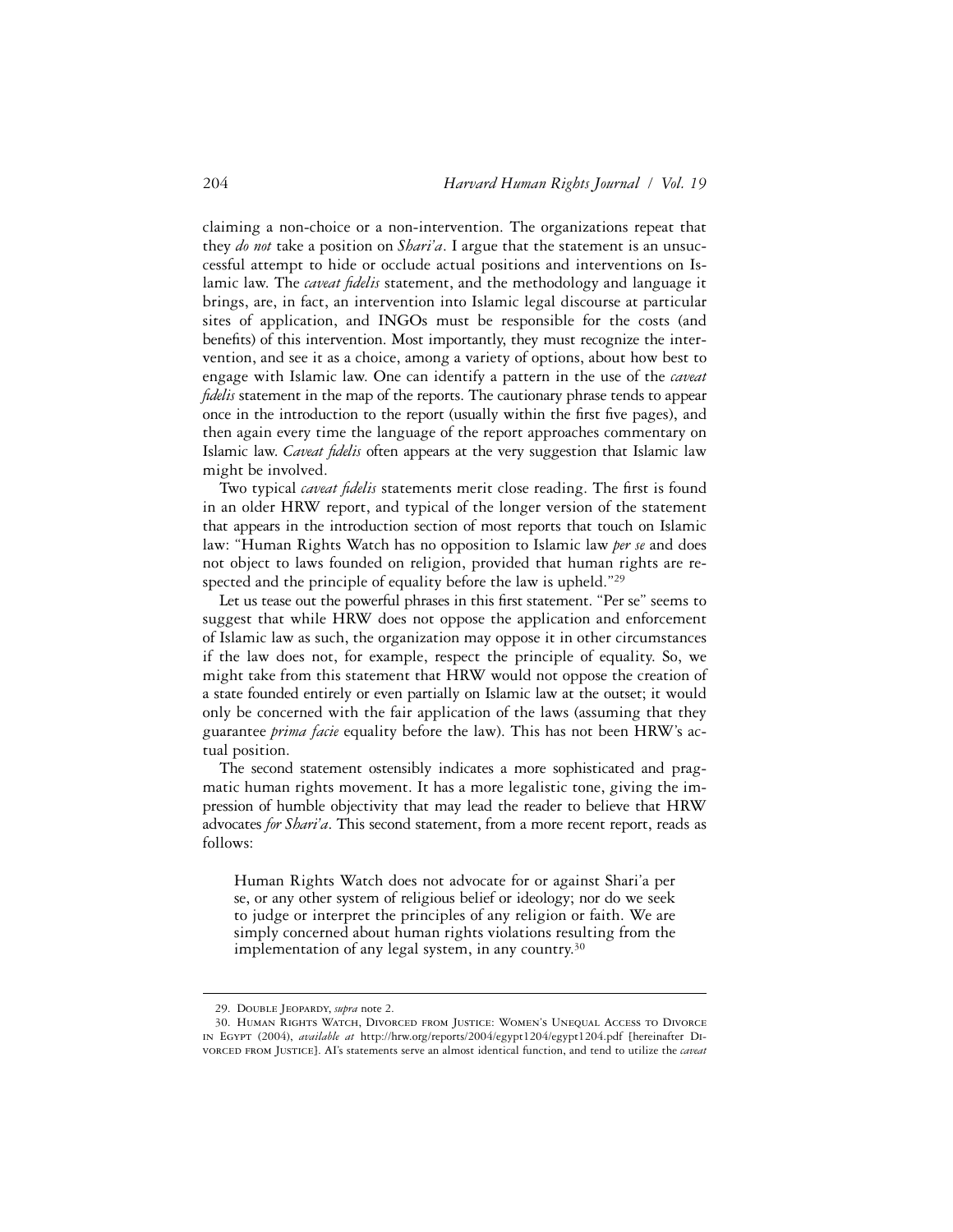claiming a non-choice or a non-intervention. The organizations repeat that they *do not* take a position on *Shari'a*. I argue that the statement is an unsuccessful attempt to hide or occlude actual positions and interventions on Islamic law. The *caveat fidelis* statement, and the methodology and language it brings, are, in fact, an intervention into Islamic legal discourse at particular sites of application, and INGOs must be responsible for the costs (and benefits) of this intervention. Most importantly, they must recognize the intervention, and see it as a choice, among a variety of options, about how best to engage with Islamic law. One can identify a pattern in the use of the *caveat fidelis* statement in the map of the reports. The cautionary phrase tends to appear once in the introduction to the report (usually within the first five pages), and then again every time the language of the report approaches commentary on Islamic law. *Caveat fidelis* often appears at the very suggestion that Islamic law might be involved.

Two typical *caveat fidelis* statements merit close reading. The first is found in an older HRW report, and typical of the longer version of the statement that appears in the introduction section of most reports that touch on Islamic law: "Human Rights Watch has no opposition to Islamic law *per se* and does not object to laws founded on religion, provided that human rights are respected and the principle of equality before the law is upheld."[29]

Let us tease out the powerful phrases in this first statement. "Per se" seems to suggest that while HRW does not oppose the application and enforcement of Islamic law as such, the organization may oppose it in other circumstances if the law does not, for example, respect the principle of equality. So, we might take from this statement that HRW would not oppose the creation of a state founded entirely or even partially on Islamic law at the outset; it would only be concerned with the fair application of the laws (assuming that they guarantee *prima facie* equality before the law). This has not been HRW's actual position.

The second statement ostensibly indicates a more sophisticated and pragmatic human rights movement. It has a more legalistic tone, giving the impression of humble objectivity that may lead the reader to believe that HRW advocates *for Shari'a*. This second statement, from a more recent report, reads as follows:

> Human Rights Watch does not advocate for or against Shari'a per se, or any other system of religious belief or ideology; nor do we seek to judge or interpret the principles of any religion or faith. We are simply concerned about human rights violations resulting from the implementation of any legal system, in any country.[30]

---

29. Double Jeopardy, *supra* note 2.

30. Human Rights Watch, Divorced from Justice: Women's Unequal Access to Divorce in Egypt (2004), *available at* http://hrw.org/reports/2004/egypt1204/egypt1204.pdf [hereinafter Divorced from Justice]. AI's statements serve an almost identical function, and tend to utilize the *caveat*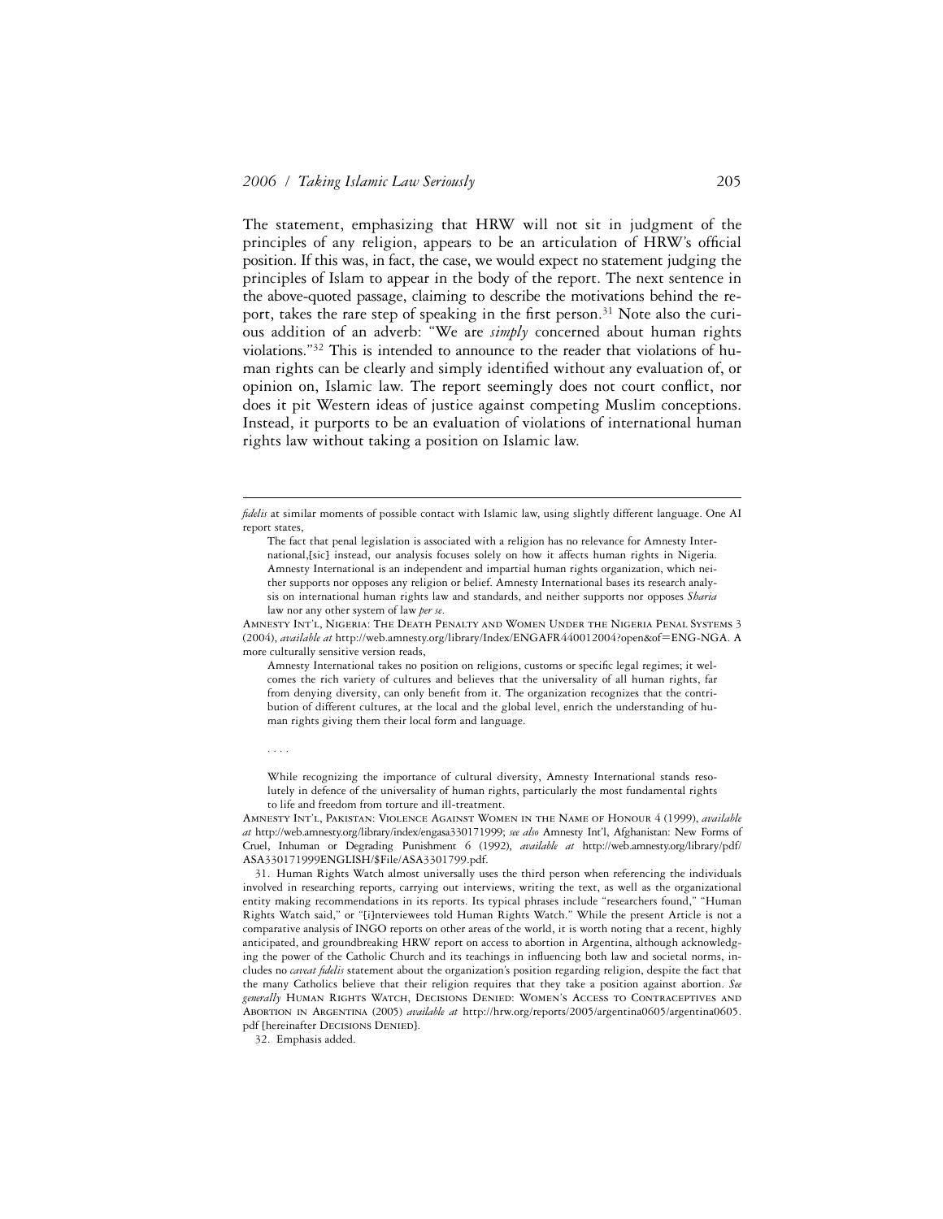The statement, emphasizing that HRW will not sit in judgment of the principles of any religion, appears to be an articulation of HRW's official position. If this was, in fact, the case, we would expect no statement judging the principles of Islam to appear in the body of the report. The next sentence in the above-quoted passage, claiming to describe the motivations behind the report, takes the rare step of speaking in the first person.[31] Note also the curious addition of an adverb: "We are *simply* concerned about human rights violations."[32] This is intended to announce to the reader that violations of human rights can be clearly and simply identified without any evaluation of, or opinion on, Islamic law. The report seemingly does not court conflict, nor does it pit Western ideas of justice against competing Muslim conceptions. Instead, it purports to be an evaluation of violations of international human rights law without taking a position on Islamic law.

---

*fidelis* at similar moments of possible contact with Islamic law, using slightly different language. One AI report states,

> The fact that penal legislation is associated with a religion has no relevance for Amnesty International,[sic] instead, our analysis focuses solely on how it affects human rights in Nigeria. Amnesty International is an independent and impartial human rights organization, which neither supports nor opposes any religion or belief. Amnesty International bases its research analysis on international human rights law and standards, and neither supports nor opposes *Sharia* law nor any other system of law *per se*.

Amnesty Int'l, Nigeria: The Death Penalty and Women Under the Nigeria Penal Systems 3 (2004), *available at* http://web.amnesty.org/library/Index/ENGAFR440012004?open&of=ENG-NGA. A more culturally sensitive version reads,

> Amnesty International takes no position on religions, customs or specific legal regimes; it welcomes the rich variety of cultures and believes that the universality of all human rights, far from denying diversity, can only benefit from it. The organization recognizes that the contribution of different cultures, at the local and the global level, enrich the understanding of human rights giving them their local form and language.
>
> . . . .
>
> While recognizing the importance of cultural diversity, Amnesty International stands resolutely in defence of the universality of human rights, particularly the most fundamental rights to life and freedom from torture and ill-treatment.

Amnesty Int'l, Pakistan: Violence Against Women in the Name of Honour 4 (1999), *available at* http://web.amnesty.org/library/index/engasa330171999; *see also* Amnesty Int'l, Afghanistan: New Forms of Cruel, Inhuman or Degrading Punishment 6 (1992), *available at* http://web.amnesty.org/library/pdf/ASA330171999ENGLISH/$File/ASA3301799.pdf.

31. Human Rights Watch almost universally uses the third person when referencing the individuals involved in researching reports, carrying out interviews, writing the text, as well as the organizational entity making recommendations in its reports. Its typical phrases include "researchers found," "Human Rights Watch said," or "[i]nterviewees told Human Rights Watch." While the present Article is not a comparative analysis of INGO reports on other areas of the world, it is worth noting that a recent, highly anticipated, and groundbreaking HRW report on access to abortion in Argentina, although acknowledging the power of the Catholic Church and its teachings in influencing both law and societal norms, includes no *caveat fidelis* statement about the organization's position regarding religion, despite the fact that the many Catholics believe that their religion requires that they take a position against abortion. *See generally* Human Rights Watch, Decisions Denied: Women's Access to Contraceptives and Abortion in Argentina (2005) *available at* http://hrw.org/reports/2005/argentina0605/argentina0605.pdf [hereinafter Decisions Denied].

32. Emphasis added.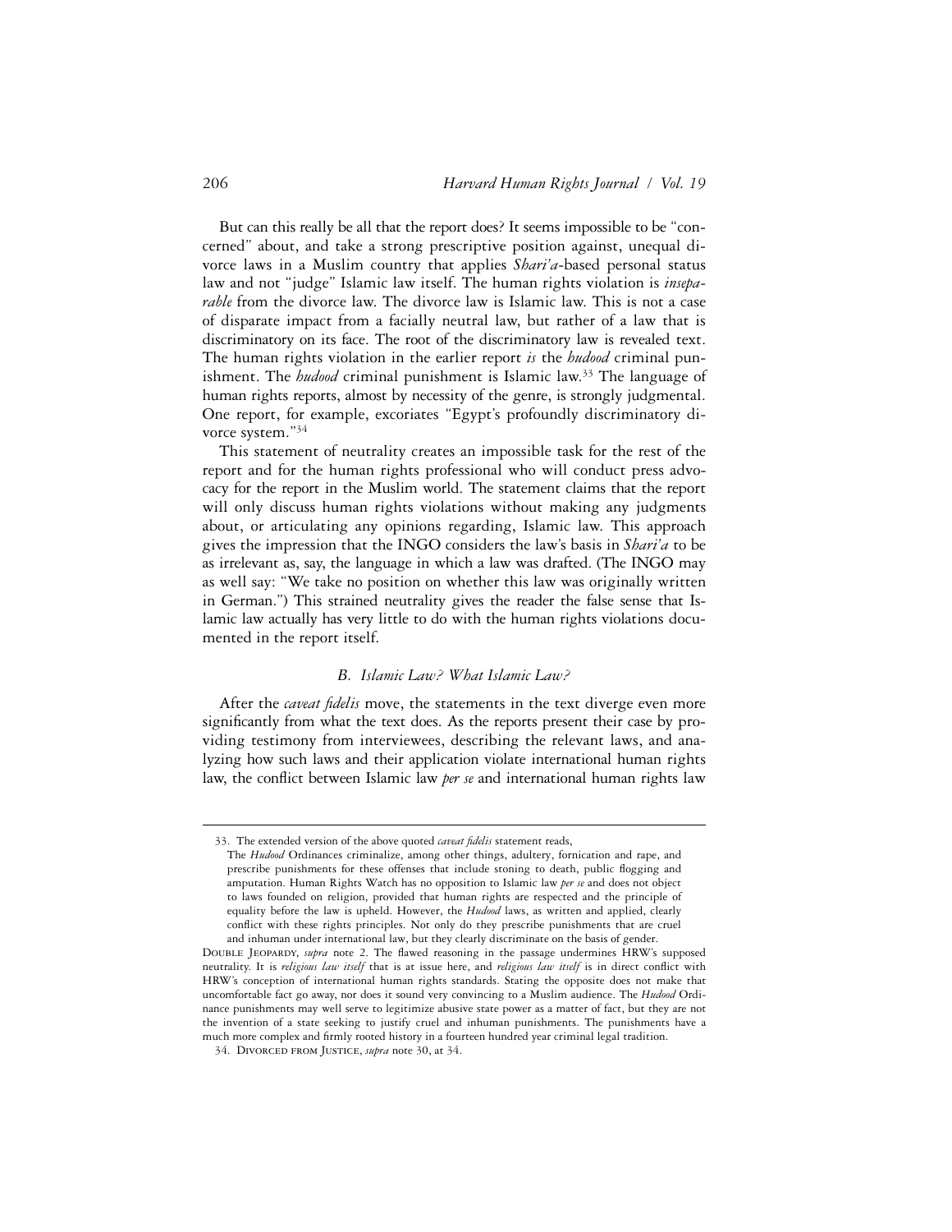But can this really be all that the report does? It seems impossible to be "concerned" about, and take a strong prescriptive position against, unequal divorce laws in a Muslim country that applies *Shari'a*-based personal status law and not "judge" Islamic law itself. The human rights violation is *inseparable* from the divorce law. The divorce law is Islamic law. This is not a case of disparate impact from a facially neutral law, but rather of a law that is discriminatory on its face. The root of the discriminatory law is revealed text. The human rights violation in the earlier report *is* the *hudood* criminal punishment. The *hudood* criminal punishment is Islamic law.[33] The language of human rights reports, almost by necessity of the genre, is strongly judgmental. One report, for example, excoriates "Egypt's profoundly discriminatory divorce system."[34]

This statement of neutrality creates an impossible task for the rest of the report and for the human rights professional who will conduct press advocacy for the report in the Muslim world. The statement claims that the report will only discuss human rights violations without making any judgments about, or articulating any opinions regarding, Islamic law. This approach gives the impression that the INGO considers the law's basis in *Shari'a* to be as irrelevant as, say, the language in which a law was drafted. (The INGO may as well say: "We take no position on whether this law was originally written in German.") This strained neutrality gives the reader the false sense that Islamic law actually has very little to do with the human rights violations documented in the report itself.

### B. Islamic Law? What Islamic Law?

After the *caveat fidelis* move, the statements in the text diverge even more significantly from what the text does. As the reports present their case by providing testimony from interviewees, describing the relevant laws, and analyzing how such laws and their application violate international human rights law, the conflict between Islamic law *per se* and international human rights law

---

33. The extended version of the above quoted *caveat fidelis* statement reads,

> The *Hudood* Ordinances criminalize, among other things, adultery, fornication and rape, and prescribe punishments for these offenses that include stoning to death, public flogging and amputation. Human Rights Watch has no opposition to Islamic law *per se* and does not object to laws founded on religion, provided that human rights are respected and the principle of equality before the law is upheld. However, the *Hudood* laws, as written and applied, clearly conflict with these rights principles. Not only do they prescribe punishments that are cruel and inhuman under international law, but they clearly discriminate on the basis of gender.

DOUBLE JEOPARDY, *supra* note 2. The flawed reasoning in the passage undermines HRW's supposed neutrality. It is *religious law itself* that is at issue here, and *religious law itself* is in direct conflict with HRW's conception of international human rights standards. Stating the opposite does not make that uncomfortable fact go away, nor does it sound very convincing to a Muslim audience. The *Hudood* Ordinance punishments may well serve to legitimize abusive state power as a matter of fact, but they are not the invention of a state seeking to justify cruel and inhuman punishments. The punishments have a much more complex and firmly rooted history in a fourteen hundred year criminal legal tradition.

34. DIVORCED FROM JUSTICE, *supra* note 30, at 34.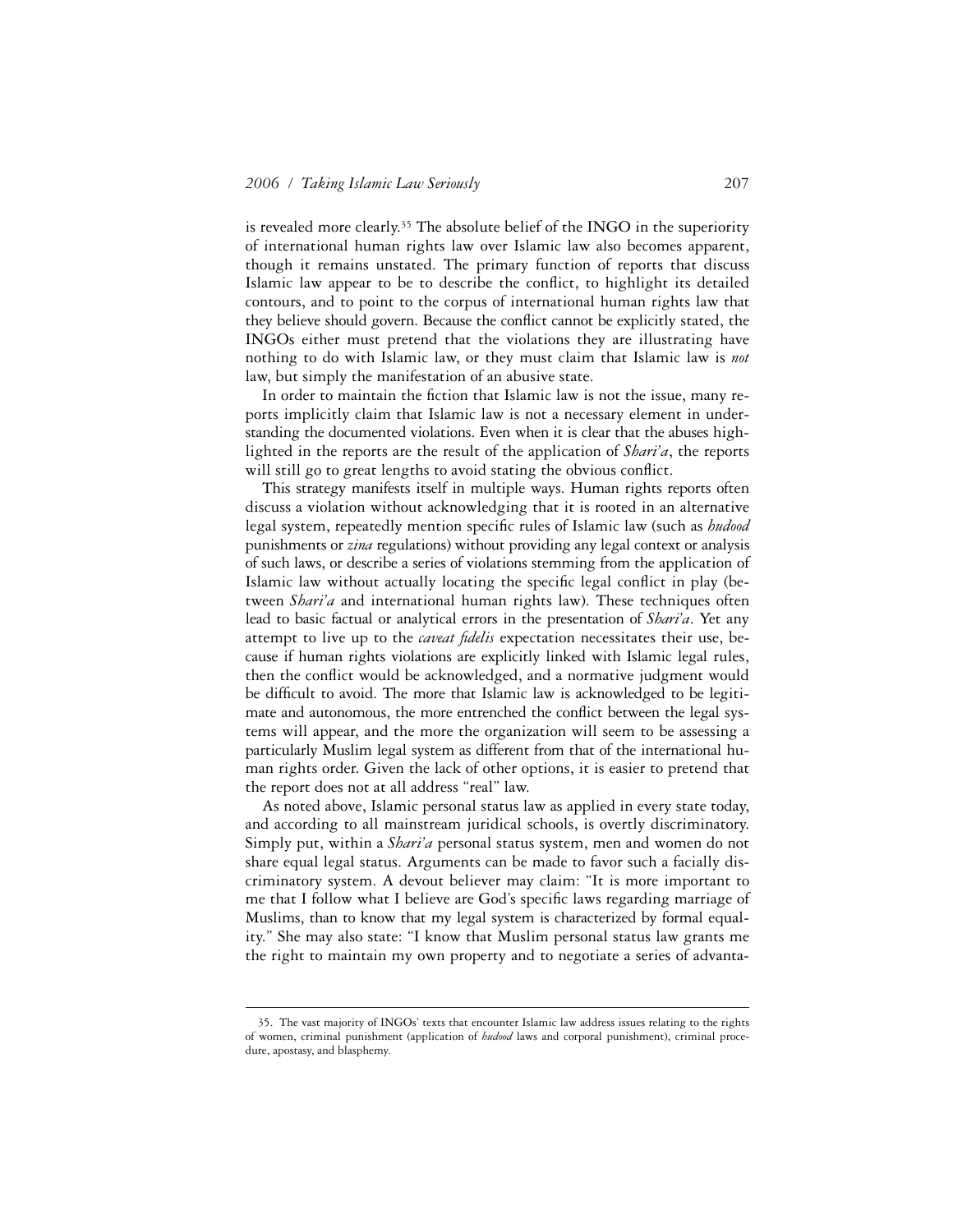is revealed more clearly.[35] The absolute belief of the INGO in the superiority of international human rights law over Islamic law also becomes apparent, though it remains unstated. The primary function of reports that discuss Islamic law appear to be to describe the conflict, to highlight its detailed contours, and to point to the corpus of international human rights law that they believe should govern. Because the conflict cannot be explicitly stated, the INGOs either must pretend that the violations they are illustrating have nothing to do with Islamic law, or they must claim that Islamic law is *not* law, but simply the manifestation of an abusive state.

In order to maintain the fiction that Islamic law is not the issue, many reports implicitly claim that Islamic law is not a necessary element in understanding the documented violations. Even when it is clear that the abuses highlighted in the reports are the result of the application of *Shari'a*, the reports will still go to great lengths to avoid stating the obvious conflict.

This strategy manifests itself in multiple ways. Human rights reports often discuss a violation without acknowledging that it is rooted in an alternative legal system, repeatedly mention specific rules of Islamic law (such as *hudood* punishments or *zina* regulations) without providing any legal context or analysis of such laws, or describe a series of violations stemming from the application of Islamic law without actually locating the specific legal conflict in play (between *Shari'a* and international human rights law). These techniques often lead to basic factual or analytical errors in the presentation of *Shari'a*. Yet any attempt to live up to the *caveat fidelis* expectation necessitates their use, because if human rights violations are explicitly linked with Islamic legal rules, then the conflict would be acknowledged, and a normative judgment would be difficult to avoid. The more that Islamic law is acknowledged to be legitimate and autonomous, the more entrenched the conflict between the legal systems will appear, and the more the organization will seem to be assessing a particularly Muslim legal system as different from that of the international human rights order. Given the lack of other options, it is easier to pretend that the report does not at all address "real" law.

As noted above, Islamic personal status law as applied in every state today, and according to all mainstream juridical schools, is overtly discriminatory. Simply put, within a *Shari'a* personal status system, men and women do not share equal legal status. Arguments can be made to favor such a facially discriminatory system. A devout believer may claim: "It is more important to me that I follow what I believe are God's specific laws regarding marriage of Muslims, than to know that my legal system is characterized by formal equality." She may also state: "I know that Muslim personal status law grants me the right to maintain my own property and to negotiate a series of advanta-

35. The vast majority of INGOs' texts that encounter Islamic law address issues relating to the rights of women, criminal punishment (application of *hudood* laws and corporal punishment), criminal procedure, apostasy, and blasphemy.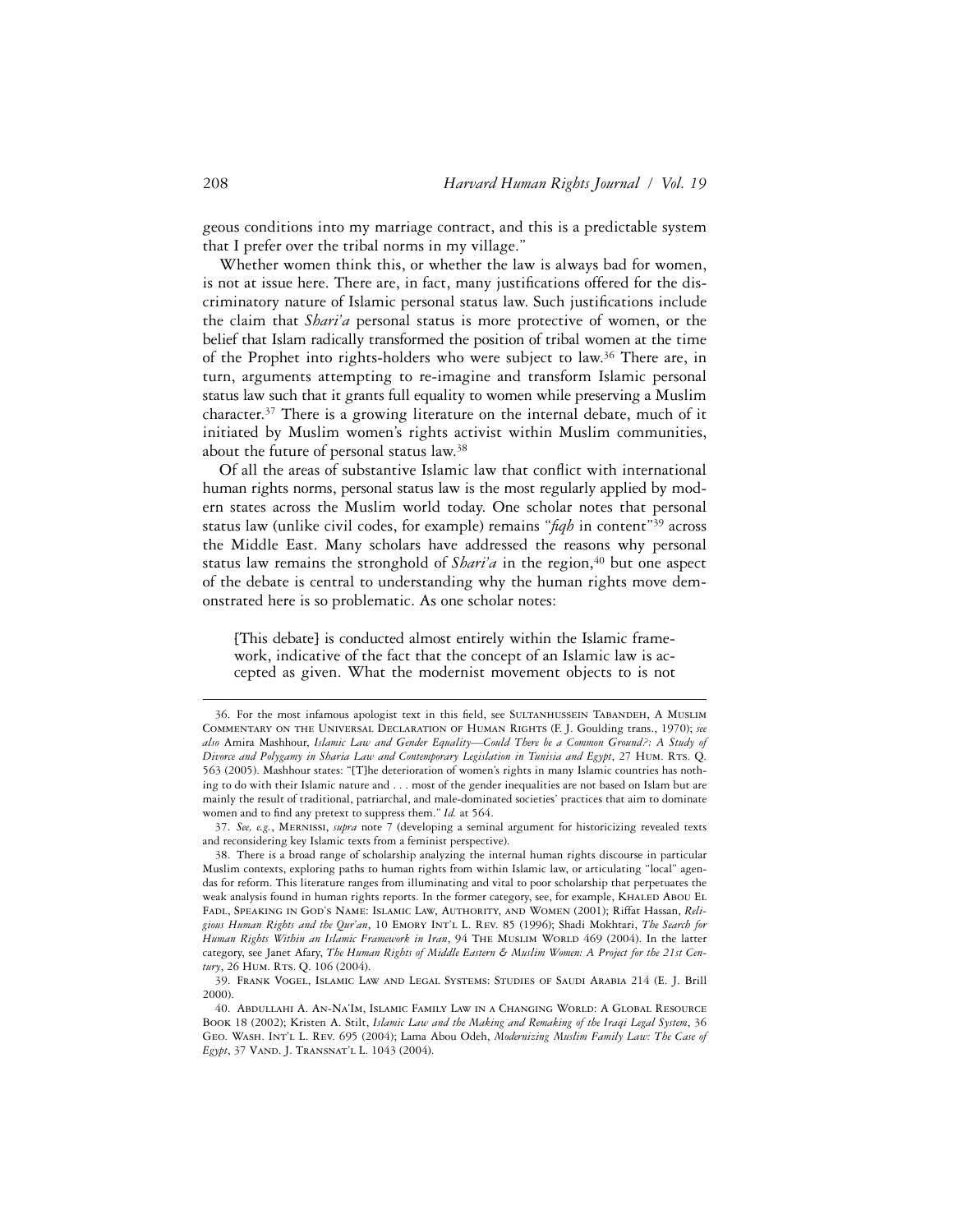geous conditions into my marriage contract, and this is a predictable system that I prefer over the tribal norms in my village."

Whether women think this, or whether the law is always bad for women, is not at issue here. There are, in fact, many justifications offered for the discriminatory nature of Islamic personal status law. Such justifications include the claim that *Shari'a* personal status is more protective of women, or the belief that Islam radically transformed the position of tribal women at the time of the Prophet into rights-holders who were subject to law.[36] There are, in turn, arguments attempting to re-imagine and transform Islamic personal status law such that it grants full equality to women while preserving a Muslim character.[37] There is a growing literature on the internal debate, much of it initiated by Muslim women's rights activist within Muslim communities, about the future of personal status law.[38]

Of all the areas of substantive Islamic law that conflict with international human rights norms, personal status law is the most regularly applied by modern states across the Muslim world today. One scholar notes that personal status law (unlike civil codes, for example) remains "*fiqh* in content"[39] across the Middle East. Many scholars have addressed the reasons why personal status law remains the stronghold of *Shari'a* in the region,[40] but one aspect of the debate is central to understanding why the human rights move demonstrated here is so problematic. As one scholar notes:

> [This debate] is conducted almost entirely within the Islamic framework, indicative of the fact that the concept of an Islamic law is accepted as given. What the modernist movement objects to is not

---

36. For the most infamous apologist text in this field, see Sultanhussein Tabandeh, A Muslim Commentary on the Universal Declaration of Human Rights (F. J. Goulding trans., 1970); *see also* Amira Mashhour, *Islamic Law and Gender Equality—Could There be a Common Ground?: A Study of Divorce and Polygamy in Sharia Law and Contemporary Legislation in Tunisia and Egypt*, 27 Hum. Rts. Q. 563 (2005). Mashhour states: "[T]he deterioration of women's rights in many Islamic countries has nothing to do with their Islamic nature and . . . most of the gender inequalities are not based on Islam but are mainly the result of traditional, patriarchal, and male-dominated societies' practices that aim to dominate women and to find any pretext to suppress them." *Id.* at 564.

37. *See, e.g.*, Mernissi, *supra* note 7 (developing a seminal argument for historicizing revealed texts and reconsidering key Islamic texts from a feminist perspective).

38. There is a broad range of scholarship analyzing the internal human rights discourse in particular Muslim contexts, exploring paths to human rights from within Islamic law, or articulating "local" agendas for reform. This literature ranges from illuminating and vital to poor scholarship that perpetuates the weak analysis found in human rights reports. In the former category, see, for example, Khaled Abou El Fadl, Speaking in God's Name: Islamic Law, Authority, and Women (2001); Riffat Hassan, *Religious Human Rights and the Qur'an*, 10 Emory Int'l L. Rev. 85 (1996); Shadi Mokhtari, *The Search for Human Rights Within an Islamic Framework in Iran*, 94 The Muslim World 469 (2004). In the latter category, see Janet Afary, *The Human Rights of Middle Eastern & Muslim Women: A Project for the 21st Century*, 26 Hum. Rts. Q. 106 (2004).

39. Frank Vogel, Islamic Law and Legal Systems: Studies of Saudi Arabia 214 (E. J. Brill 2000).

40. Abdullahi A. An-Na'Im, Islamic Family Law in a Changing World: A Global Resource Book 18 (2002); Kristen A. Stilt, *Islamic Law and the Making and Remaking of the Iraqi Legal System*, 36 Geo. Wash. Int'l L. Rev. 695 (2004); Lama Abou Odeh, *Modernizing Muslim Family Law: The Case of Egypt*, 37 Vand. J. Transnat'l L. 1043 (2004).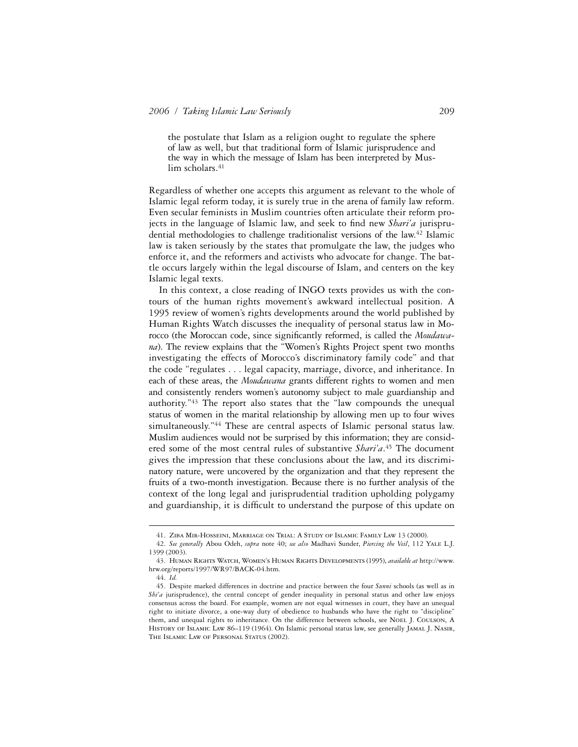> the postulate that Islam as a religion ought to regulate the sphere of law as well, but that traditional form of Islamic jurisprudence and the way in which the message of Islam has been interpreted by Muslim scholars.[41]

Regardless of whether one accepts this argument as relevant to the whole of Islamic legal reform today, it is surely true in the arena of family law reform. Even secular feminists in Muslim countries often articulate their reform projects in the language of Islamic law, and seek to find new *Shari'a* jurisprudential methodologies to challenge traditionalist versions of the law.[42] Islamic law is taken seriously by the states that promulgate the law, the judges who enforce it, and the reformers and activists who advocate for change. The battle occurs largely within the legal discourse of Islam, and centers on the key Islamic legal texts.

In this context, a close reading of INGO texts provides us with the contours of the human rights movement's awkward intellectual position. A 1995 review of women's rights developments around the world published by Human Rights Watch discusses the inequality of personal status law in Morocco (the Moroccan code, since significantly reformed, is called the *Moudawana*). The review explains that the "Women's Rights Project spent two months investigating the effects of Morocco's discriminatory family code" and that the code "regulates . . . legal capacity, marriage, divorce, and inheritance. In each of these areas, the *Moudawana* grants different rights to women and men and consistently renders women's autonomy subject to male guardianship and authority."[43] The report also states that the "law compounds the unequal status of women in the marital relationship by allowing men up to four wives simultaneously."[44] These are central aspects of Islamic personal status law. Muslim audiences would not be surprised by this information; they are considered some of the most central rules of substantive *Shari'a*.[45] The document gives the impression that these conclusions about the law, and its discriminatory nature, were uncovered by the organization and that they represent the fruits of a two-month investigation. Because there is no further analysis of the context of the long legal and jurisprudential tradition upholding polygamy and guardianship, it is difficult to understand the purpose of this update on

---

41. Ziba Mir-Hosseini, Marriage on Trial: A Study of Islamic Family Law 13 (2000).

42. *See generally* Abou Odeh, *supra* note 40; *see also* Madhavi Sunder, *Piercing the Veil*, 112 Yale L.J. 1399 (2003).

43. Human Rights Watch, Women's Human Rights Developments (1995), *available at* http://www.hrw.org/reports/1997/WR97/BACK-04.htm.

44. *Id.*

45. Despite marked differences in doctrine and practice between the four *Sunni* schools (as well as in *Shi'a* jurisprudence), the central concept of gender inequality in personal status and other law enjoys consensus across the board. For example, women are not equal witnesses in court, they have an unequal right to initiate divorce, a one-way duty of obedience to husbands who have the right to "discipline" them, and unequal rights to inheritance. On the difference between schools, see Noel J. Coulson, A History of Islamic Law 86–119 (1964). On Islamic personal status law, see generally Jamal J. Nasir, The Islamic Law of Personal Status (2002).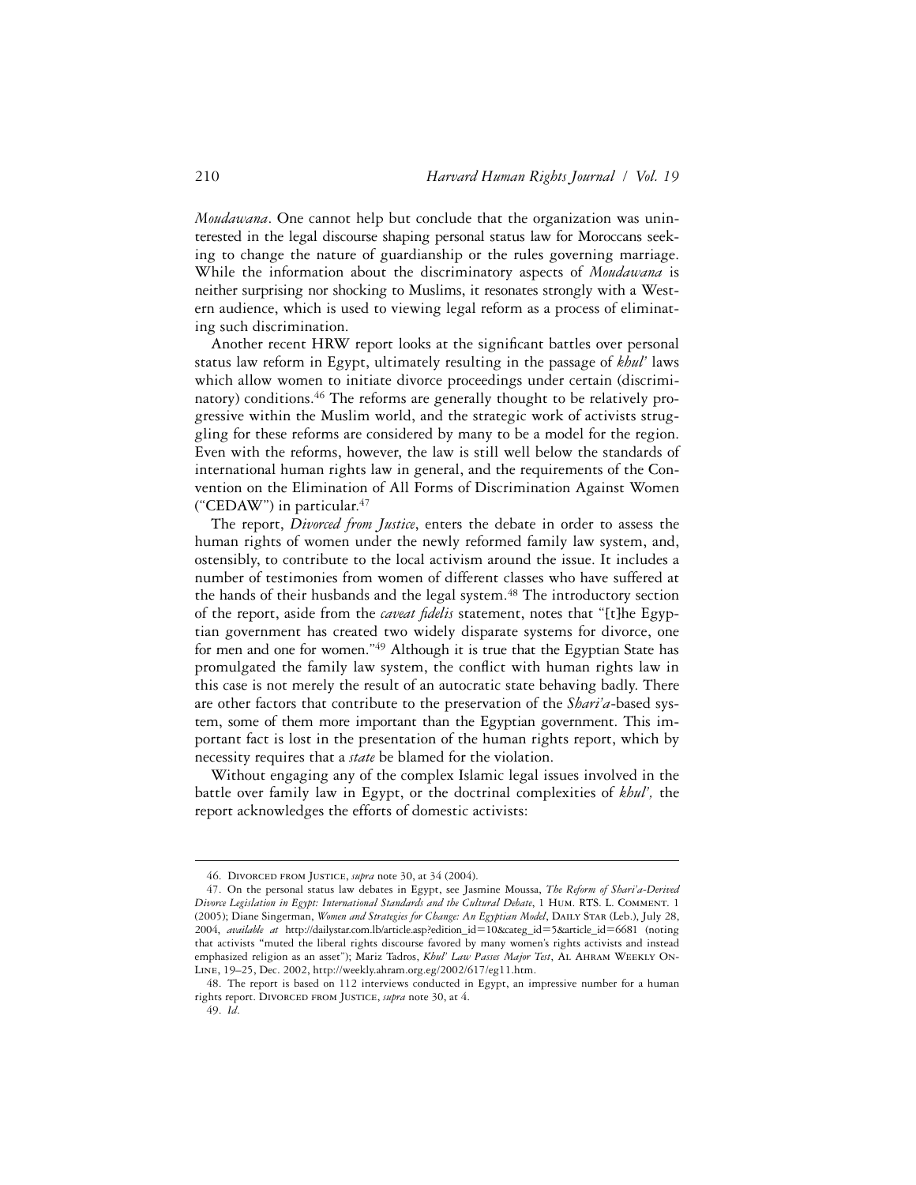*Moudawana*. One cannot help but conclude that the organization was uninterested in the legal discourse shaping personal status law for Moroccans seeking to change the nature of guardianship or the rules governing marriage. While the information about the discriminatory aspects of *Moudawana* is neither surprising nor shocking to Muslims, it resonates strongly with a Western audience, which is used to viewing legal reform as a process of eliminating such discrimination.

Another recent HRW report looks at the significant battles over personal status law reform in Egypt, ultimately resulting in the passage of *khul'* laws which allow women to initiate divorce proceedings under certain (discriminatory) conditions.[46] The reforms are generally thought to be relatively progressive within the Muslim world, and the strategic work of activists struggling for these reforms are considered by many to be a model for the region. Even with the reforms, however, the law is still well below the standards of international human rights law in general, and the requirements of the Convention on the Elimination of All Forms of Discrimination Against Women ("CEDAW") in particular.[47]

The report, *Divorced from Justice*, enters the debate in order to assess the human rights of women under the newly reformed family law system, and, ostensibly, to contribute to the local activism around the issue. It includes a number of testimonies from women of different classes who have suffered at the hands of their husbands and the legal system.[48] The introductory section of the report, aside from the *caveat fidelis* statement, notes that "[t]he Egyptian government has created two widely disparate systems for divorce, one for men and one for women."[49] Although it is true that the Egyptian State has promulgated the family law system, the conflict with human rights law in this case is not merely the result of an autocratic state behaving badly. There are other factors that contribute to the preservation of the *Shari'a*-based system, some of them more important than the Egyptian government. This important fact is lost in the presentation of the human rights report, which by necessity requires that a *state* be blamed for the violation.

Without engaging any of the complex Islamic legal issues involved in the battle over family law in Egypt, or the doctrinal complexities of *khul',* the report acknowledges the efforts of domestic activists:

---

46. Divorced from Justice, *supra* note 30, at 34 (2004).

47. On the personal status law debates in Egypt, see Jasmine Moussa, *The Reform of Shari'a-Derived Divorce Legislation in Egypt: International Standards and the Cultural Debate*, 1 Hum. Rts. L. Comment. 1 (2005); Diane Singerman, *Women and Strategies for Change: An Egyptian Model*, Daily Star (Leb.), July 28, 2004, *available at* http://dailystar.com.lb/article.asp?edition_id=10&categ_id=5&article_id=6681 (noting that activists "muted the liberal rights discourse favored by many women's rights activists and instead emphasized religion as an asset"); Mariz Tadros, *Khul' Law Passes Major Test*, Al Ahram Weekly On-Line, 19–25, Dec. 2002, http://weekly.ahram.org.eg/2002/617/eg11.htm.

48. The report is based on 112 interviews conducted in Egypt, an impressive number for a human rights report. Divorced from Justice, *supra* note 30, at 4.

49. *Id*.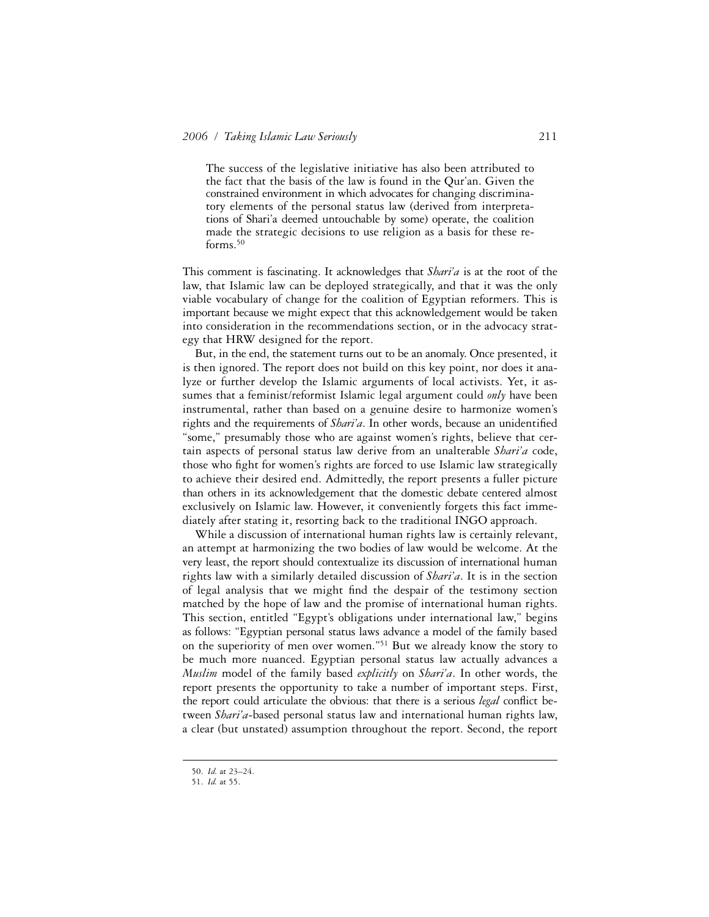> The success of the legislative initiative has also been attributed to the fact that the basis of the law is found in the Qur'an. Given the constrained environment in which advocates for changing discriminatory elements of the personal status law (derived from interpretations of Shari'a deemed untouchable by some) operate, the coalition made the strategic decisions to use religion as a basis for these reforms.[50]

This comment is fascinating. It acknowledges that *Shari'a* is at the root of the law, that Islamic law can be deployed strategically, and that it was the only viable vocabulary of change for the coalition of Egyptian reformers. This is important because we might expect that this acknowledgement would be taken into consideration in the recommendations section, or in the advocacy strategy that HRW designed for the report.

But, in the end, the statement turns out to be an anomaly. Once presented, it is then ignored. The report does not build on this key point, nor does it analyze or further develop the Islamic arguments of local activists. Yet, it assumes that a feminist/reformist Islamic legal argument could *only* have been instrumental, rather than based on a genuine desire to harmonize women's rights and the requirements of *Shari'a*. In other words, because an unidentified "some," presumably those who are against women's rights, believe that certain aspects of personal status law derive from an unalterable *Shari'a* code, those who fight for women's rights are forced to use Islamic law strategically to achieve their desired end. Admittedly, the report presents a fuller picture than others in its acknowledgement that the domestic debate centered almost exclusively on Islamic law. However, it conveniently forgets this fact immediately after stating it, resorting back to the traditional INGO approach.

While a discussion of international human rights law is certainly relevant, an attempt at harmonizing the two bodies of law would be welcome. At the very least, the report should contextualize its discussion of international human rights law with a similarly detailed discussion of *Shari'a*. It is in the section of legal analysis that we might find the despair of the testimony section matched by the hope of law and the promise of international human rights. This section, entitled "Egypt's obligations under international law," begins as follows: "Egyptian personal status laws advance a model of the family based on the superiority of men over women."[51] But we already know the story to be much more nuanced. Egyptian personal status law actually advances a *Muslim* model of the family based *explicitly* on *Shari'a*. In other words, the report presents the opportunity to take a number of important steps. First, the report could articulate the obvious: that there is a serious *legal* conflict between *Shari'a*-based personal status law and international human rights law, a clear (but unstated) assumption throughout the report. Second, the report

---

50. *Id.* at 23–24.

51. *Id.* at 55.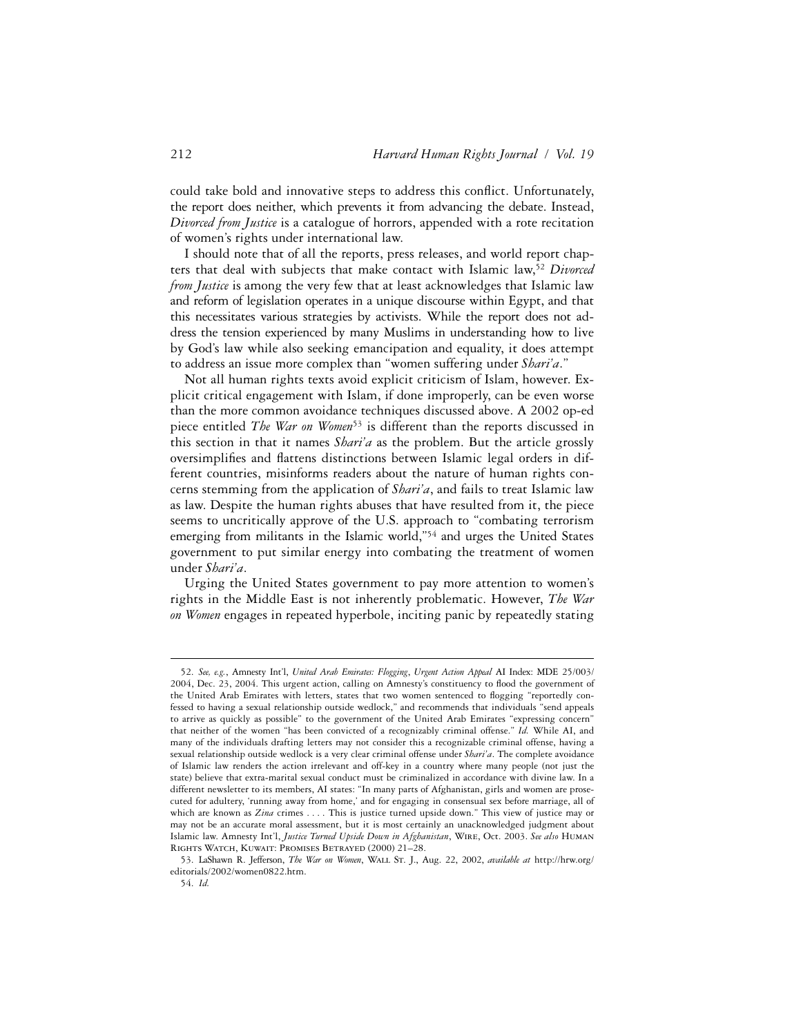could take bold and innovative steps to address this conflict. Unfortunately, the report does neither, which prevents it from advancing the debate. Instead, *Divorced from Justice* is a catalogue of horrors, appended with a rote recitation of women's rights under international law.

I should note that of all the reports, press releases, and world report chapters that deal with subjects that make contact with Islamic law,[52] *Divorced from Justice* is among the very few that at least acknowledges that Islamic law and reform of legislation operates in a unique discourse within Egypt, and that this necessitates various strategies by activists. While the report does not address the tension experienced by many Muslims in understanding how to live by God's law while also seeking emancipation and equality, it does attempt to address an issue more complex than "women suffering under *Shari'a*."

Not all human rights texts avoid explicit criticism of Islam, however. Explicit critical engagement with Islam, if done improperly, can be even worse than the more common avoidance techniques discussed above. A 2002 op-ed piece entitled *The War on Women*[53] is different than the reports discussed in this section in that it names *Shari'a* as the problem. But the article grossly oversimplifies and flattens distinctions between Islamic legal orders in different countries, misinforms readers about the nature of human rights concerns stemming from the application of *Shari'a*, and fails to treat Islamic law as law. Despite the human rights abuses that have resulted from it, the piece seems to uncritically approve of the U.S. approach to "combating terrorism emerging from militants in the Islamic world,"[54] and urges the United States government to put similar energy into combating the treatment of women under *Shari'a*.

Urging the United States government to pay more attention to women's rights in the Middle East is not inherently problematic. However, *The War on Women* engages in repeated hyperbole, inciting panic by repeatedly stating

---

52. *See, e.g.*, Amnesty Int'l, *United Arab Emirates: Flogging*, *Urgent Action Appeal* AI Index: MDE 25/003/2004, Dec. 23, 2004. This urgent action, calling on Amnesty's constituency to flood the government of the United Arab Emirates with letters, states that two women sentenced to flogging "reportedly confessed to having a sexual relationship outside wedlock," and recommends that individuals "send appeals to arrive as quickly as possible" to the government of the United Arab Emirates "expressing concern" that neither of the women "has been convicted of a recognizably criminal offense." *Id.* While AI, and many of the individuals drafting letters may not consider this a recognizable criminal offense, having a sexual relationship outside wedlock is a very clear criminal offense under *Shari'a*. The complete avoidance of Islamic law renders the action irrelevant and off-key in a country where many people (not just the state) believe that extra-marital sexual conduct must be criminalized in accordance with divine law. In a different newsletter to its members, AI states: "In many parts of Afghanistan, girls and women are prosecuted for adultery, 'running away from home,' and for engaging in consensual sex before marriage, all of which are known as *Zina* crimes . . . . This is justice turned upside down." This view of justice may or may not be an accurate moral assessment, but it is most certainly an unacknowledged judgment about Islamic law. Amnesty Int'l, *Justice Turned Upside Down in Afghanistan*, Wire, Oct. 2003. *See also* Human Rights Watch, Kuwait: Promises Betrayed (2000) 21–28.

53. LaShawn R. Jefferson, *The War on Women*, Wall St. J., Aug. 22, 2002, *available at* http://hrw.org/editorials/2002/women0822.htm.

54. *Id.*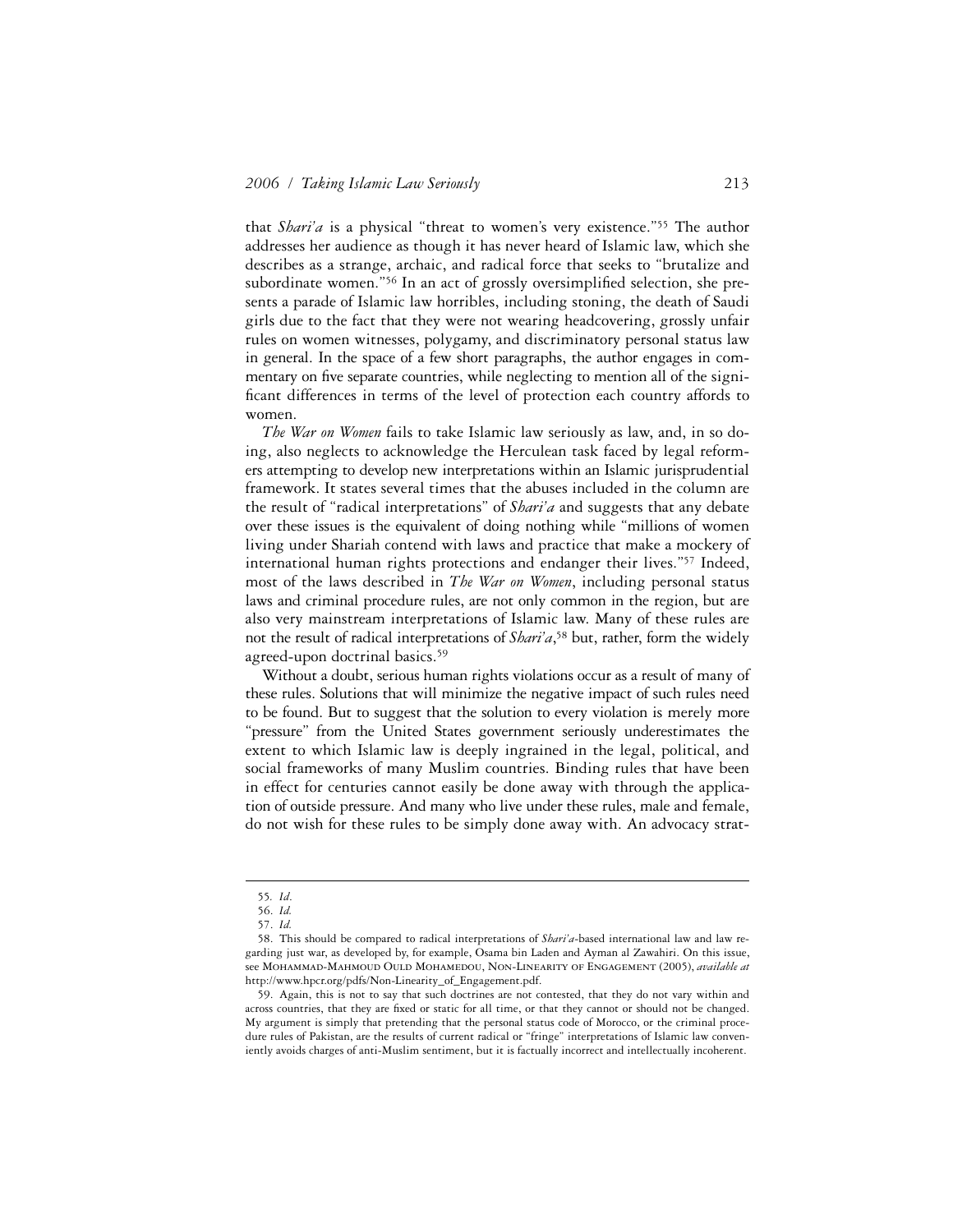that *Shari'a* is a physical "threat to women's very existence."[55] The author addresses her audience as though it has never heard of Islamic law, which she describes as a strange, archaic, and radical force that seeks to "brutalize and subordinate women."[56] In an act of grossly oversimplified selection, she presents a parade of Islamic law horribles, including stoning, the death of Saudi girls due to the fact that they were not wearing headcovering, grossly unfair rules on women witnesses, polygamy, and discriminatory personal status law in general. In the space of a few short paragraphs, the author engages in commentary on five separate countries, while neglecting to mention all of the significant differences in terms of the level of protection each country affords to women.

*The War on Women* fails to take Islamic law seriously as law, and, in so doing, also neglects to acknowledge the Herculean task faced by legal reformers attempting to develop new interpretations within an Islamic jurisprudential framework. It states several times that the abuses included in the column are the result of "radical interpretations" of *Shari'a* and suggests that any debate over these issues is the equivalent of doing nothing while "millions of women living under Shariah contend with laws and practice that make a mockery of international human rights protections and endanger their lives."[57] Indeed, most of the laws described in *The War on Women*, including personal status laws and criminal procedure rules, are not only common in the region, but are also very mainstream interpretations of Islamic law. Many of these rules are not the result of radical interpretations of *Shari'a*,[58] but, rather, form the widely agreed-upon doctrinal basics.[59]

Without a doubt, serious human rights violations occur as a result of many of these rules. Solutions that will minimize the negative impact of such rules need to be found. But to suggest that the solution to every violation is merely more "pressure" from the United States government seriously underestimates the extent to which Islamic law is deeply ingrained in the legal, political, and social frameworks of many Muslim countries. Binding rules that have been in effect for centuries cannot easily be done away with through the application of outside pressure. And many who live under these rules, male and female, do not wish for these rules to be simply done away with. An advocacy strat-

---

55. *Id*.

56. *Id.*

57. *Id.*

58. This should be compared to radical interpretations of *Shari'a*-based international law and law regarding just war, as developed by, for example, Osama bin Laden and Ayman al Zawahiri. On this issue, see Mohammad-Mahmoud Ould Mohamedou, Non-Linearity of Engagement (2005), *available at* http://www.hpcr.org/pdfs/Non-Linearity_of_Engagement.pdf.

59. Again, this is not to say that such doctrines are not contested, that they do not vary within and across countries, that they are fixed or static for all time, or that they cannot or should not be changed. My argument is simply that pretending that the personal status code of Morocco, or the criminal procedure rules of Pakistan, are the results of current radical or "fringe" interpretations of Islamic law conveniently avoids charges of anti-Muslim sentiment, but it is factually incorrect and intellectually incoherent.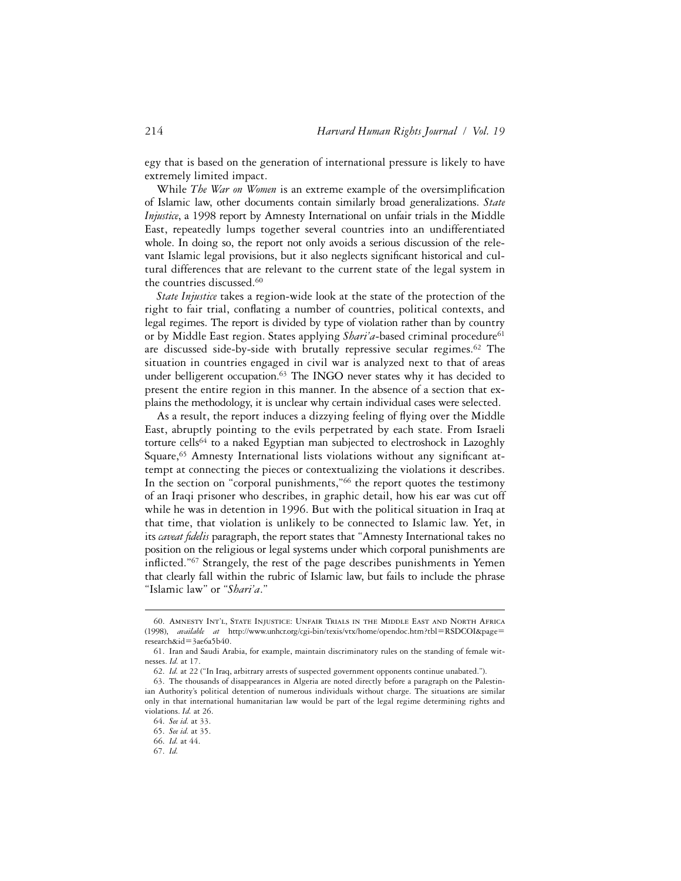egy that is based on the generation of international pressure is likely to have extremely limited impact.

While *The War on Women* is an extreme example of the oversimplification of Islamic law, other documents contain similarly broad generalizations. *State Injustice*, a 1998 report by Amnesty International on unfair trials in the Middle East, repeatedly lumps together several countries into an undifferentiated whole. In doing so, the report not only avoids a serious discussion of the relevant Islamic legal provisions, but it also neglects significant historical and cultural differences that are relevant to the current state of the legal system in the countries discussed.[60]

*State Injustice* takes a region-wide look at the state of the protection of the right to fair trial, conflating a number of countries, political contexts, and legal regimes. The report is divided by type of violation rather than by country or by Middle East region. States applying *Shari'a*-based criminal procedure[61] are discussed side-by-side with brutally repressive secular regimes.[62] The situation in countries engaged in civil war is analyzed next to that of areas under belligerent occupation.[63] The INGO never states why it has decided to present the entire region in this manner. In the absence of a section that explains the methodology, it is unclear why certain individual cases were selected.

As a result, the report induces a dizzying feeling of flying over the Middle East, abruptly pointing to the evils perpetrated by each state. From Israeli torture cells[64] to a naked Egyptian man subjected to electroshock in Lazoghly Square,[65] Amnesty International lists violations without any significant attempt at connecting the pieces or contextualizing the violations it describes. In the section on "corporal punishments,"[66] the report quotes the testimony of an Iraqi prisoner who describes, in graphic detail, how his ear was cut off while he was in detention in 1996. But with the political situation in Iraq at that time, that violation is unlikely to be connected to Islamic law. Yet, in its *caveat fidelis* paragraph, the report states that "Amnesty International takes no position on the religious or legal systems under which corporal punishments are inflicted."[67] Strangely, the rest of the page describes punishments in Yemen that clearly fall within the rubric of Islamic law, but fails to include the phrase "Islamic law" or "*Shari'a*."

---

60. Amnesty Int'l, State Injustice: Unfair Trials in the Middle East and North Africa (1998), *available at* http://www.unhcr.org/cgi-bin/texis/vtx/home/opendoc.htm?tbl=RSDCOI&page=research&id=3ae6a5b40.

61. Iran and Saudi Arabia, for example, maintain discriminatory rules on the standing of female witnesses. *Id.* at 17.

62. *Id.* at 22 ("In Iraq, arbitrary arrests of suspected government opponents continue unabated.").

63. The thousands of disappearances in Algeria are noted directly before a paragraph on the Palestinian Authority's political detention of numerous individuals without charge. The situations are similar only in that international humanitarian law would be part of the legal regime determining rights and violations. *Id.* at 26.

64. *See id.* at 33.

65. *See id.* at 35.

66. *Id.* at 44.

67. *Id.*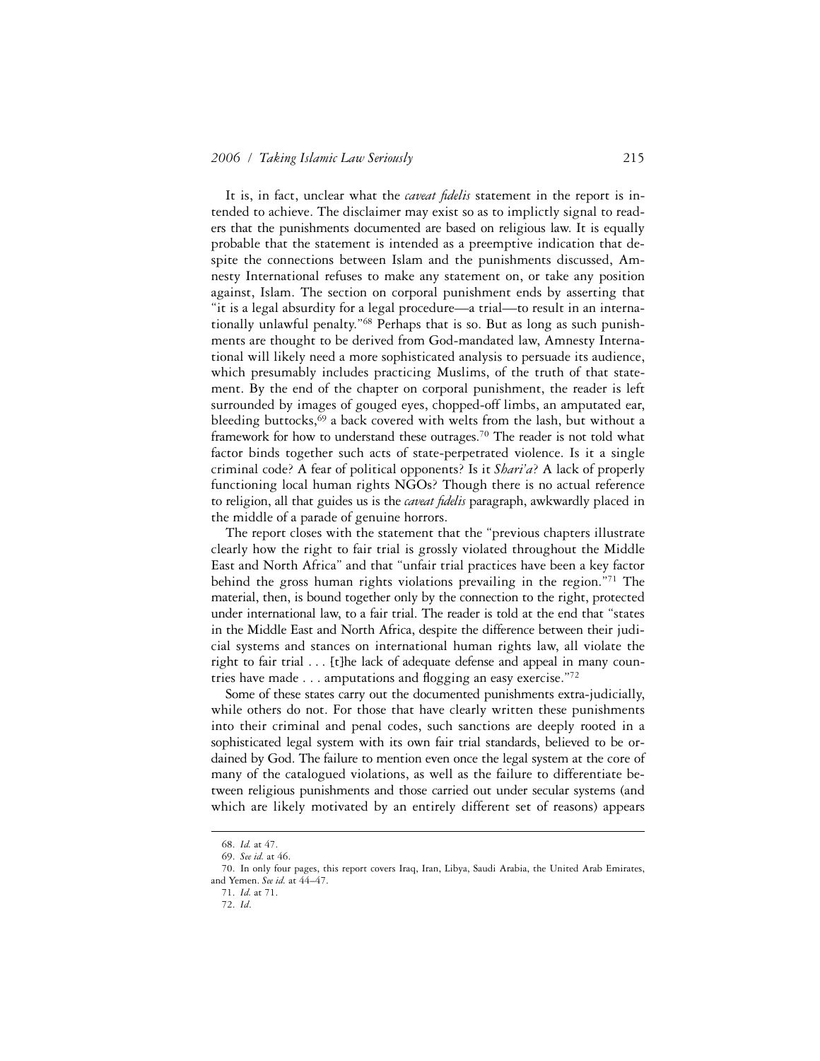It is, in fact, unclear what the *caveat fidelis* statement in the report is intended to achieve. The disclaimer may exist so as to implictly signal to readers that the punishments documented are based on religious law. It is equally probable that the statement is intended as a preemptive indication that despite the connections between Islam and the punishments discussed, Amnesty International refuses to make any statement on, or take any position against, Islam. The section on corporal punishment ends by asserting that "it is a legal absurdity for a legal procedure—a trial—to result in an internationally unlawful penalty."[68] Perhaps that is so. But as long as such punishments are thought to be derived from God-mandated law, Amnesty International will likely need a more sophisticated analysis to persuade its audience, which presumably includes practicing Muslims, of the truth of that statement. By the end of the chapter on corporal punishment, the reader is left surrounded by images of gouged eyes, chopped-off limbs, an amputated ear, bleeding buttocks,[69] a back covered with welts from the lash, but without a framework for how to understand these outrages.[70] The reader is not told what factor binds together such acts of state-perpetrated violence. Is it a single criminal code? A fear of political opponents? Is it *Shari'a*? A lack of properly functioning local human rights NGOs? Though there is no actual reference to religion, all that guides us is the *caveat fidelis* paragraph, awkwardly placed in the middle of a parade of genuine horrors.

The report closes with the statement that the "previous chapters illustrate clearly how the right to fair trial is grossly violated throughout the Middle East and North Africa" and that "unfair trial practices have been a key factor behind the gross human rights violations prevailing in the region."[71] The material, then, is bound together only by the connection to the right, protected under international law, to a fair trial. The reader is told at the end that "states in the Middle East and North Africa, despite the difference between their judicial systems and stances on international human rights law, all violate the right to fair trial . . . [t]he lack of adequate defense and appeal in many countries have made . . . amputations and flogging an easy exercise."[72]

Some of these states carry out the documented punishments extra-judicially, while others do not. For those that have clearly written these punishments into their criminal and penal codes, such sanctions are deeply rooted in a sophisticated legal system with its own fair trial standards, believed to be ordained by God. The failure to mention even once the legal system at the core of many of the catalogued violations, as well as the failure to differentiate between religious punishments and those carried out under secular systems (and which are likely motivated by an entirely different set of reasons) appears

---

68. *Id.* at 47.

69. *See id.* at 46.

70. In only four pages, this report covers Iraq, Iran, Libya, Saudi Arabia, the United Arab Emirates, and Yemen. *See id.* at 44–47.

71. *Id.* at 71.

72. *Id*.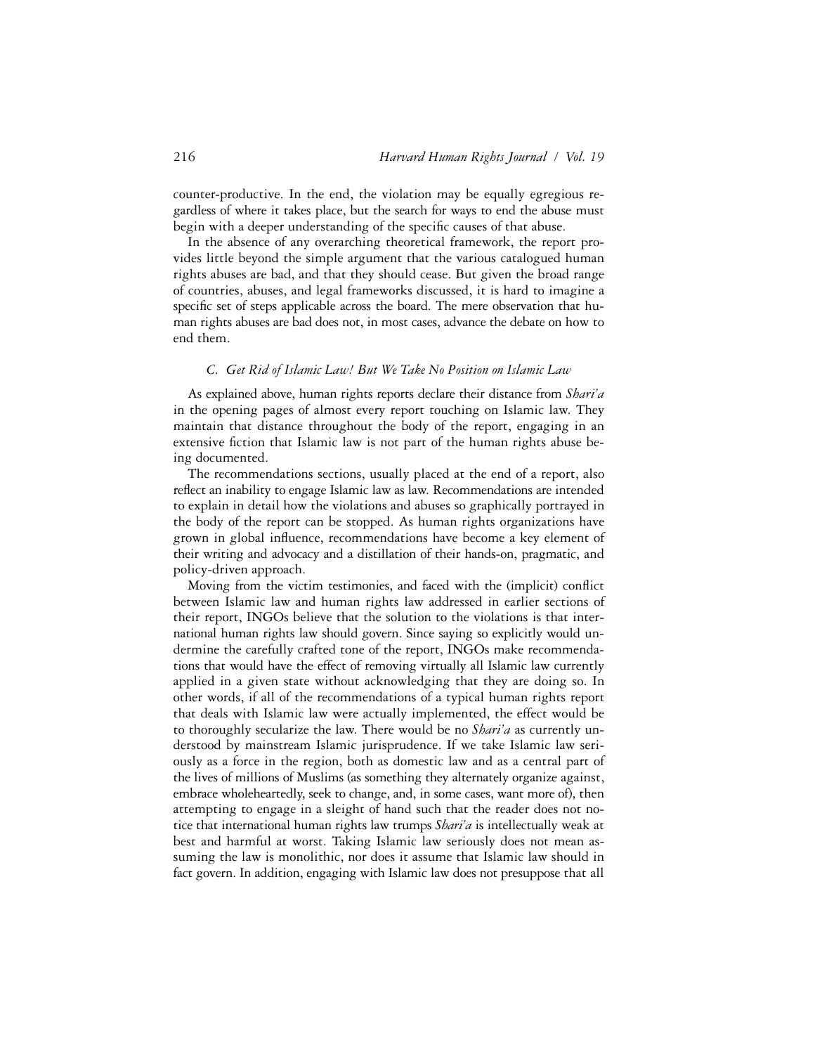counter-productive. In the end, the violation may be equally egregious regardless of where it takes place, but the search for ways to end the abuse must begin with a deeper understanding of the specific causes of that abuse.

In the absence of any overarching theoretical framework, the report provides little beyond the simple argument that the various catalogued human rights abuses are bad, and that they should cease. But given the broad range of countries, abuses, and legal frameworks discussed, it is hard to imagine a specific set of steps applicable across the board. The mere observation that human rights abuses are bad does not, in most cases, advance the debate on how to end them.

### *C. Get Rid of Islamic Law! But We Take No Position on Islamic Law*

As explained above, human rights reports declare their distance from *Shari'a* in the opening pages of almost every report touching on Islamic law. They maintain that distance throughout the body of the report, engaging in an extensive fiction that Islamic law is not part of the human rights abuse being documented.

The recommendations sections, usually placed at the end of a report, also reflect an inability to engage Islamic law as law. Recommendations are intended to explain in detail how the violations and abuses so graphically portrayed in the body of the report can be stopped. As human rights organizations have grown in global influence, recommendations have become a key element of their writing and advocacy and a distillation of their hands-on, pragmatic, and policy-driven approach.

Moving from the victim testimonies, and faced with the (implicit) conflict between Islamic law and human rights law addressed in earlier sections of their report, INGOs believe that the solution to the violations is that international human rights law should govern. Since saying so explicitly would undermine the carefully crafted tone of the report, INGOs make recommendations that would have the effect of removing virtually all Islamic law currently applied in a given state without acknowledging that they are doing so. In other words, if all of the recommendations of a typical human rights report that deals with Islamic law were actually implemented, the effect would be to thoroughly secularize the law. There would be no *Shari'a* as currently understood by mainstream Islamic jurisprudence. If we take Islamic law seriously as a force in the region, both as domestic law and as a central part of the lives of millions of Muslims (as something they alternately organize against, embrace wholeheartedly, seek to change, and, in some cases, want more of), then attempting to engage in a sleight of hand such that the reader does not notice that international human rights law trumps *Shari'a* is intellectually weak at best and harmful at worst. Taking Islamic law seriously does not mean assuming the law is monolithic, nor does it assume that Islamic law should in fact govern. In addition, engaging with Islamic law does not presuppose that all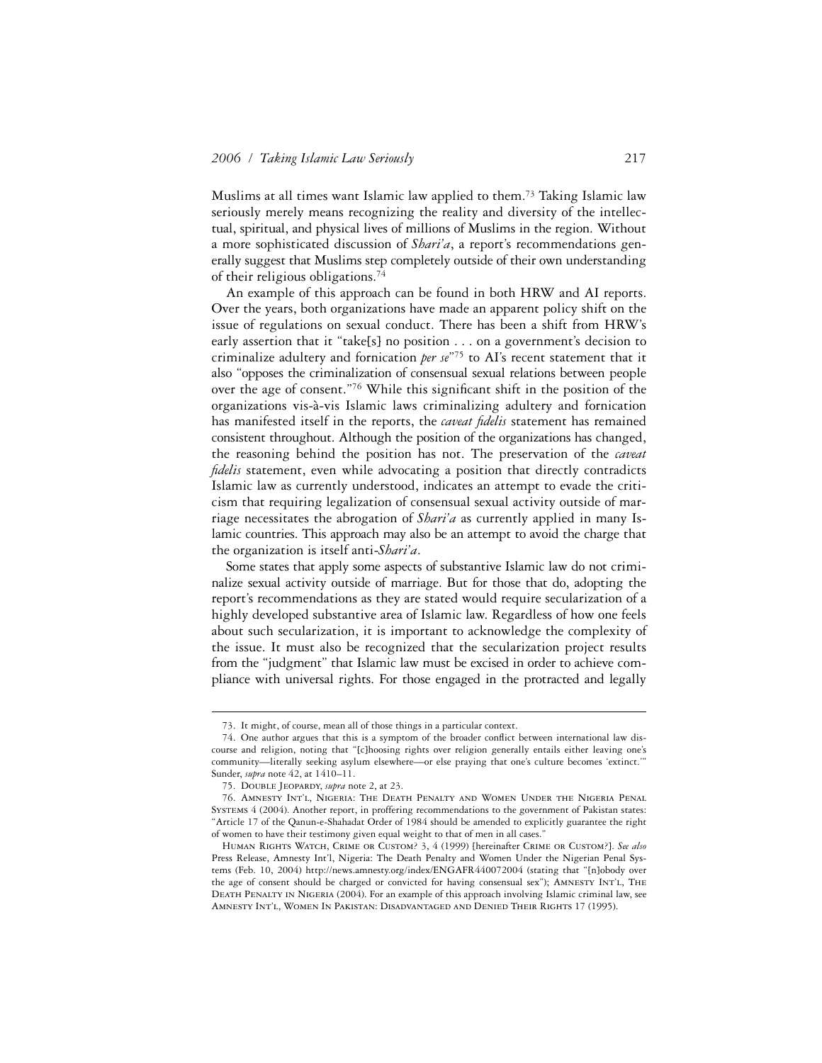Muslims at all times want Islamic law applied to them.[73] Taking Islamic law seriously merely means recognizing the reality and diversity of the intellectual, spiritual, and physical lives of millions of Muslims in the region. Without a more sophisticated discussion of *Shari'a*, a report's recommendations generally suggest that Muslims step completely outside of their own understanding of their religious obligations.[74]

An example of this approach can be found in both HRW and AI reports. Over the years, both organizations have made an apparent policy shift on the issue of regulations on sexual conduct. There has been a shift from HRW's early assertion that it "take[s] no position . . . on a government's decision to criminalize adultery and fornication *per se*"[75] to AI's recent statement that it also "opposes the criminalization of consensual sexual relations between people over the age of consent."[76] While this significant shift in the position of the organizations vis-à-vis Islamic laws criminalizing adultery and fornication has manifested itself in the reports, the *caveat fidelis* statement has remained consistent throughout. Although the position of the organizations has changed, the reasoning behind the position has not. The preservation of the *caveat fidelis* statement, even while advocating a position that directly contradicts Islamic law as currently understood, indicates an attempt to evade the criticism that requiring legalization of consensual sexual activity outside of marriage necessitates the abrogation of *Shari'a* as currently applied in many Islamic countries. This approach may also be an attempt to avoid the charge that the organization is itself anti-*Shari'a*.

Some states that apply some aspects of substantive Islamic law do not criminalize sexual activity outside of marriage. But for those that do, adopting the report's recommendations as they are stated would require secularization of a highly developed substantive area of Islamic law. Regardless of how one feels about such secularization, it is important to acknowledge the complexity of the issue. It must also be recognized that the secularization project results from the "judgment" that Islamic law must be excised in order to achieve compliance with universal rights. For those engaged in the protracted and legally

---

73. It might, of course, mean all of those things in a particular context.

74. One author argues that this is a symptom of the broader conflict between international law discourse and religion, noting that "[c]hoosing rights over religion generally entails either leaving one's community—literally seeking asylum elsewhere—or else praying that one's culture becomes 'extinct.'" Sunder, *supra* note 42, at 1410–11.

75. Double Jeopardy, *supra* note 2, at 23.

76. Amnesty Int'l, Nigeria: The Death Penalty and Women Under the Nigeria Penal Systems 4 (2004). Another report, in proffering recommendations to the government of Pakistan states: "Article 17 of the Qanun-e-Shahadat Order of 1984 should be amended to explicitly guarantee the right of women to have their testimony given equal weight to that of men in all cases."

Human Rights Watch, Crime or Custom? 3, 4 (1999) [hereinafter Crime or Custom?]. *See also* Press Release, Amnesty Int'l, Nigeria: The Death Penalty and Women Under the Nigerian Penal Systems (Feb. 10, 2004) http://news.amnesty.org/index/ENGAFR440072004 (stating that "[n]obody over the age of consent should be charged or convicted for having consensual sex"); Amnesty Int'l, The Death Penalty in Nigeria (2004). For an example of this approach involving Islamic criminal law, see Amnesty Int'l, Women In Pakistan: Disadvantaged and Denied Their Rights 17 (1995).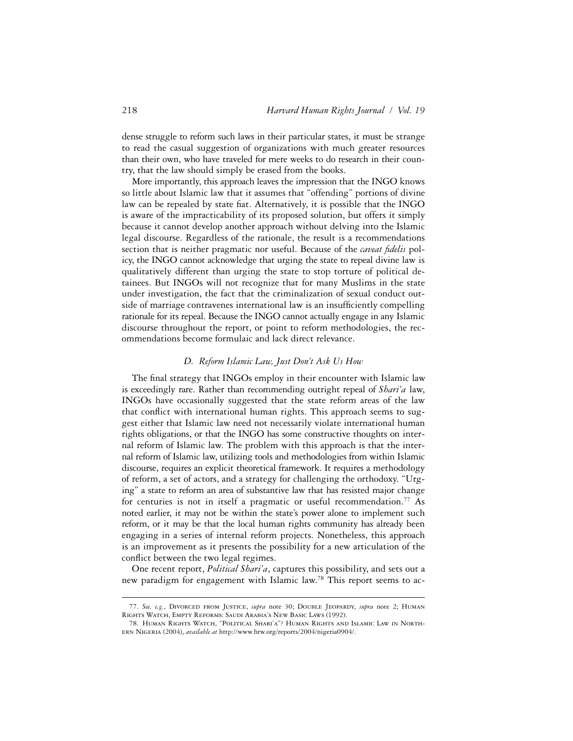dense struggle to reform such laws in their particular states, it must be strange to read the casual suggestion of organizations with much greater resources than their own, who have traveled for mere weeks to do research in their country, that the law should simply be erased from the books.

More importantly, this approach leaves the impression that the INGO knows so little about Islamic law that it assumes that "offending" portions of divine law can be repealed by state fiat. Alternatively, it is possible that the INGO is aware of the impracticability of its proposed solution, but offers it simply because it cannot develop another approach without delving into the Islamic legal discourse. Regardless of the rationale, the result is a recommendations section that is neither pragmatic nor useful. Because of the *caveat fidelis* policy, the INGO cannot acknowledge that urging the state to repeal divine law is qualitatively different than urging the state to stop torture of political detainees. But INGOs will not recognize that for many Muslims in the state under investigation, the fact that the criminalization of sexual conduct outside of marriage contravenes international law is an insufficiently compelling rationale for its repeal. Because the INGO cannot actually engage in any Islamic discourse throughout the report, or point to reform methodologies, the recommendations become formulaic and lack direct relevance.

### *D. Reform Islamic Law, Just Don't Ask Us How*

The final strategy that INGOs employ in their encounter with Islamic law is exceedingly rare. Rather than recommending outright repeal of *Shari'a* law, INGOs have occasionally suggested that the state reform areas of the law that conflict with international human rights. This approach seems to suggest either that Islamic law need not necessarily violate international human rights obligations, or that the INGO has some constructive thoughts on internal reform of Islamic law. The problem with this approach is that the internal reform of Islamic law, utilizing tools and methodologies from within Islamic discourse, requires an explicit theoretical framework. It requires a methodology of reform, a set of actors, and a strategy for challenging the orthodoxy. "Urging" a state to reform an area of substantive law that has resisted major change for centuries is not in itself a pragmatic or useful recommendation.[77] As noted earlier, it may not be within the state's power alone to implement such reform, or it may be that the local human rights community has already been engaging in a series of internal reform projects. Nonetheless, this approach is an improvement as it presents the possibility for a new articulation of the conflict between the two legal regimes.

One recent report, *Political Shari'a*, captures this possibility, and sets out a new paradigm for engagement with Islamic law.[78] This report seems to ac-

---

77. *See, e.g.*, Divorced from Justice, *supra* note 30; Double Jeopardy, *supra* note 2; Human Rights Watch, Empty Reforms: Saudi Arabia's New Basic Laws (1992).

78. Human Rights Watch, "Political Shari'a"? Human Rights and Islamic Law in Northern Nigeria (2004), *available at* http://www.hrw.org/reports/2004/nigeria0904/.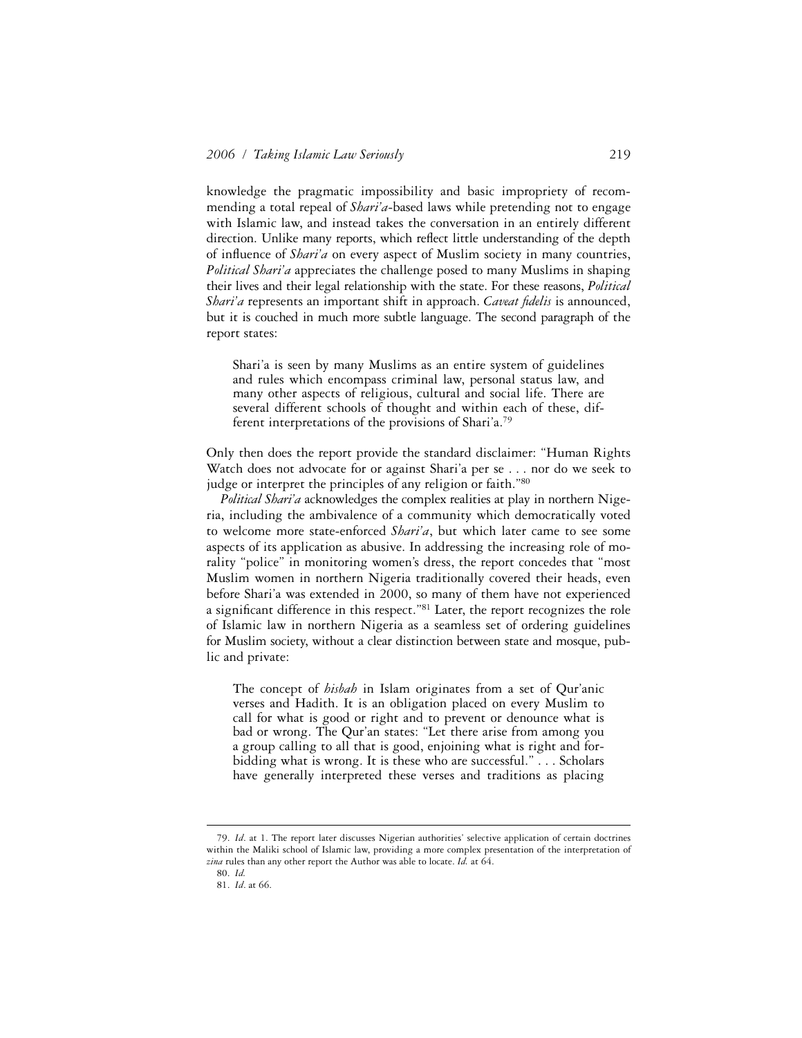knowledge the pragmatic impossibility and basic impropriety of recommending a total repeal of *Shari'a*-based laws while pretending not to engage with Islamic law, and instead takes the conversation in an entirely different direction. Unlike many reports, which reflect little understanding of the depth of influence of *Shari'a* on every aspect of Muslim society in many countries, *Political Shari'a* appreciates the challenge posed to many Muslims in shaping their lives and their legal relationship with the state. For these reasons, *Political Shari'a* represents an important shift in approach. *Caveat fidelis* is announced, but it is couched in much more subtle language. The second paragraph of the report states:

> Shari'a is seen by many Muslims as an entire system of guidelines and rules which encompass criminal law, personal status law, and many other aspects of religious, cultural and social life. There are several different schools of thought and within each of these, different interpretations of the provisions of Shari'a.[79]

Only then does the report provide the standard disclaimer: "Human Rights Watch does not advocate for or against Shari'a per se . . . nor do we seek to judge or interpret the principles of any religion or faith."[80]

*Political Shari'a* acknowledges the complex realities at play in northern Nigeria, including the ambivalence of a community which democratically voted to welcome more state-enforced *Shari'a*, but which later came to see some aspects of its application as abusive. In addressing the increasing role of morality "police" in monitoring women's dress, the report concedes that "most Muslim women in northern Nigeria traditionally covered their heads, even before Shari'a was extended in 2000, so many of them have not experienced a significant difference in this respect."[81] Later, the report recognizes the role of Islamic law in northern Nigeria as a seamless set of ordering guidelines for Muslim society, without a clear distinction between state and mosque, public and private:

> The concept of *hisbah* in Islam originates from a set of Qur'anic verses and Hadith. It is an obligation placed on every Muslim to call for what is good or right and to prevent or denounce what is bad or wrong. The Qur'an states: "Let there arise from among you a group calling to all that is good, enjoining what is right and forbidding what is wrong. It is these who are successful." . . . Scholars have generally interpreted these verses and traditions as placing

---

79. *Id*. at 1. The report later discusses Nigerian authorities' selective application of certain doctrines within the Maliki school of Islamic law, providing a more complex presentation of the interpretation of *zina* rules than any other report the Author was able to locate. *Id.* at 64.

80. *Id.*

81. *Id*. at 66.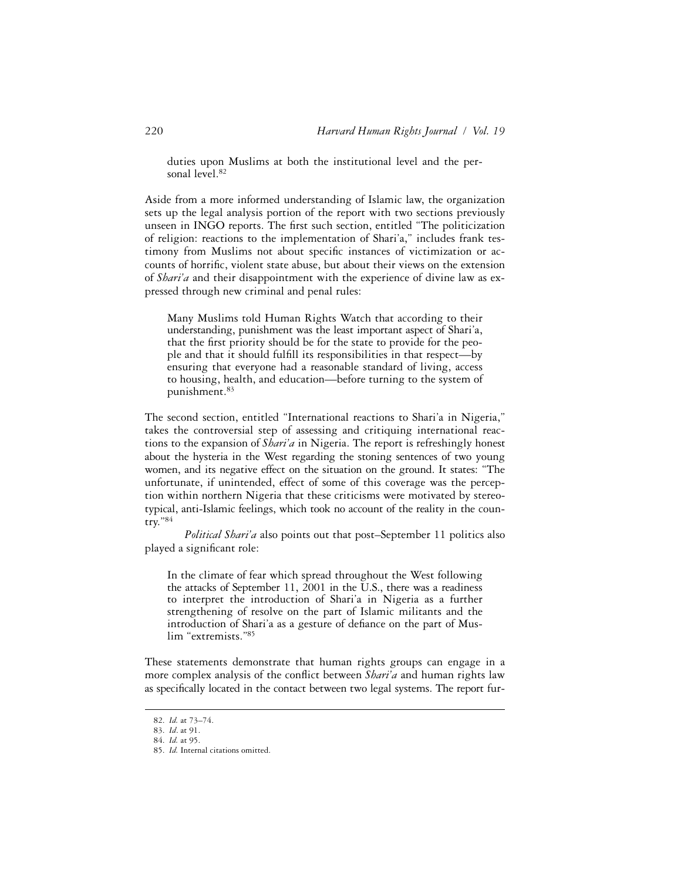> duties upon Muslims at both the institutional level and the personal level.[82]

Aside from a more informed understanding of Islamic law, the organization sets up the legal analysis portion of the report with two sections previously unseen in INGO reports. The first such section, entitled "The politicization of religion: reactions to the implementation of Shari'a," includes frank testimony from Muslims not about specific instances of victimization or accounts of horrific, violent state abuse, but about their views on the extension of *Shari'a* and their disappointment with the experience of divine law as expressed through new criminal and penal rules:

> Many Muslims told Human Rights Watch that according to their understanding, punishment was the least important aspect of Shari'a, that the first priority should be for the state to provide for the people and that it should fulfill its responsibilities in that respect—by ensuring that everyone had a reasonable standard of living, access to housing, health, and education—before turning to the system of punishment.[83]

The second section, entitled "International reactions to Shari'a in Nigeria," takes the controversial step of assessing and critiquing international reactions to the expansion of *Shari'a* in Nigeria. The report is refreshingly honest about the hysteria in the West regarding the stoning sentences of two young women, and its negative effect on the situation on the ground. It states: "The unfortunate, if unintended, effect of some of this coverage was the perception within northern Nigeria that these criticisms were motivated by stereotypical, anti-Islamic feelings, which took no account of the reality in the country."[84]

*Political Shari'a* also points out that post–September 11 politics also played a significant role:

> In the climate of fear which spread throughout the West following the attacks of September 11, 2001 in the U.S., there was a readiness to interpret the introduction of Shari'a in Nigeria as a further strengthening of resolve on the part of Islamic militants and the introduction of Shari'a as a gesture of defiance on the part of Muslim "extremists."[85]

These statements demonstrate that human rights groups can engage in a more complex analysis of the conflict between *Shari'a* and human rights law as specifically located in the contact between two legal systems. The report fur-

---

82. *Id.* at 73–74.

83. *Id*. at 91.

84. *Id.* at 95.

85. *Id.* Internal citations omitted.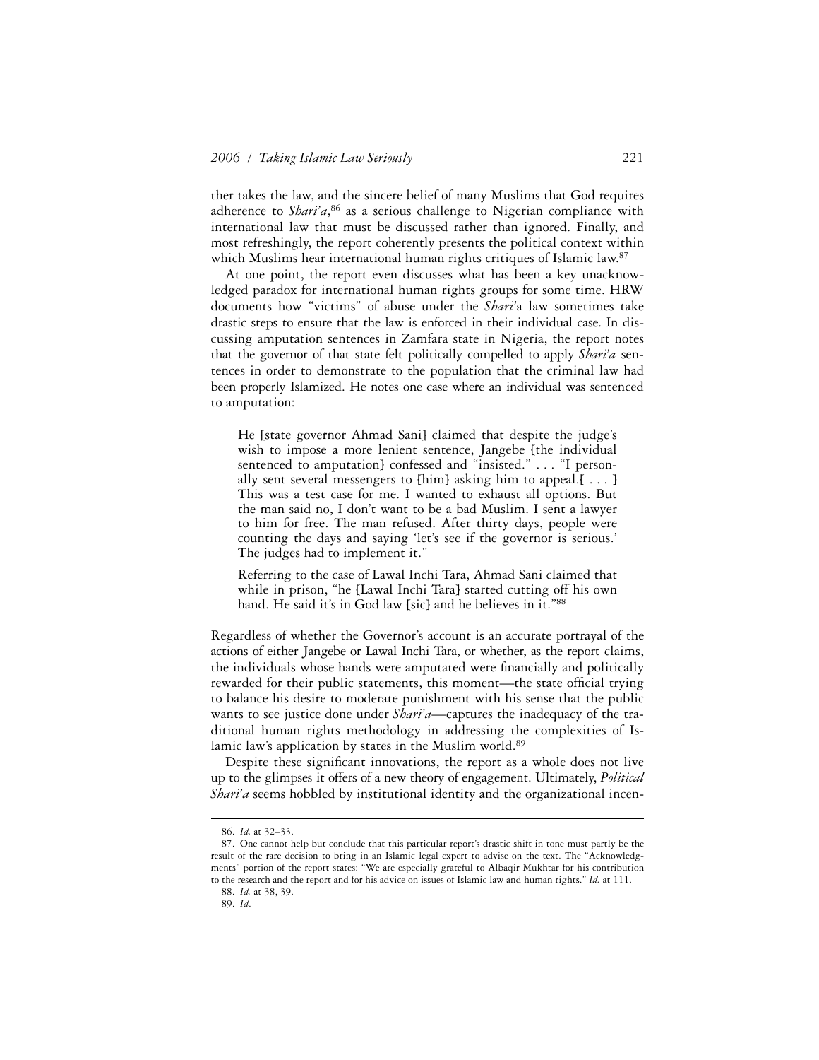ther takes the law, and the sincere belief of many Muslims that God requires adherence to *Shari'a*,[86] as a serious challenge to Nigerian compliance with international law that must be discussed rather than ignored. Finally, and most refreshingly, the report coherently presents the political context within which Muslims hear international human rights critiques of Islamic law.[87]

At one point, the report even discusses what has been a key unacknowledged paradox for international human rights groups for some time. HRW documents how "victims" of abuse under the *Shari'*a law sometimes take drastic steps to ensure that the law is enforced in their individual case. In discussing amputation sentences in Zamfara state in Nigeria, the report notes that the governor of that state felt politically compelled to apply *Shari'a* sentences in order to demonstrate to the population that the criminal law had been properly Islamized. He notes one case where an individual was sentenced to amputation:

> He [state governor Ahmad Sani] claimed that despite the judge's wish to impose a more lenient sentence, Jangebe [the individual sentenced to amputation] confessed and "insisted." . . . "I personally sent several messengers to [him] asking him to appeal.[ . . . ] This was a test case for me. I wanted to exhaust all options. But the man said no, I don't want to be a bad Muslim. I sent a lawyer to him for free. The man refused. After thirty days, people were counting the days and saying 'let's see if the governor is serious.' The judges had to implement it."
>
> Referring to the case of Lawal Inchi Tara, Ahmad Sani claimed that while in prison, "he [Lawal Inchi Tara] started cutting off his own hand. He said it's in God law [sic] and he believes in it."[88]

Regardless of whether the Governor's account is an accurate portrayal of the actions of either Jangebe or Lawal Inchi Tara, or whether, as the report claims, the individuals whose hands were amputated were financially and politically rewarded for their public statements, this moment—the state official trying to balance his desire to moderate punishment with his sense that the public wants to see justice done under *Shari'a*—captures the inadequacy of the traditional human rights methodology in addressing the complexities of Islamic law's application by states in the Muslim world.[89]

Despite these significant innovations, the report as a whole does not live up to the glimpses it offers of a new theory of engagement. Ultimately, *Political Shari'a* seems hobbled by institutional identity and the organizational incen-

---

86. *Id.* at 32–33.

87. One cannot help but conclude that this particular report's drastic shift in tone must partly be the result of the rare decision to bring in an Islamic legal expert to advise on the text. The "Acknowledgments" portion of the report states: "We are especially grateful to Albaqir Mukhtar for his contribution to the research and the report and for his advice on issues of Islamic law and human rights." *Id.* at 111.

88. *Id.* at 38, 39.

89. *Id.*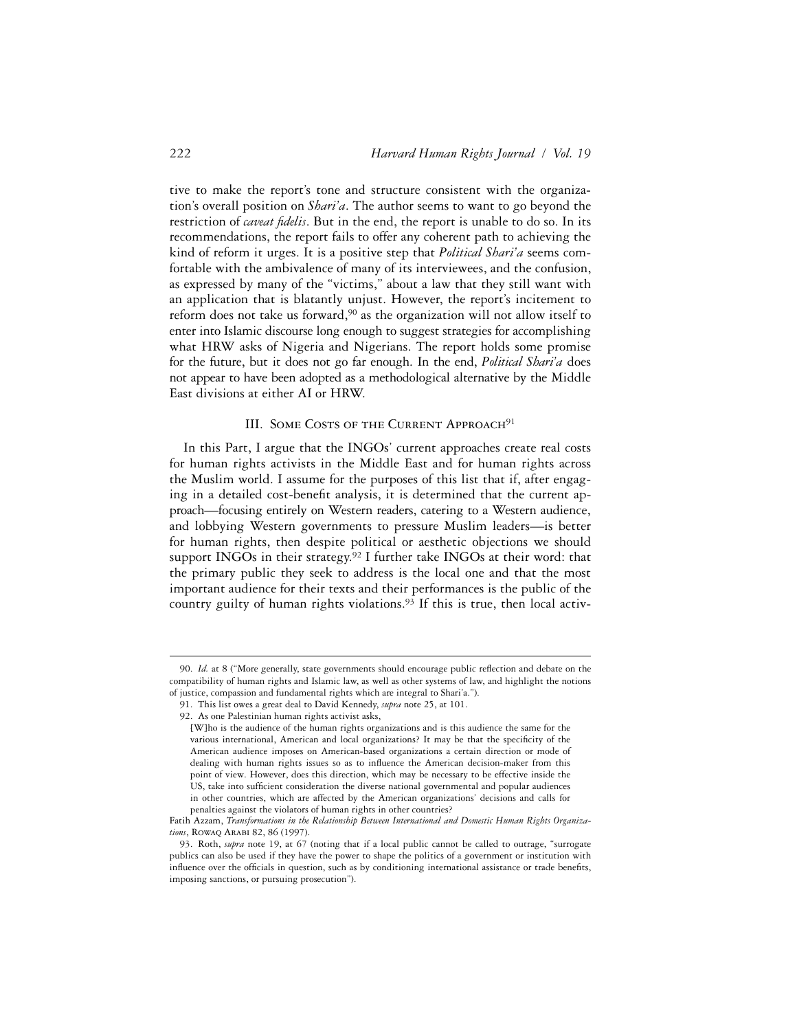tive to make the report's tone and structure consistent with the organization's overall position on *Shari'a*. The author seems to want to go beyond the restriction of *caveat fidelis*. But in the end, the report is unable to do so. In its recommendations, the report fails to offer any coherent path to achieving the kind of reform it urges. It is a positive step that *Political Shari'a* seems comfortable with the ambivalence of many of its interviewees, and the confusion, as expressed by many of the "victims," about a law that they still want with an application that is blatantly unjust. However, the report's incitement to reform does not take us forward,[90] as the organization will not allow itself to enter into Islamic discourse long enough to suggest strategies for accomplishing what HRW asks of Nigeria and Nigerians. The report holds some promise for the future, but it does not go far enough. In the end, *Political Shari'a* does not appear to have been adopted as a methodological alternative by the Middle East divisions at either AI or HRW.

## III. Some Costs of the Current Approach[91]

In this Part, I argue that the INGOs' current approaches create real costs for human rights activists in the Middle East and for human rights across the Muslim world. I assume for the purposes of this list that if, after engaging in a detailed cost-benefit analysis, it is determined that the current approach—focusing entirely on Western readers, catering to a Western audience, and lobbying Western governments to pressure Muslim leaders—is better for human rights, then despite political or aesthetic objections we should support INGOs in their strategy.[92] I further take INGOs at their word: that the primary public they seek to address is the local one and that the most important audience for their texts and their performances is the public of the country guilty of human rights violations.[93] If this is true, then local activ-

---

90. *Id.* at 8 ("More generally, state governments should encourage public reflection and debate on the compatibility of human rights and Islamic law, as well as other systems of law, and highlight the notions of justice, compassion and fundamental rights which are integral to Shari'a.").

91. This list owes a great deal to David Kennedy, *supra* note 25, at 101.

92. As one Palestinian human rights activist asks,

> [W]ho is the audience of the human rights organizations and is this audience the same for the various international, American and local organizations? It may be that the specificity of the American audience imposes on American-based organizations a certain direction or mode of dealing with human rights issues so as to influence the American decision-maker from this point of view. However, does this direction, which may be necessary to be effective inside the US, take into sufficient consideration the diverse national governmental and popular audiences in other countries, which are affected by the American organizations' decisions and calls for penalties against the violators of human rights in other countries?

Fatih Azzam, *Transformations in the Relationship Between International and Domestic Human Rights Organizations*, Rowaq Arabi 82, 86 (1997).

93. Roth, *supra* note 19, at 67 (noting that if a local public cannot be called to outrage, "surrogate publics can also be used if they have the power to shape the politics of a government or institution with influence over the officials in question, such as by conditioning international assistance or trade benefits, imposing sanctions, or pursuing prosecution").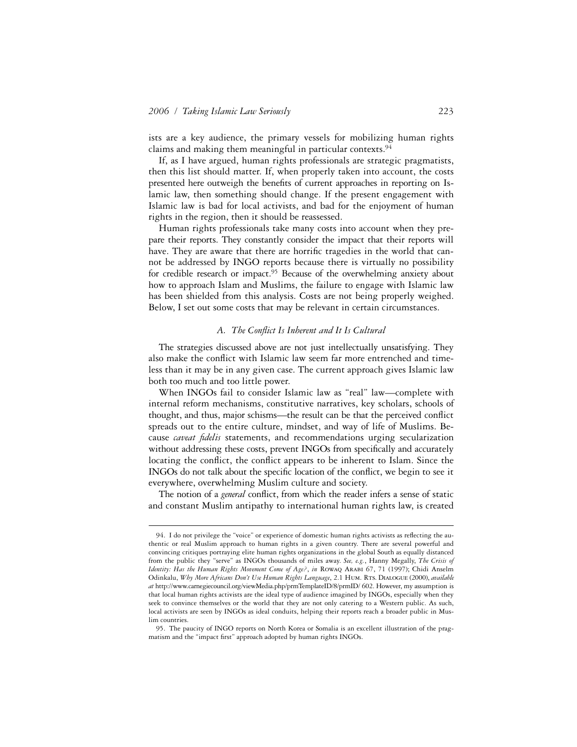ists are a key audience, the primary vessels for mobilizing human rights claims and making them meaningful in particular contexts.[94]

If, as I have argued, human rights professionals are strategic pragmatists, then this list should matter. If, when properly taken into account, the costs presented here outweigh the benefits of current approaches in reporting on Islamic law, then something should change. If the present engagement with Islamic law is bad for local activists, and bad for the enjoyment of human rights in the region, then it should be reassessed.

Human rights professionals take many costs into account when they prepare their reports. They constantly consider the impact that their reports will have. They are aware that there are horrific tragedies in the world that cannot be addressed by INGO reports because there is virtually no possibility for credible research or impact.[95] Because of the overwhelming anxiety about how to approach Islam and Muslims, the failure to engage with Islamic law has been shielded from this analysis. Costs are not being properly weighed. Below, I set out some costs that may be relevant in certain circumstances.

### *A. The Conflict Is Inherent and It Is Cultural*

The strategies discussed above are not just intellectually unsatisfying. They also make the conflict with Islamic law seem far more entrenched and timeless than it may be in any given case. The current approach gives Islamic law both too much and too little power.

When INGOs fail to consider Islamic law as "real" law—complete with internal reform mechanisms, constitutive narratives, key scholars, schools of thought, and thus, major schisms—the result can be that the perceived conflict spreads out to the entire culture, mindset, and way of life of Muslims. Because *caveat fidelis* statements, and recommendations urging secularization without addressing these costs, prevent INGOs from specifically and accurately locating the conflict, the conflict appears to be inherent to Islam. Since the INGOs do not talk about the specific location of the conflict, we begin to see it everywhere, overwhelming Muslim culture and society.

The notion of a *general* conflict, from which the reader infers a sense of static and constant Muslim antipathy to international human rights law, is created

---

94. I do not privilege the "voice" or experience of domestic human rights activists as reflecting the authentic or real Muslim approach to human rights in a given country. There are several powerful and convincing critiques portraying elite human rights organizations in the global South as equally distanced from the public they "serve" as INGOs thousands of miles away. *See, e.g.*, Hanny Megally, *The Crisis of Identity: Has the Human Rights Movement Come of Age?*, *in* ROWAQ ARABI 67, 71 (1997); Chidi Anselm Odinkalu, *Why More Africans Don't Use Human Rights Language*, 2.1 HUM. RTS. DIALOGUE (2000), *available at* http://www.carnegiecouncil.org/viewMedia.php/prmTemplateID/8/prmID/ 602. However, my assumption is that local human rights activists are the ideal type of audience imagined by INGOs, especially when they seek to convince themselves or the world that they are not only catering to a Western public. As such, local activists are seen by INGOs as ideal conduits, helping their reports reach a broader public in Muslim countries.

95. The paucity of INGO reports on North Korea or Somalia is an excellent illustration of the pragmatism and the "impact first" approach adopted by human rights INGOs.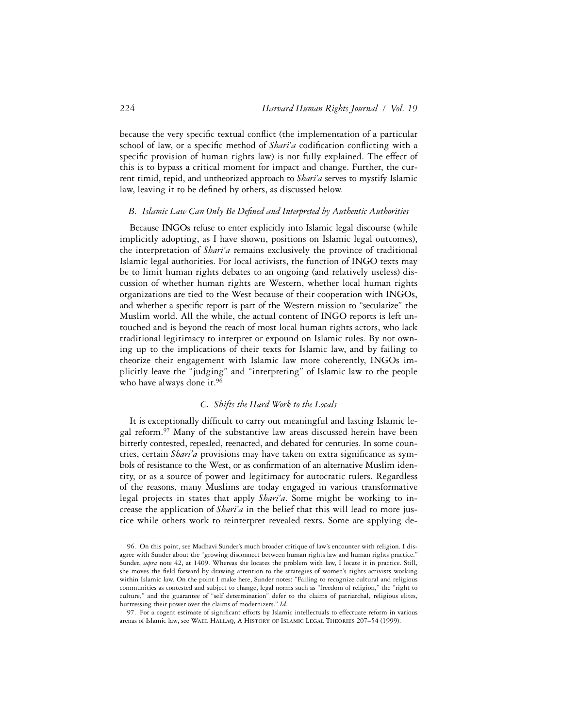because the very specific textual conflict (the implementation of a particular school of law, or a specific method of *Shari'a* codification conflicting with a specific provision of human rights law) is not fully explained. The effect of this is to bypass a critical moment for impact and change. Further, the current timid, tepid, and untheorized approach to *Shari'a* serves to mystify Islamic law, leaving it to be defined by others, as discussed below.

### *B. Islamic Law Can Only Be Defined and Interpreted by Authentic Authorities*

Because INGOs refuse to enter explicitly into Islamic legal discourse (while implicitly adopting, as I have shown, positions on Islamic legal outcomes), the interpretation of *Shari'a* remains exclusively the province of traditional Islamic legal authorities. For local activists, the function of INGO texts may be to limit human rights debates to an ongoing (and relatively useless) discussion of whether human rights are Western, whether local human rights organizations are tied to the West because of their cooperation with INGOs, and whether a specific report is part of the Western mission to "secularize" the Muslim world. All the while, the actual content of INGO reports is left untouched and is beyond the reach of most local human rights actors, who lack traditional legitimacy to interpret or expound on Islamic rules. By not owning up to the implications of their texts for Islamic law, and by failing to theorize their engagement with Islamic law more coherently, INGOs implicitly leave the "judging" and "interpreting" of Islamic law to the people who have always done it.[96]

### *C. Shifts the Hard Work to the Locals*

It is exceptionally difficult to carry out meaningful and lasting Islamic legal reform.[97] Many of the substantive law areas discussed herein have been bitterly contested, repealed, reenacted, and debated for centuries. In some countries, certain *Shari'a* provisions may have taken on extra significance as symbols of resistance to the West, or as confirmation of an alternative Muslim identity, or as a source of power and legitimacy for autocratic rulers. Regardless of the reasons, many Muslims are today engaged in various transformative legal projects in states that apply *Shari'a*. Some might be working to increase the application of *Shari'a* in the belief that this will lead to more justice while others work to reinterpret revealed texts. Some are applying de-

---

96. On this point, see Madhavi Sunder's much broader critique of law's encounter with religion. I disagree with Sunder about the "growing disconnect between human rights law and human rights practice." Sunder, *supra* note 42, at 1409. Whereas she locates the problem with law, I locate it in practice. Still, she moves the field forward by drawing attention to the strategies of women's rights activists working within Islamic law. On the point I make here, Sunder notes: "Failing to recognize cultural and religious communities as contested and subject to change, legal norms such as "freedom of religion," the "right to culture," and the guarantee of "self determination" defer to the claims of patriarchal, religious elites, buttressing their power over the claims of modernizers." *Id*.

97. For a cogent estimate of significant efforts by Islamic intellectuals to effectuate reform in various arenas of Islamic law, see Wael Hallaq, A History of Islamic Legal Theories 207–54 (1999).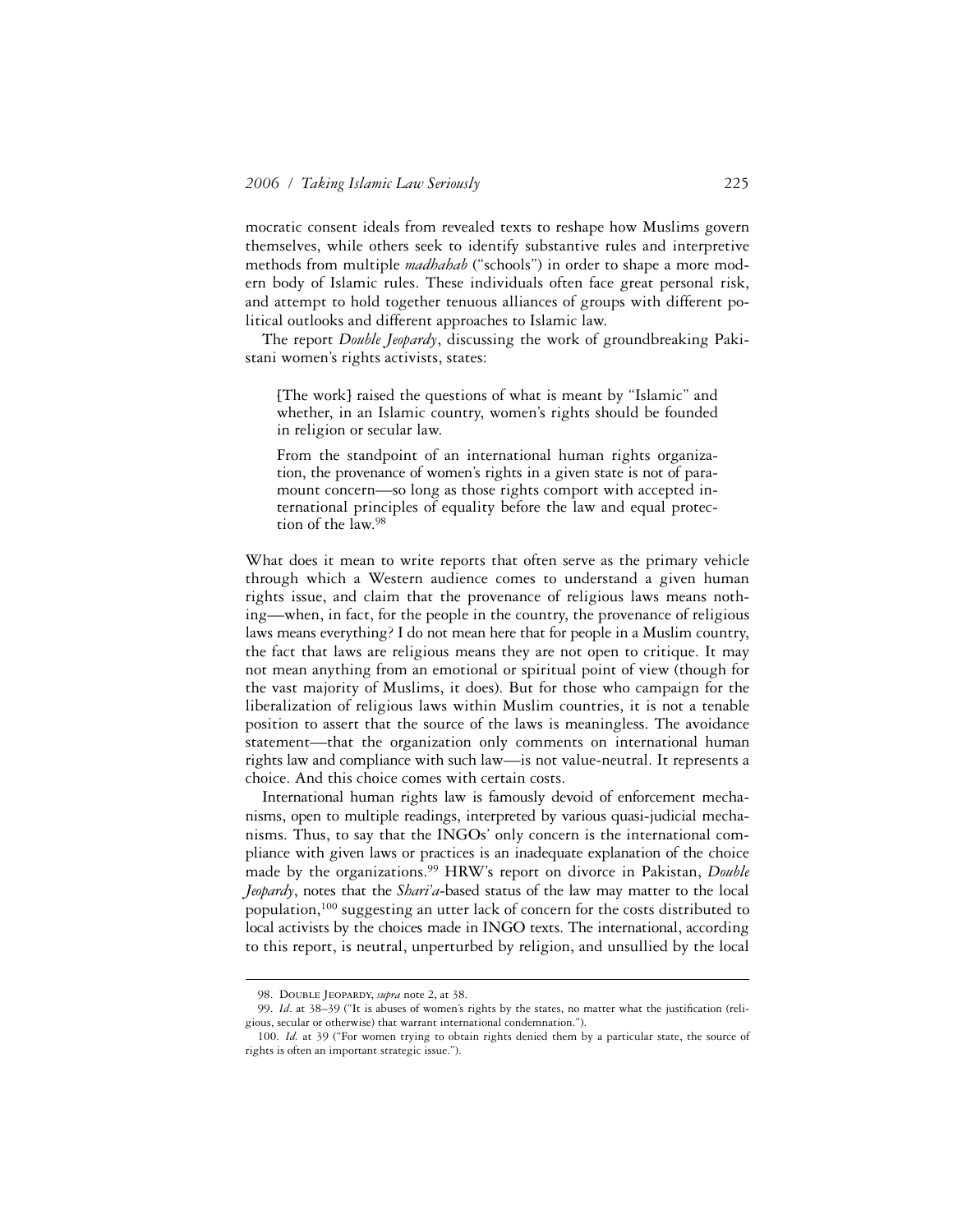mocratic consent ideals from revealed texts to reshape how Muslims govern themselves, while others seek to identify substantive rules and interpretive methods from multiple *madhahab* ("schools") in order to shape a more modern body of Islamic rules. These individuals often face great personal risk, and attempt to hold together tenuous alliances of groups with different political outlooks and different approaches to Islamic law.

The report *Double Jeopardy*, discussing the work of groundbreaking Pakistani women's rights activists, states:

> [The work] raised the questions of what is meant by "Islamic" and whether, in an Islamic country, women's rights should be founded in religion or secular law.
>
> From the standpoint of an international human rights organization, the provenance of women's rights in a given state is not of paramount concern—so long as those rights comport with accepted international principles of equality before the law and equal protection of the law.[98]

What does it mean to write reports that often serve as the primary vehicle through which a Western audience comes to understand a given human rights issue, and claim that the provenance of religious laws means nothing—when, in fact, for the people in the country, the provenance of religious laws means everything? I do not mean here that for people in a Muslim country, the fact that laws are religious means they are not open to critique. It may not mean anything from an emotional or spiritual point of view (though for the vast majority of Muslims, it does). But for those who campaign for the liberalization of religious laws within Muslim countries, it is not a tenable position to assert that the source of the laws is meaningless. The avoidance statement—that the organization only comments on international human rights law and compliance with such law—is not value-neutral. It represents a choice. And this choice comes with certain costs.

International human rights law is famously devoid of enforcement mechanisms, open to multiple readings, interpreted by various quasi-judicial mechanisms. Thus, to say that the INGOs' only concern is the international compliance with given laws or practices is an inadequate explanation of the choice made by the organizations.[99] HRW's report on divorce in Pakistan, *Double Jeopardy*, notes that the *Shari'a*-based status of the law may matter to the local population,[100] suggesting an utter lack of concern for the costs distributed to local activists by the choices made in INGO texts. The international, according to this report, is neutral, unperturbed by religion, and unsullied by the local

---

98. Double Jeopardy, *supra* note 2, at 38.

99. *Id*. at 38–39 ("It is abuses of women's rights by the states, no matter what the justification (religious, secular or otherwise) that warrant international condemnation.").

100. *Id.* at 39 ("For women trying to obtain rights denied them by a particular state, the source of rights is often an important strategic issue.").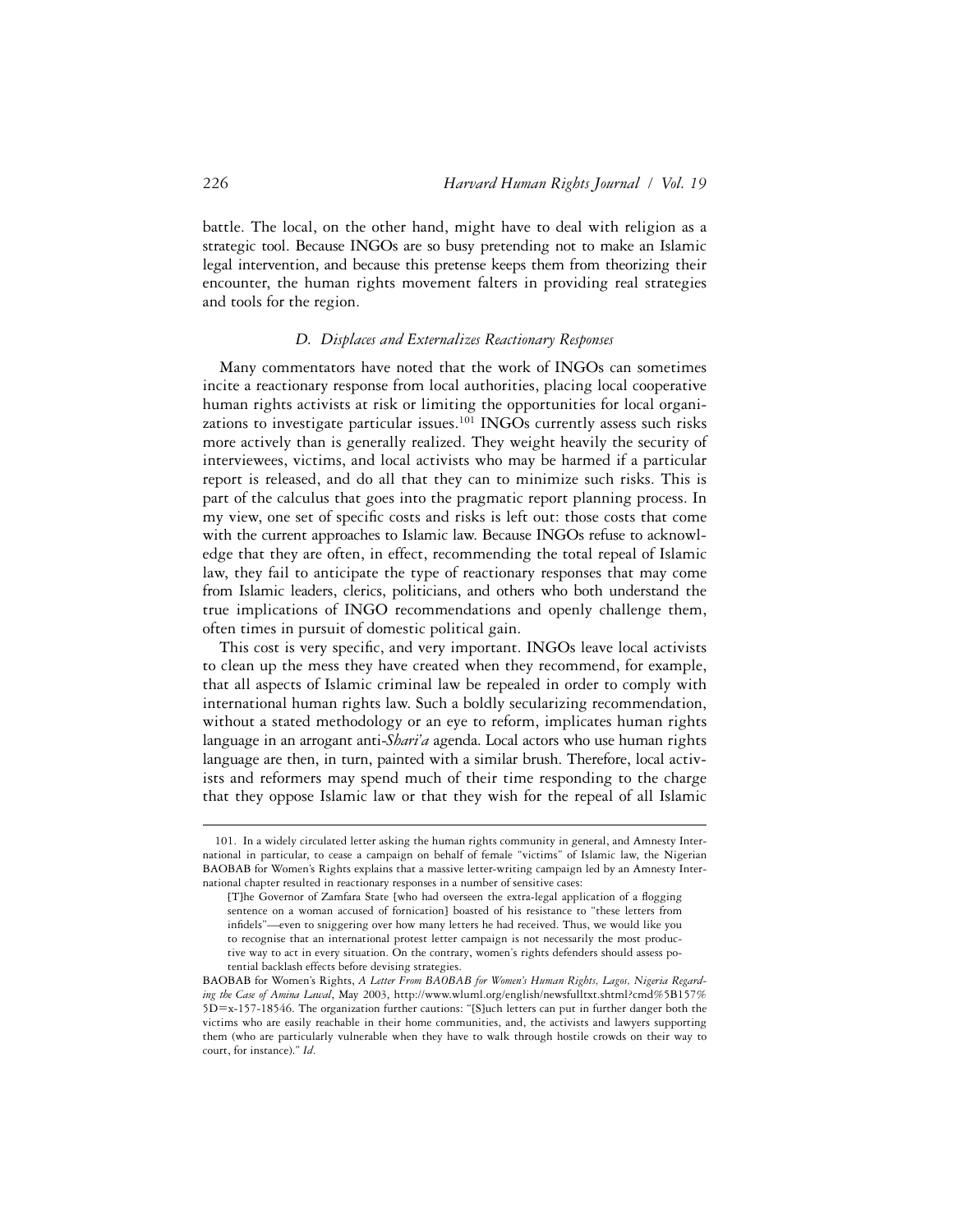battle. The local, on the other hand, might have to deal with religion as a strategic tool. Because INGOs are so busy pretending not to make an Islamic legal intervention, and because this pretense keeps them from theorizing their encounter, the human rights movement falters in providing real strategies and tools for the region.

### *D. Displaces and Externalizes Reactionary Responses*

Many commentators have noted that the work of INGOs can sometimes incite a reactionary response from local authorities, placing local cooperative human rights activists at risk or limiting the opportunities for local organizations to investigate particular issues.[101] INGOs currently assess such risks more actively than is generally realized. They weight heavily the security of interviewees, victims, and local activists who may be harmed if a particular report is released, and do all that they can to minimize such risks. This is part of the calculus that goes into the pragmatic report planning process. In my view, one set of specific costs and risks is left out: those costs that come with the current approaches to Islamic law. Because INGOs refuse to acknowledge that they are often, in effect, recommending the total repeal of Islamic law, they fail to anticipate the type of reactionary responses that may come from Islamic leaders, clerics, politicians, and others who both understand the true implications of INGO recommendations and openly challenge them, often times in pursuit of domestic political gain.

This cost is very specific, and very important. INGOs leave local activists to clean up the mess they have created when they recommend, for example, that all aspects of Islamic criminal law be repealed in order to comply with international human rights law. Such a boldly secularizing recommendation, without a stated methodology or an eye to reform, implicates human rights language in an arrogant anti-*Shari'a* agenda. Local actors who use human rights language are then, in turn, painted with a similar brush. Therefore, local activists and reformers may spend much of their time responding to the charge that they oppose Islamic law or that they wish for the repeal of all Islamic

---

101. In a widely circulated letter asking the human rights community in general, and Amnesty International in particular, to cease a campaign on behalf of female "victims" of Islamic law, the Nigerian BAOBAB for Women's Rights explains that a massive letter-writing campaign led by an Amnesty International chapter resulted in reactionary responses in a number of sensitive cases:

> [T]he Governor of Zamfara State [who had overseen the extra-legal application of a flogging sentence on a woman accused of fornication] boasted of his resistance to "these letters from infidels"—even to sniggering over how many letters he had received. Thus, we would like you to recognise that an international protest letter campaign is not necessarily the most productive way to act in every situation. On the contrary, women's rights defenders should assess potential backlash effects before devising strategies.

BAOBAB for Women's Rights, *A Letter From BAOBAB for Women's Human Rights, Lagos, Nigeria Regarding the Case of Amina Lawal*, May 2003, http://www.wluml.org/english/newsfulltxt.shtml?cmd%5B157%5D=x-157-18546. The organization further cautions: "[S]uch letters can put in further danger both the victims who are easily reachable in their home communities, and, the activists and lawyers supporting them (who are particularly vulnerable when they have to walk through hostile crowds on their way to court, for instance)." *Id*.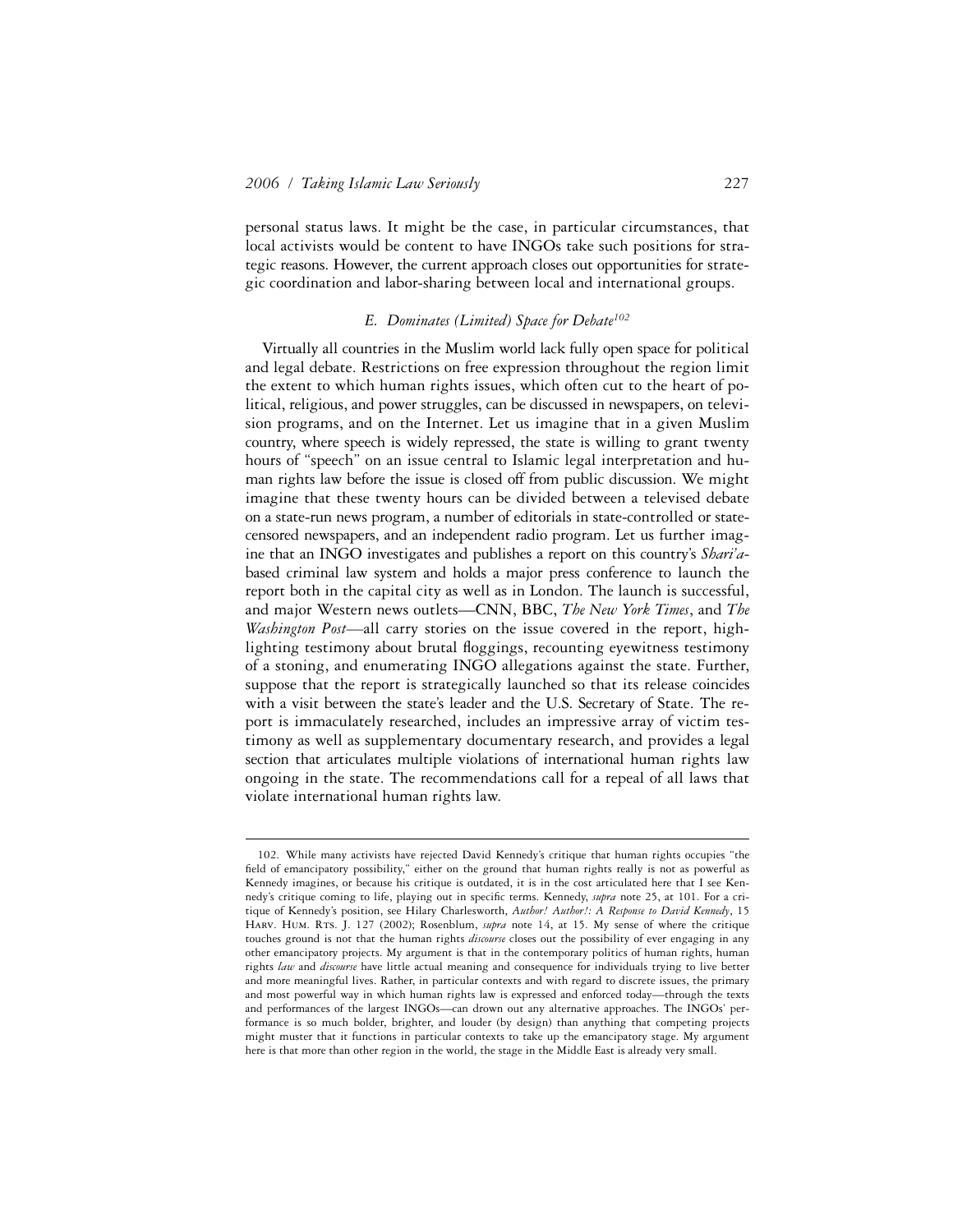personal status laws. It might be the case, in particular circumstances, that local activists would be content to have INGOs take such positions for strategic reasons. However, the current approach closes out opportunities for strategic coordination and labor-sharing between local and international groups.

### *E. Dominates (Limited) Space for Debate*[102]

Virtually all countries in the Muslim world lack fully open space for political and legal debate. Restrictions on free expression throughout the region limit the extent to which human rights issues, which often cut to the heart of political, religious, and power struggles, can be discussed in newspapers, on television programs, and on the Internet. Let us imagine that in a given Muslim country, where speech is widely repressed, the state is willing to grant twenty hours of "speech" on an issue central to Islamic legal interpretation and human rights law before the issue is closed off from public discussion. We might imagine that these twenty hours can be divided between a televised debate on a state-run news program, a number of editorials in state-controlled or state-censored newspapers, and an independent radio program. Let us further imagine that an INGO investigates and publishes a report on this country's *Shari'a*-based criminal law system and holds a major press conference to launch the report both in the capital city as well as in London. The launch is successful, and major Western news outlets—CNN, BBC, *The New York Times*, and *The Washington Post*—all carry stories on the issue covered in the report, highlighting testimony about brutal floggings, recounting eyewitness testimony of a stoning, and enumerating INGO allegations against the state. Further, suppose that the report is strategically launched so that its release coincides with a visit between the state's leader and the U.S. Secretary of State. The report is immaculately researched, includes an impressive array of victim testimony as well as supplementary documentary research, and provides a legal section that articulates multiple violations of international human rights law ongoing in the state. The recommendations call for a repeal of all laws that violate international human rights law.

---

102. While many activists have rejected David Kennedy's critique that human rights occupies "the field of emancipatory possibility," either on the ground that human rights really is not as powerful as Kennedy imagines, or because his critique is outdated, it is in the cost articulated here that I see Kennedy's critique coming to life, playing out in specific terms. Kennedy, *supra* note 25, at 101. For a critique of Kennedy's position, see Hilary Charlesworth, *Author! Author!: A Response to David Kennedy*, 15 Harv. Hum. Rts. J. 127 (2002); Rosenblum, *supra* note 14, at 15. My sense of where the critique touches ground is not that the human rights *discourse* closes out the possibility of ever engaging in any other emancipatory projects. My argument is that in the contemporary politics of human rights, human rights *law* and *discourse* have little actual meaning and consequence for individuals trying to live better and more meaningful lives. Rather, in particular contexts and with regard to discrete issues, the primary and most powerful way in which human rights law is expressed and enforced today—through the texts and performances of the largest INGOs—can drown out any alternative approaches. The INGOs' performance is so much bolder, brighter, and louder (by design) than anything that competing projects might muster that it functions in particular contexts to take up the emancipatory stage. My argument here is that more than other region in the world, the stage in the Middle East is already very small.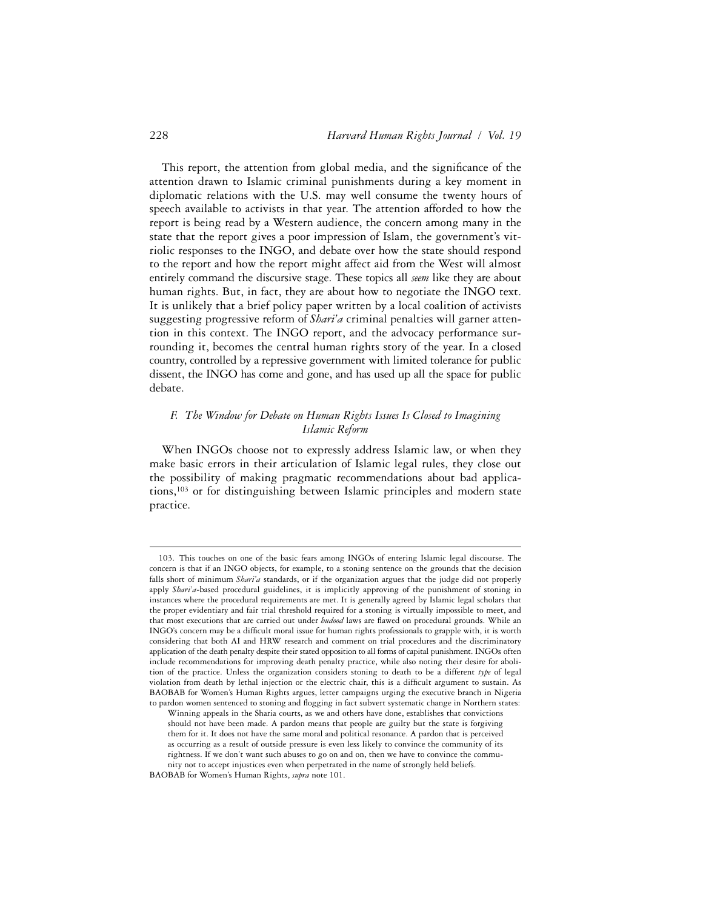This report, the attention from global media, and the significance of the attention drawn to Islamic criminal punishments during a key moment in diplomatic relations with the U.S. may well consume the twenty hours of speech available to activists in that year. The attention afforded to how the report is being read by a Western audience, the concern among many in the state that the report gives a poor impression of Islam, the government's vitriolic responses to the INGO, and debate over how the state should respond to the report and how the report might affect aid from the West will almost entirely command the discursive stage. These topics all *seem* like they are about human rights. But, in fact, they are about how to negotiate the INGO text. It is unlikely that a brief policy paper written by a local coalition of activists suggesting progressive reform of *Shari'a* criminal penalties will garner attention in this context. The INGO report, and the advocacy performance surrounding it, becomes the central human rights story of the year. In a closed country, controlled by a repressive government with limited tolerance for public dissent, the INGO has come and gone, and has used up all the space for public debate.

### *F. The Window for Debate on Human Rights Issues Is Closed to Imagining Islamic Reform*

When INGOs choose not to expressly address Islamic law, or when they make basic errors in their articulation of Islamic legal rules, they close out the possibility of making pragmatic recommendations about bad applications,[103] or for distinguishing between Islamic principles and modern state practice.

---

103. This touches on one of the basic fears among INGOs of entering Islamic legal discourse. The concern is that if an INGO objects, for example, to a stoning sentence on the grounds that the decision falls short of minimum *Shari'a* standards, or if the organization argues that the judge did not properly apply *Shari'a*-based procedural guidelines, it is implicitly approving of the punishment of stoning in instances where the procedural requirements are met. It is generally agreed by Islamic legal scholars that the proper evidentiary and fair trial threshold required for a stoning is virtually impossible to meet, and that most executions that are carried out under *hudood* laws are flawed on procedural grounds. While an INGO's concern may be a difficult moral issue for human rights professionals to grapple with, it is worth considering that both AI and HRW research and comment on trial procedures and the discriminatory application of the death penalty despite their stated opposition to all forms of capital punishment. INGOs often include recommendations for improving death penalty practice, while also noting their desire for abolition of the practice. Unless the organization considers stoning to death to be a different *type* of legal violation from death by lethal injection or the electric chair, this is a difficult argument to sustain. As BAOBAB for Women's Human Rights argues, letter campaigns urging the executive branch in Nigeria to pardon women sentenced to stoning and flogging in fact subvert systematic change in Northern states:

> Winning appeals in the Sharia courts, as we and others have done, establishes that convictions should not have been made. A pardon means that people are guilty but the state is forgiving them for it. It does not have the same moral and political resonance. A pardon that is perceived as occurring as a result of outside pressure is even less likely to convince the community of its rightness. If we don't want such abuses to go on and on, then we have to convince the community not to accept injustices even when perpetrated in the name of strongly held beliefs.

BAOBAB for Women's Human Rights, *supra* note 101.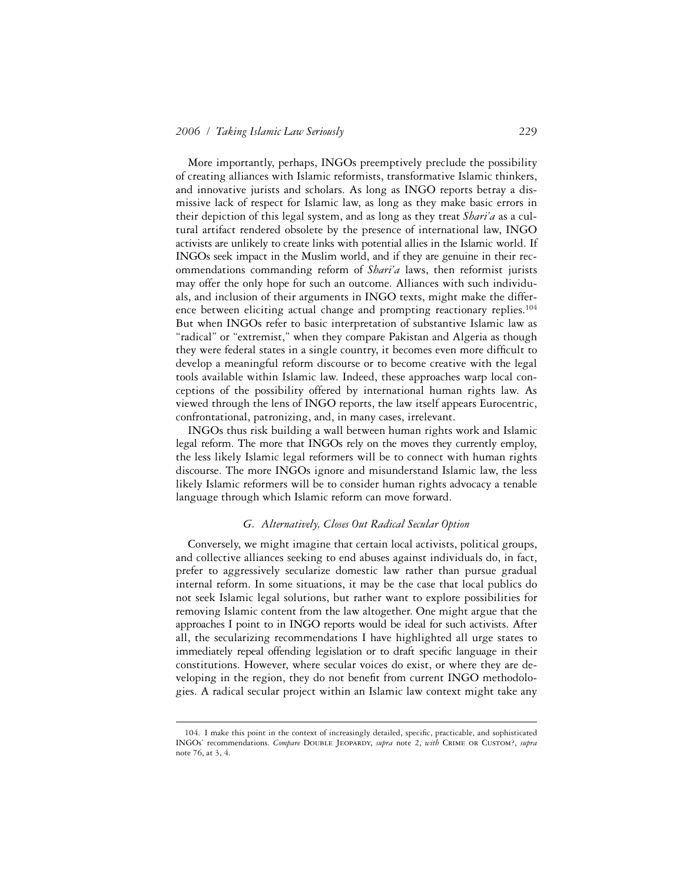More importantly, perhaps, INGOs preemptively preclude the possibility of creating alliances with Islamic reformists, transformative Islamic thinkers, and innovative jurists and scholars. As long as INGO reports betray a dismissive lack of respect for Islamic law, as long as they make basic errors in their depiction of this legal system, and as long as they treat *Shari'a* as a cultural artifact rendered obsolete by the presence of international law, INGO activists are unlikely to create links with potential allies in the Islamic world. If INGOs seek impact in the Muslim world, and if they are genuine in their recommendations commanding reform of *Shari'a* laws, then reformist jurists may offer the only hope for such an outcome. Alliances with such individuals, and inclusion of their arguments in INGO texts, might make the difference between eliciting actual change and prompting reactionary replies.[104] But when INGOs refer to basic interpretation of substantive Islamic law as "radical" or "extremist," when they compare Pakistan and Algeria as though they were federal states in a single country, it becomes even more difficult to develop a meaningful reform discourse or to become creative with the legal tools available within Islamic law. Indeed, these approaches warp local conceptions of the possibility offered by international human rights law. As viewed through the lens of INGO reports, the law itself appears Eurocentric, confrontational, patronizing, and, in many cases, irrelevant.

INGOs thus risk building a wall between human rights work and Islamic legal reform. The more that INGOs rely on the moves they currently employ, the less likely Islamic legal reformers will be to connect with human rights discourse. The more INGOs ignore and misunderstand Islamic law, the less likely Islamic reformers will be to consider human rights advocacy a tenable language through which Islamic reform can move forward.

### *G. Alternatively, Closes Out Radical Secular Option*

Conversely, we might imagine that certain local activists, political groups, and collective alliances seeking to end abuses against individuals do, in fact, prefer to aggressively secularize domestic law rather than pursue gradual internal reform. In some situations, it may be the case that local publics do not seek Islamic legal solutions, but rather want to explore possibilities for removing Islamic content from the law altogether. One might argue that the approaches I point to in INGO reports would be ideal for such activists. After all, the secularizing recommendations I have highlighted all urge states to immediately repeal offending legislation or to draft specific language in their constitutions. However, where secular voices do exist, or where they are developing in the region, they do not benefit from current INGO methodologies. A radical secular project within an Islamic law context might take any

---

104. I make this point in the context of increasingly detailed, specific, practicable, and sophisticated INGOs' recommendations. *Compare* DOUBLE JEOPARDY, *supra* note 2, *with* CRIME OR CUSTOM?, *supra* note 76, at 3, 4.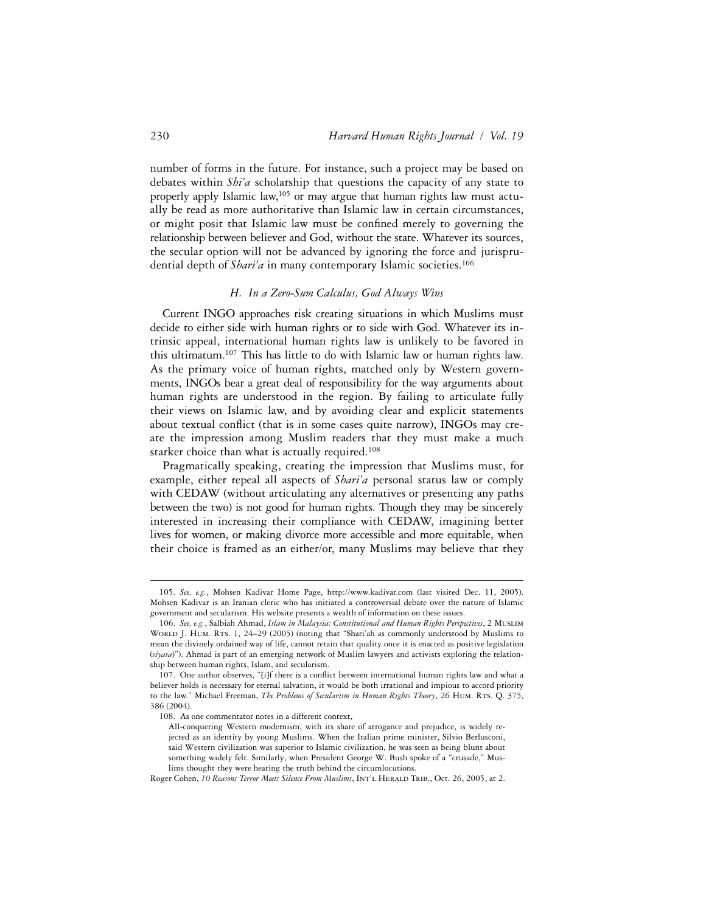number of forms in the future. For instance, such a project may be based on debates within *Shi'a* scholarship that questions the capacity of any state to properly apply Islamic law,[105] or may argue that human rights law must actually be read as more authoritative than Islamic law in certain circumstances, or might posit that Islamic law must be confined merely to governing the relationship between believer and God, without the state. Whatever its sources, the secular option will not be advanced by ignoring the force and jurisprudential depth of *Shari'a* in many contemporary Islamic societies.[106]

### *H. In a Zero-Sum Calculus, God Always Wins*

Current INGO approaches risk creating situations in which Muslims must decide to either side with human rights or to side with God. Whatever its intrinsic appeal, international human rights law is unlikely to be favored in this ultimatum.[107] This has little to do with Islamic law or human rights law. As the primary voice of human rights, matched only by Western governments, INGOs bear a great deal of responsibility for the way arguments about human rights are understood in the region. By failing to articulate fully their views on Islamic law, and by avoiding clear and explicit statements about textual conflict (that is in some cases quite narrow), INGOs may create the impression among Muslim readers that they must make a much starker choice than what is actually required.[108]

Pragmatically speaking, creating the impression that Muslims must, for example, either repeal all aspects of *Shari'a* personal status law or comply with CEDAW (without articulating any alternatives or presenting any paths between the two) is not good for human rights. Though they may be sincerely interested in increasing their compliance with CEDAW, imagining better lives for women, or making divorce more accessible and more equitable, when their choice is framed as an either/or, many Muslims may believe that they

---

105. *See, e.g.*, Mohsen Kadivar Home Page, http://www.kadivar.com (last visited Dec. 11, 2005). Mohsen Kadivar is an Iranian cleric who has initiated a controversial debate over the nature of Islamic government and secularism. His website presents a wealth of information on these issues.

106. *See, e.g.*, Salbiah Ahmad, *Islam in Malaysia: Constitutional and Human Rights Perspectives*, 2 Muslim World J. Hum. Rts. 1, 24–29 (2005) (noting that "Shari'ah as commonly understood by Muslims to mean the divinely ordained way of life, cannot retain that quality once it is enacted as positive legislation (*siyasa*)"). Ahmad is part of an emerging network of Muslim lawyers and activists exploring the relationship between human rights, Islam, and secularism.

107. One author observes, "[i]f there is a conflict between international human rights law and what a believer holds is necessary for eternal salvation, it would be both irrational and impious to accord priority to the law." Michael Freeman, *The Problems of Secularism in Human Rights Theory*, 26 Hum. Rts. Q. 375, 386 (2004).

108. As one commentator notes in a different context,

> All-conquering Western modernism, with its share of arrogance and prejudice, is widely rejected as an identity by young Muslims. When the Italian prime minister, Silvio Berlusconi, said Western civilization was superior to Islamic civilization, he was seen as being blunt about something widely felt. Similarly, when President George W. Bush spoke of a "crusade," Muslims thought they were hearing the truth behind the circumlocutions.

Roger Cohen, *10 Reasons Terror Meets Silence From Muslims*, Int'l Herald Trib., Oct. 26, 2005, at 2.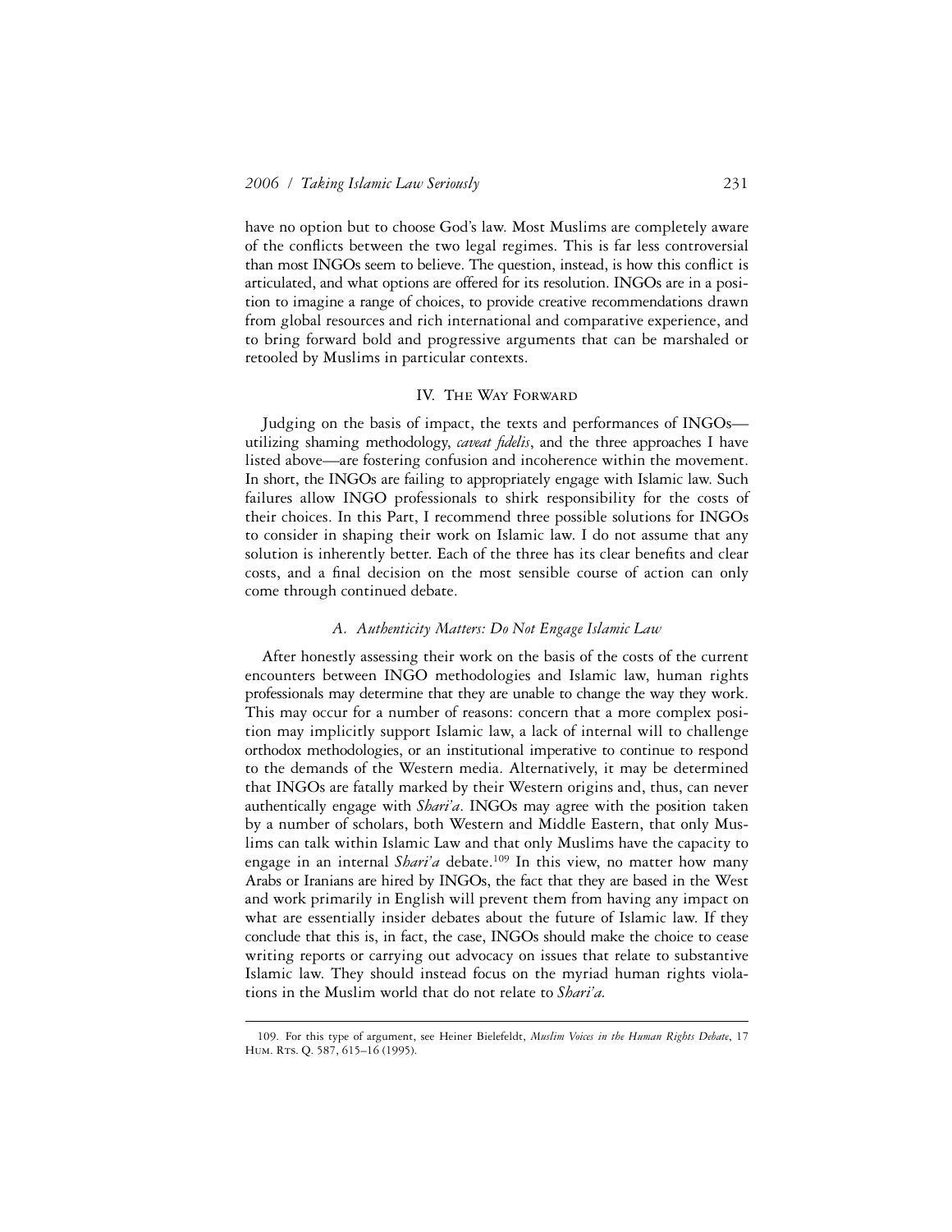have no option but to choose God's law. Most Muslims are completely aware of the conflicts between the two legal regimes. This is far less controversial than most INGOs seem to believe. The question, instead, is how this conflict is articulated, and what options are offered for its resolution. INGOs are in a position to imagine a range of choices, to provide creative recommendations drawn from global resources and rich international and comparative experience, and to bring forward bold and progressive arguments that can be marshaled or retooled by Muslims in particular contexts.

## IV. The Way Forward

Judging on the basis of impact, the texts and performances of INGOs—utilizing shaming methodology, *caveat fidelis*, and the three approaches I have listed above—are fostering confusion and incoherence within the movement. In short, the INGOs are failing to appropriately engage with Islamic law. Such failures allow INGO professionals to shirk responsibility for the costs of their choices. In this Part, I recommend three possible solutions for INGOs to consider in shaping their work on Islamic law. I do not assume that any solution is inherently better. Each of the three has its clear benefits and clear costs, and a final decision on the most sensible course of action can only come through continued debate.

### *A. Authenticity Matters: Do Not Engage Islamic Law*

After honestly assessing their work on the basis of the costs of the current encounters between INGO methodologies and Islamic law, human rights professionals may determine that they are unable to change the way they work. This may occur for a number of reasons: concern that a more complex position may implicitly support Islamic law, a lack of internal will to challenge orthodox methodologies, or an institutional imperative to continue to respond to the demands of the Western media. Alternatively, it may be determined that INGOs are fatally marked by their Western origins and, thus, can never authentically engage with *Shari'a*. INGOs may agree with the position taken by a number of scholars, both Western and Middle Eastern, that only Muslims can talk within Islamic Law and that only Muslims have the capacity to engage in an internal *Shari'a* debate.[109] In this view, no matter how many Arabs or Iranians are hired by INGOs, the fact that they are based in the West and work primarily in English will prevent them from having any impact on what are essentially insider debates about the future of Islamic law. If they conclude that this is, in fact, the case, INGOs should make the choice to cease writing reports or carrying out advocacy on issues that relate to substantive Islamic law. They should instead focus on the myriad human rights violations in the Muslim world that do not relate to *Shari'a*.

---

109. For this type of argument, see Heiner Bielefeldt, *Muslim Voices in the Human Rights Debate*, 17 Hum. Rts. Q. 587, 615–16 (1995).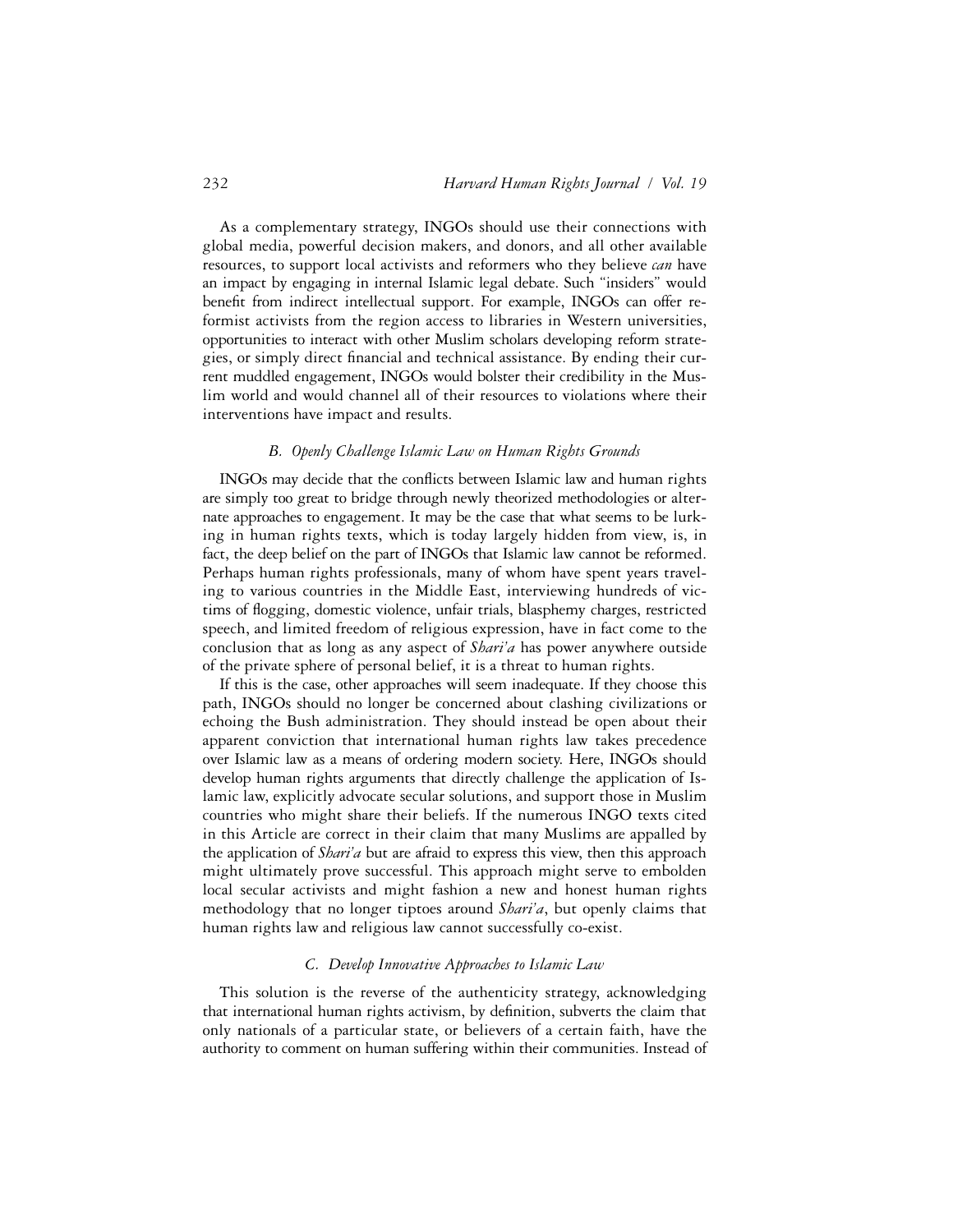As a complementary strategy, INGOs should use their connections with global media, powerful decision makers, and donors, and all other available resources, to support local activists and reformers who they believe *can* have an impact by engaging in internal Islamic legal debate. Such "insiders" would benefit from indirect intellectual support. For example, INGOs can offer reformist activists from the region access to libraries in Western universities, opportunities to interact with other Muslim scholars developing reform strategies, or simply direct financial and technical assistance. By ending their current muddled engagement, INGOs would bolster their credibility in the Muslim world and would channel all of their resources to violations where their interventions have impact and results.

### *B. Openly Challenge Islamic Law on Human Rights Grounds*

INGOs may decide that the conflicts between Islamic law and human rights are simply too great to bridge through newly theorized methodologies or alternate approaches to engagement. It may be the case that what seems to be lurking in human rights texts, which is today largely hidden from view, is, in fact, the deep belief on the part of INGOs that Islamic law cannot be reformed. Perhaps human rights professionals, many of whom have spent years traveling to various countries in the Middle East, interviewing hundreds of victims of flogging, domestic violence, unfair trials, blasphemy charges, restricted speech, and limited freedom of religious expression, have in fact come to the conclusion that as long as any aspect of *Shari'a* has power anywhere outside of the private sphere of personal belief, it is a threat to human rights.

If this is the case, other approaches will seem inadequate. If they choose this path, INGOs should no longer be concerned about clashing civilizations or echoing the Bush administration. They should instead be open about their apparent conviction that international human rights law takes precedence over Islamic law as a means of ordering modern society. Here, INGOs should develop human rights arguments that directly challenge the application of Islamic law, explicitly advocate secular solutions, and support those in Muslim countries who might share their beliefs. If the numerous INGO texts cited in this Article are correct in their claim that many Muslims are appalled by the application of *Shari'a* but are afraid to express this view, then this approach might ultimately prove successful. This approach might serve to embolden local secular activists and might fashion a new and honest human rights methodology that no longer tiptoes around *Shari'a*, but openly claims that human rights law and religious law cannot successfully co-exist.

### *C. Develop Innovative Approaches to Islamic Law*

This solution is the reverse of the authenticity strategy, acknowledging that international human rights activism, by definition, subverts the claim that only nationals of a particular state, or believers of a certain faith, have the authority to comment on human suffering within their communities. Instead of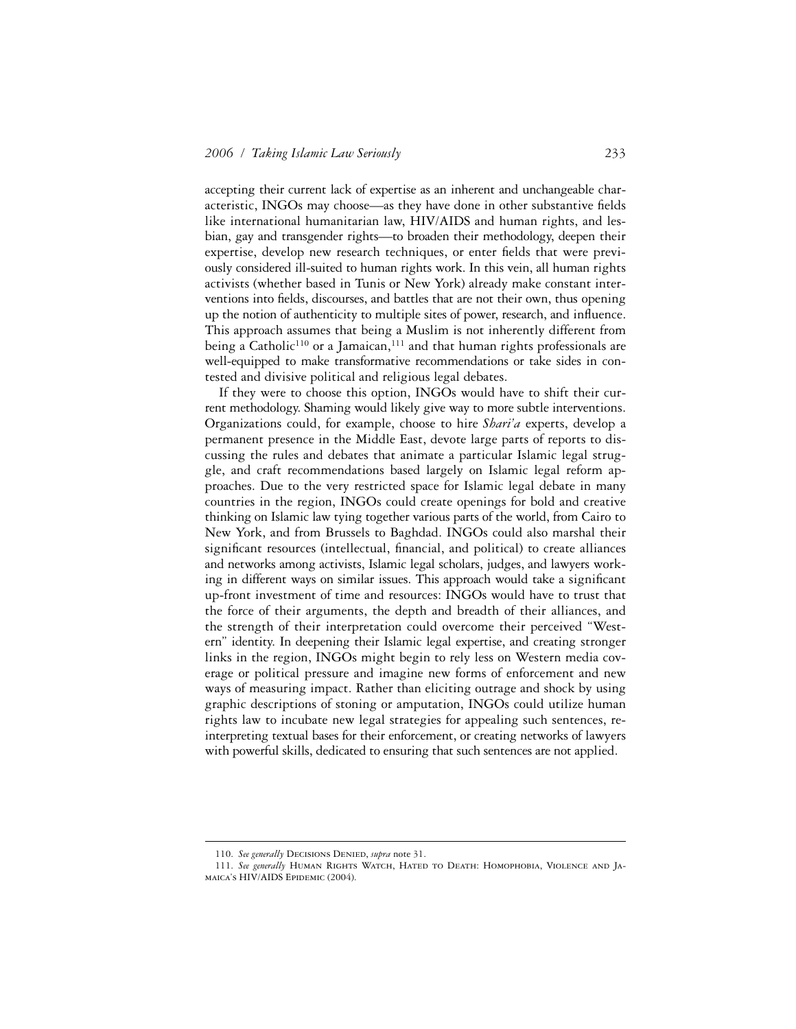accepting their current lack of expertise as an inherent and unchangeable characteristic, INGOs may choose—as they have done in other substantive fields like international humanitarian law, HIV/AIDS and human rights, and lesbian, gay and transgender rights—to broaden their methodology, deepen their expertise, develop new research techniques, or enter fields that were previously considered ill-suited to human rights work. In this vein, all human rights activists (whether based in Tunis or New York) already make constant interventions into fields, discourses, and battles that are not their own, thus opening up the notion of authenticity to multiple sites of power, research, and influence. This approach assumes that being a Muslim is not inherently different from being a Catholic[110] or a Jamaican,[111] and that human rights professionals are well-equipped to make transformative recommendations or take sides in contested and divisive political and religious legal debates.

If they were to choose this option, INGOs would have to shift their current methodology. Shaming would likely give way to more subtle interventions. Organizations could, for example, choose to hire *Shari'a* experts, develop a permanent presence in the Middle East, devote large parts of reports to discussing the rules and debates that animate a particular Islamic legal struggle, and craft recommendations based largely on Islamic legal reform approaches. Due to the very restricted space for Islamic legal debate in many countries in the region, INGOs could create openings for bold and creative thinking on Islamic law tying together various parts of the world, from Cairo to New York, and from Brussels to Baghdad. INGOs could also marshal their significant resources (intellectual, financial, and political) to create alliances and networks among activists, Islamic legal scholars, judges, and lawyers working in different ways on similar issues. This approach would take a significant up-front investment of time and resources: INGOs would have to trust that the force of their arguments, the depth and breadth of their alliances, and the strength of their interpretation could overcome their perceived "Western" identity. In deepening their Islamic legal expertise, and creating stronger links in the region, INGOs might begin to rely less on Western media coverage or political pressure and imagine new forms of enforcement and new ways of measuring impact. Rather than eliciting outrage and shock by using graphic descriptions of stoning or amputation, INGOs could utilize human rights law to incubate new legal strategies for appealing such sentences, reinterpreting textual bases for their enforcement, or creating networks of lawyers with powerful skills, dedicated to ensuring that such sentences are not applied.

110. *See generally* Decisions Denied, *supra* note 31.

111. *See generally* Human Rights Watch, Hated to Death: Homophobia, Violence and Jamaica's HIV/AIDS Epidemic (2004).